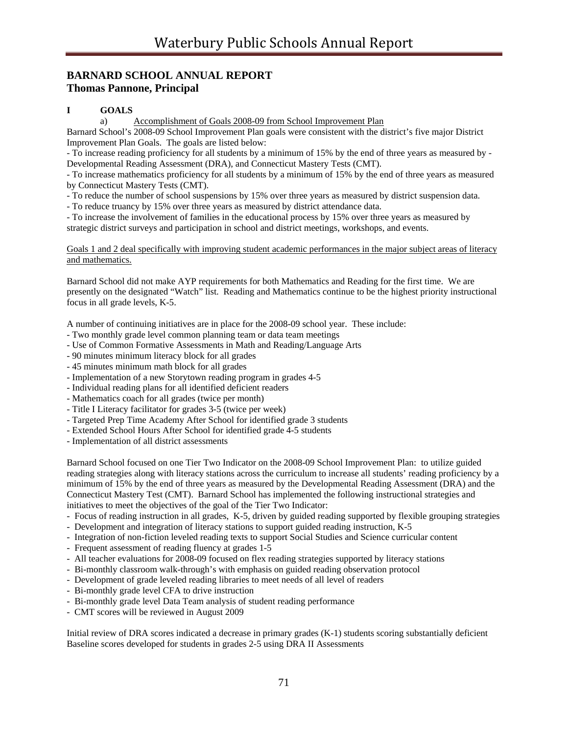## BARNARD SCHOOL ANNUAL REPORT
## Thomas Pannone, Principal

**I GOALS**

a) Accomplishment of Goals 2008-09 from School Improvement Plan

Barnard School's 2008-09 School Improvement Plan goals were consistent with the district's five major District Improvement Plan Goals. The goals are listed below:

- To increase reading proficiency for all students by a minimum of 15% by the end of three years as measured by - Developmental Reading Assessment (DRA), and Connecticut Mastery Tests (CMT).
- To increase mathematics proficiency for all students by a minimum of 15% by the end of three years as measured by Connecticut Mastery Tests (CMT).
- To reduce the number of school suspensions by 15% over three years as measured by district suspension data.
- To reduce truancy by 15% over three years as measured by district attendance data.
- To increase the involvement of families in the educational process by 15% over three years as measured by strategic district surveys and participation in school and district meetings, workshops, and events.

Goals 1 and 2 deal specifically with improving student academic performances in the major subject areas of literacy and mathematics.

Barnard School did not make AYP requirements for both Mathematics and Reading for the first time. We are presently on the designated "Watch" list. Reading and Mathematics continue to be the highest priority instructional focus in all grade levels, K-5.

A number of continuing initiatives are in place for the 2008-09 school year. These include:

- Two monthly grade level common planning team or data team meetings
- Use of Common Formative Assessments in Math and Reading/Language Arts
- 90 minutes minimum literacy block for all grades
- 45 minutes minimum math block for all grades
- Implementation of a new Storytown reading program in grades 4-5
- Individual reading plans for all identified deficient readers
- Mathematics coach for all grades (twice per month)
- Title I Literacy facilitator for grades 3-5 (twice per week)
- Targeted Prep Time Academy After School for identified grade 3 students
- Extended School Hours After School for identified grade 4-5 students
- Implementation of all district assessments

Barnard School focused on one Tier Two Indicator on the 2008-09 School Improvement Plan: to utilize guided reading strategies along with literacy stations across the curriculum to increase all students' reading proficiency by a minimum of 15% by the end of three years as measured by the Developmental Reading Assessment (DRA) and the Connecticut Mastery Test (CMT). Barnard School has implemented the following instructional strategies and initiatives to meet the objectives of the goal of the Tier Two Indicator:

- Focus of reading instruction in all grades, K-5, driven by guided reading supported by flexible grouping strategies
- Development and integration of literacy stations to support guided reading instruction, K-5
- Integration of non-fiction leveled reading texts to support Social Studies and Science curricular content
- Frequent assessment of reading fluency at grades 1-5
- All teacher evaluations for 2008-09 focused on flex reading strategies supported by literacy stations
- Bi-monthly classroom walk-through's with emphasis on guided reading observation protocol
- Development of grade leveled reading libraries to meet needs of all level of readers
- Bi-monthly grade level CFA to drive instruction
- Bi-monthly grade level Data Team analysis of student reading performance
- CMT scores will be reviewed in August 2009

Initial review of DRA scores indicated a decrease in primary grades (K-1) students scoring substantially deficient
Baseline scores developed for students in grades 2-5 using DRA II Assessments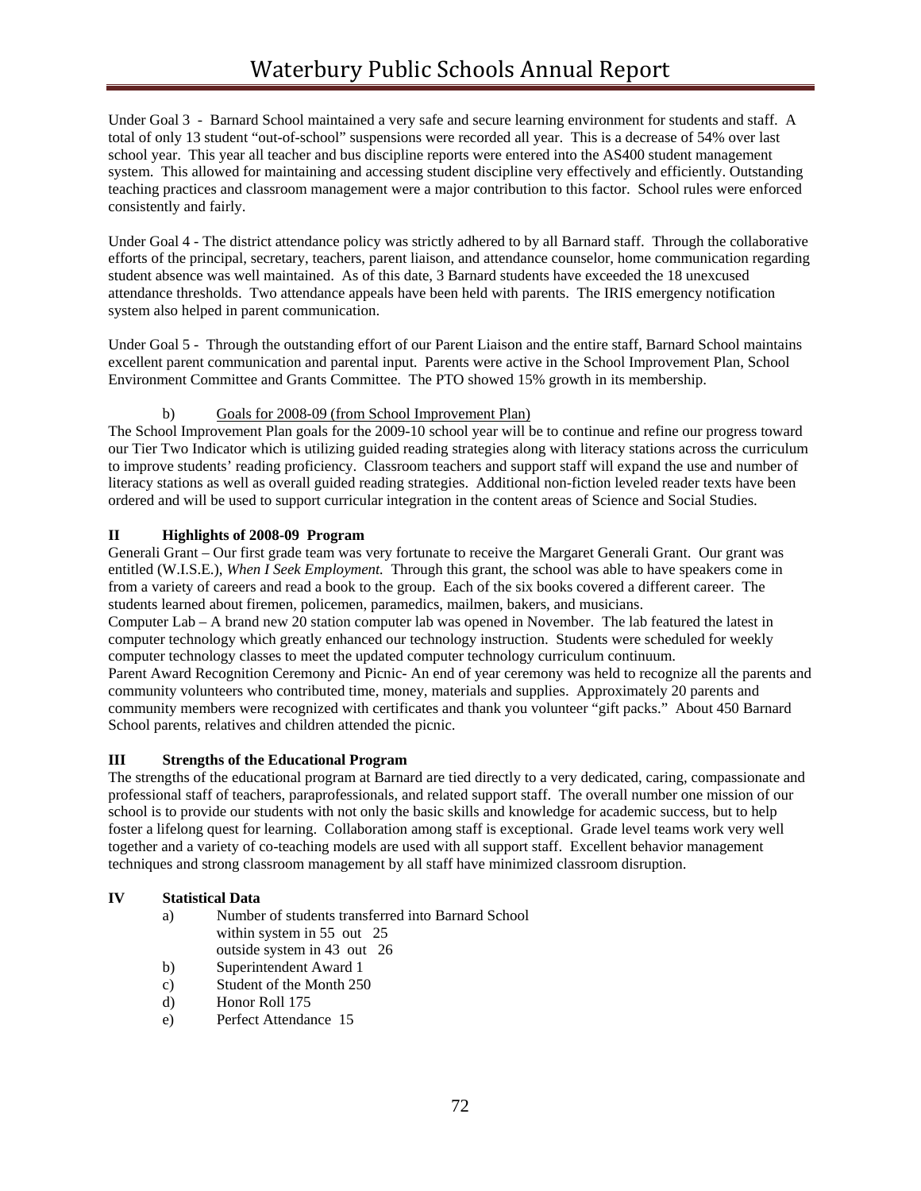Under Goal 3 - Barnard School maintained a very safe and secure learning environment for students and staff. A total of only 13 student "out-of-school" suspensions were recorded all year. This is a decrease of 54% over last school year. This year all teacher and bus discipline reports were entered into the AS400 student management system. This allowed for maintaining and accessing student discipline very effectively and efficiently. Outstanding teaching practices and classroom management were a major contribution to this factor. School rules were enforced consistently and fairly.

Under Goal 4 - The district attendance policy was strictly adhered to by all Barnard staff. Through the collaborative efforts of the principal, secretary, teachers, parent liaison, and attendance counselor, home communication regarding student absence was well maintained. As of this date, 3 Barnard students have exceeded the 18 unexcused attendance thresholds. Two attendance appeals have been held with parents. The IRIS emergency notification system also helped in parent communication.

Under Goal 5 - Through the outstanding effort of our Parent Liaison and the entire staff, Barnard School maintains excellent parent communication and parental input. Parents were active in the School Improvement Plan, School Environment Committee and Grants Committee. The PTO showed 15% growth in its membership.

b) Goals for 2008-09 (from School Improvement Plan)

The School Improvement Plan goals for the 2009-10 school year will be to continue and refine our progress toward our Tier Two Indicator which is utilizing guided reading strategies along with literacy stations across the curriculum to improve students' reading proficiency. Classroom teachers and support staff will expand the use and number of literacy stations as well as overall guided reading strategies. Additional non-fiction leveled reader texts have been ordered and will be used to support curricular integration in the content areas of Science and Social Studies.

## II Highlights of 2008-09 Program

Generali Grant – Our first grade team was very fortunate to receive the Margaret Generali Grant. Our grant was entitled (W.I.S.E.), *When I Seek Employment.* Through this grant, the school was able to have speakers come in from a variety of careers and read a book to the group. Each of the six books covered a different career. The students learned about firemen, policemen, paramedics, mailmen, bakers, and musicians.

Computer Lab – A brand new 20 station computer lab was opened in November. The lab featured the latest in computer technology which greatly enhanced our technology instruction. Students were scheduled for weekly computer technology classes to meet the updated computer technology curriculum continuum.

Parent Award Recognition Ceremony and Picnic- An end of year ceremony was held to recognize all the parents and community volunteers who contributed time, money, materials and supplies. Approximately 20 parents and community members were recognized with certificates and thank you volunteer "gift packs." About 450 Barnard School parents, relatives and children attended the picnic.

## III Strengths of the Educational Program

The strengths of the educational program at Barnard are tied directly to a very dedicated, caring, compassionate and professional staff of teachers, paraprofessionals, and related support staff. The overall number one mission of our school is to provide our students with not only the basic skills and knowledge for academic success, but to help foster a lifelong quest for learning. Collaboration among staff is exceptional. Grade level teams work very well together and a variety of co-teaching models are used with all support staff. Excellent behavior management techniques and strong classroom management by all staff have minimized classroom disruption.

## IV Statistical Data

a) Number of students transferred into Barnard School
   within system in 55 out 25
   outside system in 43 out 26

b) Superintendent Award 1

c) Student of the Month 250

d) Honor Roll 175

e) Perfect Attendance 15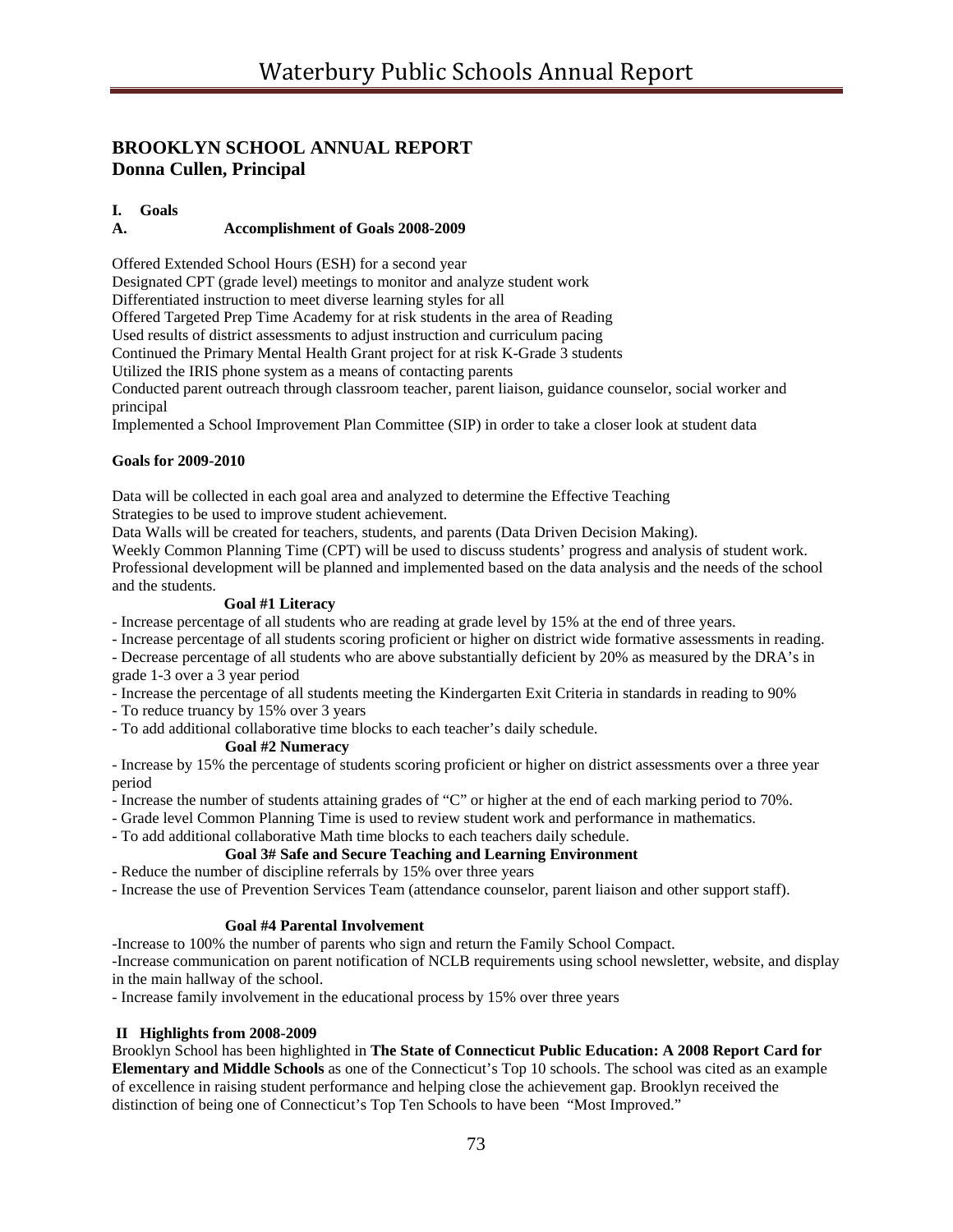## BROOKLYN SCHOOL ANNUAL REPORT
## Donna Cullen, Principal

**I. Goals**

**A. Accomplishment of Goals 2008-2009**

Offered Extended School Hours (ESH) for a second year
Designated CPT (grade level) meetings to monitor and analyze student work
Differentiated instruction to meet diverse learning styles for all
Offered Targeted Prep Time Academy for at risk students in the area of Reading
Used results of district assessments to adjust instruction and curriculum pacing
Continued the Primary Mental Health Grant project for at risk K-Grade 3 students
Utilized the IRIS phone system as a means of contacting parents
Conducted parent outreach through classroom teacher, parent liaison, guidance counselor, social worker and principal
Implemented a School Improvement Plan Committee (SIP) in order to take a closer look at student data

**Goals for 2009-2010**

Data will be collected in each goal area and analyzed to determine the Effective Teaching Strategies to be used to improve student achievement.
Data Walls will be created for teachers, students, and parents (Data Driven Decision Making).
Weekly Common Planning Time (CPT) will be used to discuss students' progress and analysis of student work.
Professional development will be planned and implemented based on the data analysis and the needs of the school and the students.

**Goal #1 Literacy**

- Increase percentage of all students who are reading at grade level by 15% at the end of three years.
- Increase percentage of all students scoring proficient or higher on district wide formative assessments in reading.
- Decrease percentage of all students who are above substantially deficient by 20% as measured by the DRA's in grade 1-3 over a 3 year period
- Increase the percentage of all students meeting the Kindergarten Exit Criteria in standards in reading to 90%
- To reduce truancy by 15% over 3 years
- To add additional collaborative time blocks to each teacher's daily schedule.

**Goal #2 Numeracy**

- Increase by 15% the percentage of students scoring proficient or higher on district assessments over a three year period
- Increase the number of students attaining grades of "C" or higher at the end of each marking period to 70%.
- Grade level Common Planning Time is used to review student work and performance in mathematics.
- To add additional collaborative Math time blocks to each teachers daily schedule.

**Goal 3# Safe and Secure Teaching and Learning Environment**

- Reduce the number of discipline referrals by 15% over three years
- Increase the use of Prevention Services Team (attendance counselor, parent liaison and other support staff).

**Goal #4 Parental Involvement**

-Increase to 100% the number of parents who sign and return the Family School Compact.
-Increase communication on parent notification of NCLB requirements using school newsletter, website, and display in the main hallway of the school.
- Increase family involvement in the educational process by 15% over three years

**II Highlights from 2008-2009**

Brooklyn School has been highlighted in **The State of Connecticut Public Education: A 2008 Report Card for Elementary and Middle Schools** as one of the Connecticut's Top 10 schools. The school was cited as an example of excellence in raising student performance and helping close the achievement gap. Brooklyn received the distinction of being one of Connecticut's Top Ten Schools to have been "Most Improved."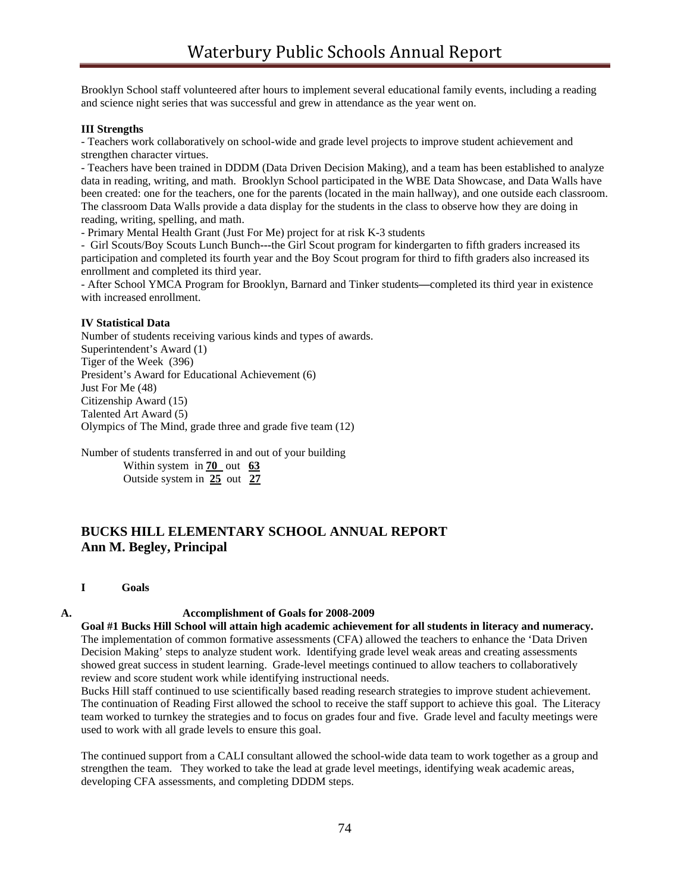Brooklyn School staff volunteered after hours to implement several educational family events, including a reading and science night series that was successful and grew in attendance as the year went on.

**III Strengths**

- Teachers work collaboratively on school-wide and grade level projects to improve student achievement and strengthen character virtues.
- Teachers have been trained in DDDM (Data Driven Decision Making), and a team has been established to analyze data in reading, writing, and math. Brooklyn School participated in the WBE Data Showcase, and Data Walls have been created: one for the teachers, one for the parents (located in the main hallway), and one outside each classroom. The classroom Data Walls provide a data display for the students in the class to observe how they are doing in reading, writing, spelling, and math.
- Primary Mental Health Grant (Just For Me) project for at risk K-3 students
- Girl Scouts/Boy Scouts Lunch Bunch---the Girl Scout program for kindergarten to fifth graders increased its participation and completed its fourth year and the Boy Scout program for third to fifth graders also increased its enrollment and completed its third year.
- After School YMCA Program for Brooklyn, Barnard and Tinker students—completed its third year in existence with increased enrollment.

**IV Statistical Data**

Number of students receiving various kinds and types of awards.
Superintendent's Award (1)
Tiger of the Week (396)
President's Award for Educational Achievement (6)
Just For Me (48)
Citizenship Award (15)
Talented Art Award (5)
Olympics of The Mind, grade three and grade five team (12)

Number of students transferred in and out of your building
Within system in **70** out **63**
Outside system in **25** out **27**

## BUCKS HILL ELEMENTARY SCHOOL ANNUAL REPORT
## Ann M. Begley, Principal

**I Goals**

**A. Accomplishment of Goals for 2008-2009**

**Goal #1 Bucks Hill School will attain high academic achievement for all students in literacy and numeracy.**
The implementation of common formative assessments (CFA) allowed the teachers to enhance the 'Data Driven Decision Making' steps to analyze student work. Identifying grade level weak areas and creating assessments showed great success in student learning. Grade-level meetings continued to allow teachers to collaboratively review and score student work while identifying instructional needs.
Bucks Hill staff continued to use scientifically based reading research strategies to improve student achievement. The continuation of Reading First allowed the school to receive the staff support to achieve this goal. The Literacy team worked to turnkey the strategies and to focus on grades four and five. Grade level and faculty meetings were used to work with all grade levels to ensure this goal.

The continued support from a CALI consultant allowed the school-wide data team to work together as a group and strengthen the team. They worked to take the lead at grade level meetings, identifying weak academic areas, developing CFA assessments, and completing DDDM steps.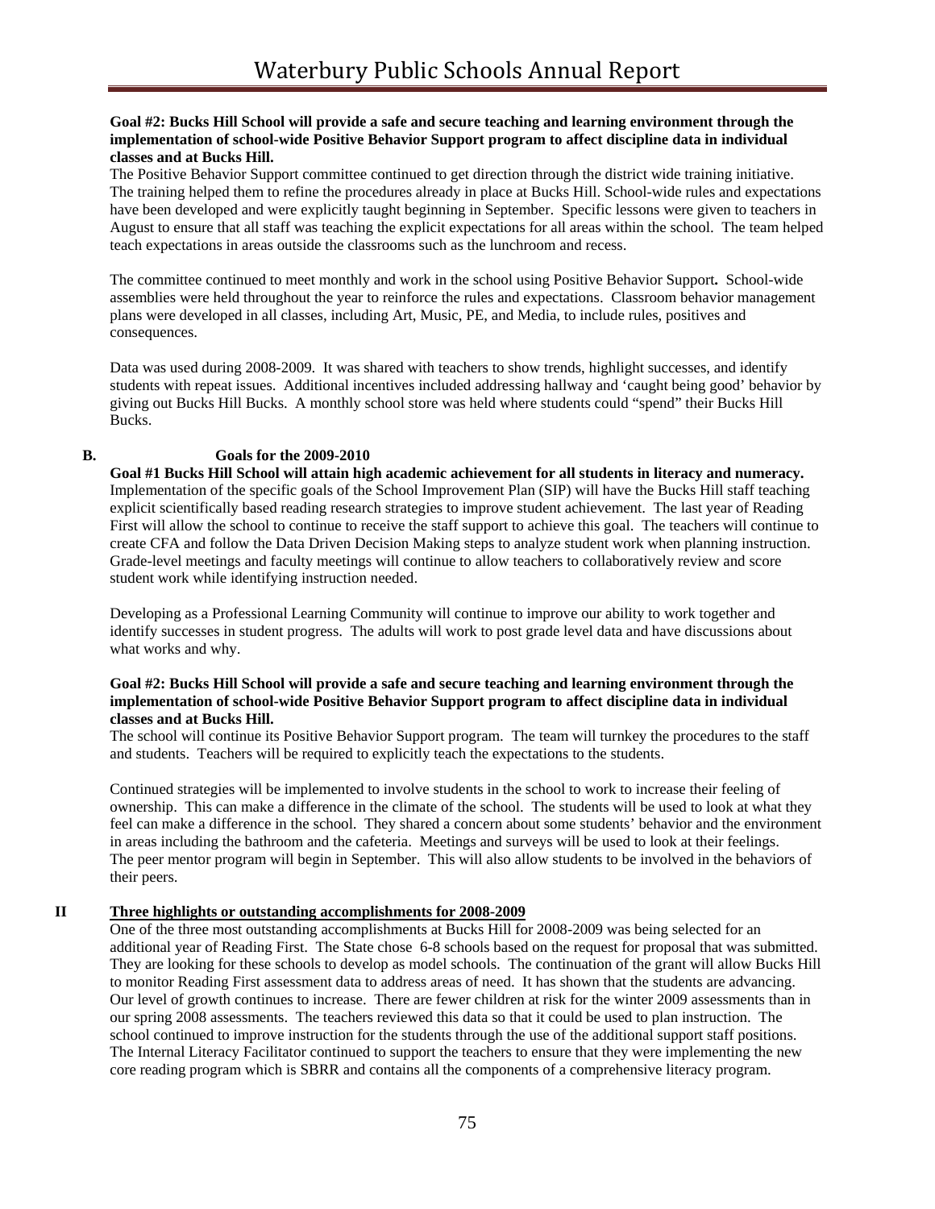**Goal #2: Bucks Hill School will provide a safe and secure teaching and learning environment through the implementation of school-wide Positive Behavior Support program to affect discipline data in individual classes and at Bucks Hill.**

The Positive Behavior Support committee continued to get direction through the district wide training initiative. The training helped them to refine the procedures already in place at Bucks Hill. School-wide rules and expectations have been developed and were explicitly taught beginning in September. Specific lessons were given to teachers in August to ensure that all staff was teaching the explicit expectations for all areas within the school. The team helped teach expectations in areas outside the classrooms such as the lunchroom and recess.

The committee continued to meet monthly and work in the school using Positive Behavior Support**.** School-wide assemblies were held throughout the year to reinforce the rules and expectations. Classroom behavior management plans were developed in all classes, including Art, Music, PE, and Media, to include rules, positives and consequences.

Data was used during 2008-2009. It was shared with teachers to show trends, highlight successes, and identify students with repeat issues. Additional incentives included addressing hallway and 'caught being good' behavior by giving out Bucks Hill Bucks. A monthly school store was held where students could "spend" their Bucks Hill Bucks.

**B. Goals for the 2009-2010**

**Goal #1 Bucks Hill School will attain high academic achievement for all students in literacy and numeracy.**

Implementation of the specific goals of the School Improvement Plan (SIP) will have the Bucks Hill staff teaching explicit scientifically based reading research strategies to improve student achievement. The last year of Reading First will allow the school to continue to receive the staff support to achieve this goal. The teachers will continue to create CFA and follow the Data Driven Decision Making steps to analyze student work when planning instruction. Grade-level meetings and faculty meetings will continue to allow teachers to collaboratively review and score student work while identifying instruction needed.

Developing as a Professional Learning Community will continue to improve our ability to work together and identify successes in student progress. The adults will work to post grade level data and have discussions about what works and why.

**Goal #2: Bucks Hill School will provide a safe and secure teaching and learning environment through the implementation of school-wide Positive Behavior Support program to affect discipline data in individual classes and at Bucks Hill.**

The school will continue its Positive Behavior Support program. The team will turnkey the procedures to the staff and students. Teachers will be required to explicitly teach the expectations to the students.

Continued strategies will be implemented to involve students in the school to work to increase their feeling of ownership. This can make a difference in the climate of the school. The students will be used to look at what they feel can make a difference in the school. They shared a concern about some students' behavior and the environment in areas including the bathroom and the cafeteria. Meetings and surveys will be used to look at their feelings. The peer mentor program will begin in September. This will also allow students to be involved in the behaviors of their peers.

**II <u>Three highlights or outstanding accomplishments for 2008-2009</u>**

One of the three most outstanding accomplishments at Bucks Hill for 2008-2009 was being selected for an additional year of Reading First. The State chose 6-8 schools based on the request for proposal that was submitted. They are looking for these schools to develop as model schools. The continuation of the grant will allow Bucks Hill to monitor Reading First assessment data to address areas of need. It has shown that the students are advancing. Our level of growth continues to increase. There are fewer children at risk for the winter 2009 assessments than in our spring 2008 assessments. The teachers reviewed this data so that it could be used to plan instruction. The school continued to improve instruction for the students through the use of the additional support staff positions. The Internal Literacy Facilitator continued to support the teachers to ensure that they were implementing the new core reading program which is SBRR and contains all the components of a comprehensive literacy program.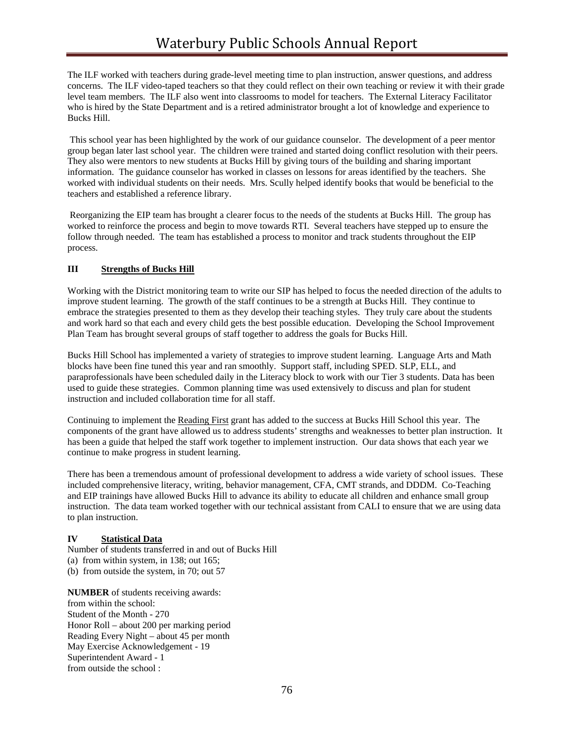The ILF worked with teachers during grade-level meeting time to plan instruction, answer questions, and address concerns. The ILF video-taped teachers so that they could reflect on their own teaching or review it with their grade level team members. The ILF also went into classrooms to model for teachers. The External Literacy Facilitator who is hired by the State Department and is a retired administrator brought a lot of knowledge and experience to Bucks Hill.

This school year has been highlighted by the work of our guidance counselor. The development of a peer mentor group began later last school year. The children were trained and started doing conflict resolution with their peers. They also were mentors to new students at Bucks Hill by giving tours of the building and sharing important information. The guidance counselor has worked in classes on lessons for areas identified by the teachers. She worked with individual students on their needs. Mrs. Scully helped identify books that would be beneficial to the teachers and established a reference library.

Reorganizing the EIP team has brought a clearer focus to the needs of the students at Bucks Hill. The group has worked to reinforce the process and begin to move towards RTI. Several teachers have stepped up to ensure the follow through needed. The team has established a process to monitor and track students throughout the EIP process.

## III Strengths of Bucks Hill

Working with the District monitoring team to write our SIP has helped to focus the needed direction of the adults to improve student learning. The growth of the staff continues to be a strength at Bucks Hill. They continue to embrace the strategies presented to them as they develop their teaching styles. They truly care about the students and work hard so that each and every child gets the best possible education. Developing the School Improvement Plan Team has brought several groups of staff together to address the goals for Bucks Hill.

Bucks Hill School has implemented a variety of strategies to improve student learning. Language Arts and Math blocks have been fine tuned this year and ran smoothly. Support staff, including SPED. SLP, ELL, and paraprofessionals have been scheduled daily in the Literacy block to work with our Tier 3 students. Data has been used to guide these strategies. Common planning time was used extensively to discuss and plan for student instruction and included collaboration time for all staff.

Continuing to implement the Reading First grant has added to the success at Bucks Hill School this year. The components of the grant have allowed us to address students' strengths and weaknesses to better plan instruction. It has been a guide that helped the staff work together to implement instruction. Our data shows that each year we continue to make progress in student learning.

There has been a tremendous amount of professional development to address a wide variety of school issues. These included comprehensive literacy, writing, behavior management, CFA, CMT strands, and DDDM. Co-Teaching and EIP trainings have allowed Bucks Hill to advance its ability to educate all children and enhance small group instruction. The data team worked together with our technical assistant from CALI to ensure that we are using data to plan instruction.

## IV Statistical Data

Number of students transferred in and out of Bucks Hill
(a) from within system, in 138; out 165;
(b) from outside the system, in 70; out 57

**NUMBER** of students receiving awards:
from within the school:
Student of the Month - 270
Honor Roll – about 200 per marking period
Reading Every Night – about 45 per month
May Exercise Acknowledgement - 19
Superintendent Award - 1
from outside the school :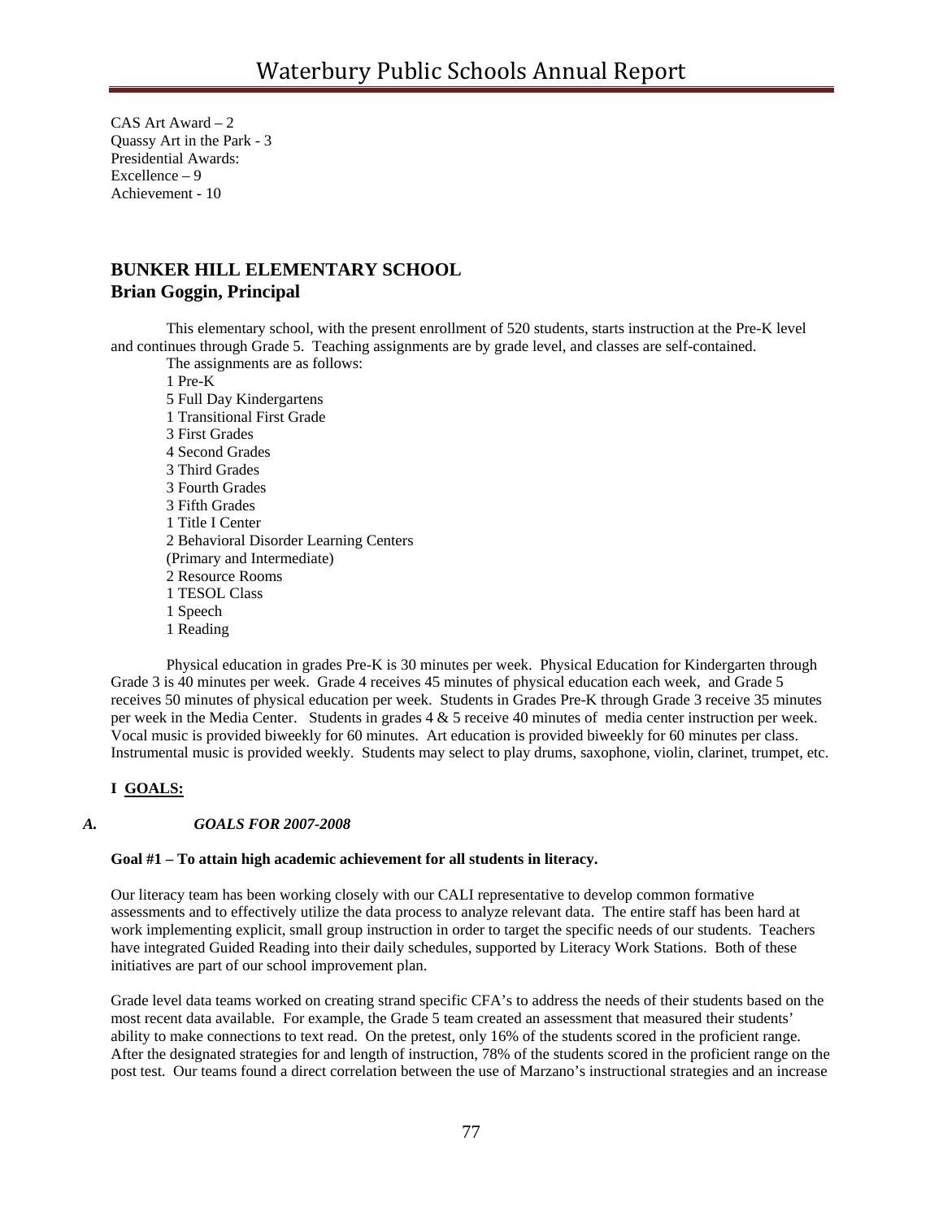CAS Art Award – 2
Quassy Art in the Park - 3
Presidential Awards:
Excellence – 9
Achievement - 10

## BUNKER HILL ELEMENTARY SCHOOL
## Brian Goggin, Principal

This elementary school, with the present enrollment of 520 students, starts instruction at the Pre-K level and continues through Grade 5. Teaching assignments are by grade level, and classes are self-contained.

The assignments are as follows:

1 Pre-K
5 Full Day Kindergartens
1 Transitional First Grade
3 First Grades
4 Second Grades
3 Third Grades
3 Fourth Grades
3 Fifth Grades
1 Title I Center
2 Behavioral Disorder Learning Centers
(Primary and Intermediate)
2 Resource Rooms
1 TESOL Class
1 Speech
1 Reading

Physical education in grades Pre-K is 30 minutes per week. Physical Education for Kindergarten through Grade 3 is 40 minutes per week. Grade 4 receives 45 minutes of physical education each week, and Grade 5 receives 50 minutes of physical education per week. Students in Grades Pre-K through Grade 3 receive 35 minutes per week in the Media Center. Students in grades 4 & 5 receive 40 minutes of media center instruction per week. Vocal music is provided biweekly for 60 minutes. Art education is provided biweekly for 60 minutes per class. Instrumental music is provided weekly. Students may select to play drums, saxophone, violin, clarinet, trumpet, etc.

### I <u>GOALS:</u>

#### *A. GOALS FOR 2007-2008*

**Goal #1 – To attain high academic achievement for all students in literacy.**

Our literacy team has been working closely with our CALI representative to develop common formative assessments and to effectively utilize the data process to analyze relevant data. The entire staff has been hard at work implementing explicit, small group instruction in order to target the specific needs of our students. Teachers have integrated Guided Reading into their daily schedules, supported by Literacy Work Stations. Both of these initiatives are part of our school improvement plan.

Grade level data teams worked on creating strand specific CFA's to address the needs of their students based on the most recent data available. For example, the Grade 5 team created an assessment that measured their students' ability to make connections to text read. On the pretest, only 16% of the students scored in the proficient range. After the designated strategies for and length of instruction, 78% of the students scored in the proficient range on the post test. Our teams found a direct correlation between the use of Marzano's instructional strategies and an increase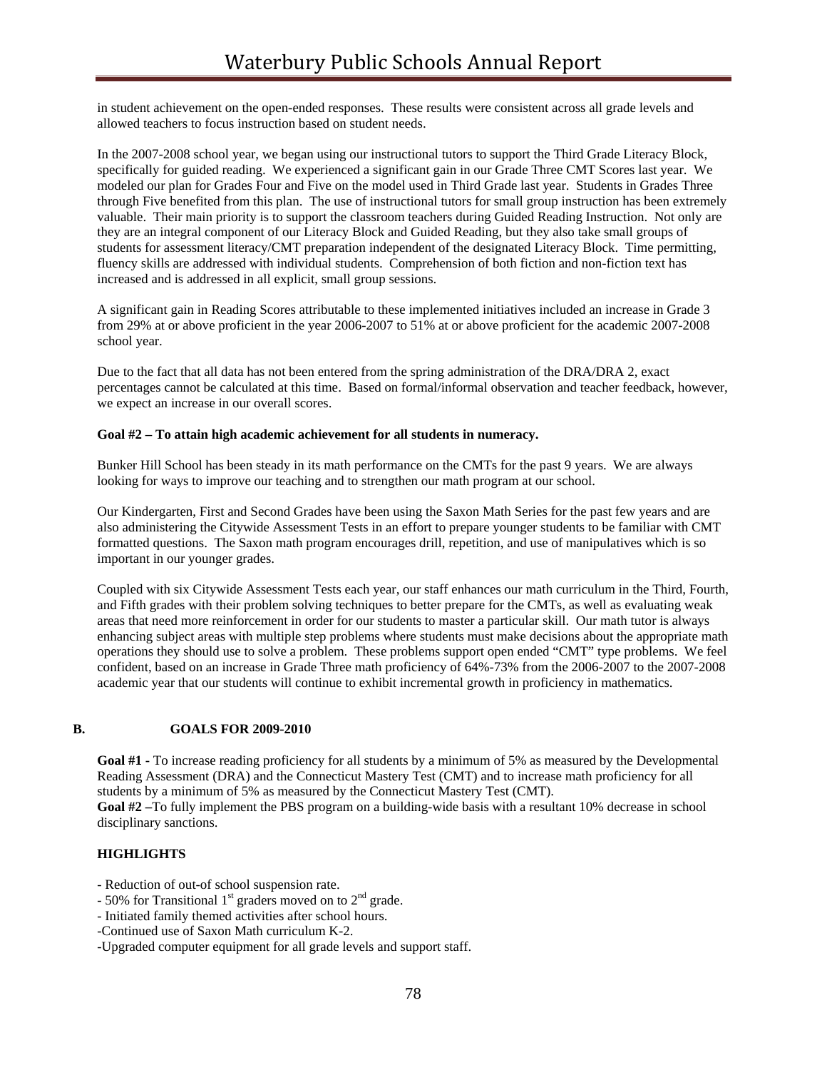in student achievement on the open-ended responses. These results were consistent across all grade levels and allowed teachers to focus instruction based on student needs.

In the 2007-2008 school year, we began using our instructional tutors to support the Third Grade Literacy Block, specifically for guided reading. We experienced a significant gain in our Grade Three CMT Scores last year. We modeled our plan for Grades Four and Five on the model used in Third Grade last year. Students in Grades Three through Five benefited from this plan. The use of instructional tutors for small group instruction has been extremely valuable. Their main priority is to support the classroom teachers during Guided Reading Instruction. Not only are they are an integral component of our Literacy Block and Guided Reading, but they also take small groups of students for assessment literacy/CMT preparation independent of the designated Literacy Block. Time permitting, fluency skills are addressed with individual students. Comprehension of both fiction and non-fiction text has increased and is addressed in all explicit, small group sessions.

A significant gain in Reading Scores attributable to these implemented initiatives included an increase in Grade 3 from 29% at or above proficient in the year 2006-2007 to 51% at or above proficient for the academic 2007-2008 school year.

Due to the fact that all data has not been entered from the spring administration of the DRA/DRA 2, exact percentages cannot be calculated at this time. Based on formal/informal observation and teacher feedback, however, we expect an increase in our overall scores.

**Goal #2 – To attain high academic achievement for all students in numeracy.**

Bunker Hill School has been steady in its math performance on the CMTs for the past 9 years. We are always looking for ways to improve our teaching and to strengthen our math program at our school.

Our Kindergarten, First and Second Grades have been using the Saxon Math Series for the past few years and are also administering the Citywide Assessment Tests in an effort to prepare younger students to be familiar with CMT formatted questions. The Saxon math program encourages drill, repetition, and use of manipulatives which is so important in our younger grades.

Coupled with six Citywide Assessment Tests each year, our staff enhances our math curriculum in the Third, Fourth, and Fifth grades with their problem solving techniques to better prepare for the CMTs, as well as evaluating weak areas that need more reinforcement in order for our students to master a particular skill. Our math tutor is always enhancing subject areas with multiple step problems where students must make decisions about the appropriate math operations they should use to solve a problem. These problems support open ended "CMT" type problems. We feel confident, based on an increase in Grade Three math proficiency of 64%-73% from the 2006-2007 to the 2007-2008 academic year that our students will continue to exhibit incremental growth in proficiency in mathematics.

## B. GOALS FOR 2009-2010

**Goal #1 -** To increase reading proficiency for all students by a minimum of 5% as measured by the Developmental Reading Assessment (DRA) and the Connecticut Mastery Test (CMT) and to increase math proficiency for all students by a minimum of 5% as measured by the Connecticut Mastery Test (CMT).
**Goal #2 –**To fully implement the PBS program on a building-wide basis with a resultant 10% decrease in school disciplinary sanctions.

### HIGHLIGHTS

- Reduction of out-of school suspension rate.
- 50% for Transitional 1st graders moved on to 2nd grade.
- Initiated family themed activities after school hours.
- Continued use of Saxon Math curriculum K-2.
- Upgraded computer equipment for all grade levels and support staff.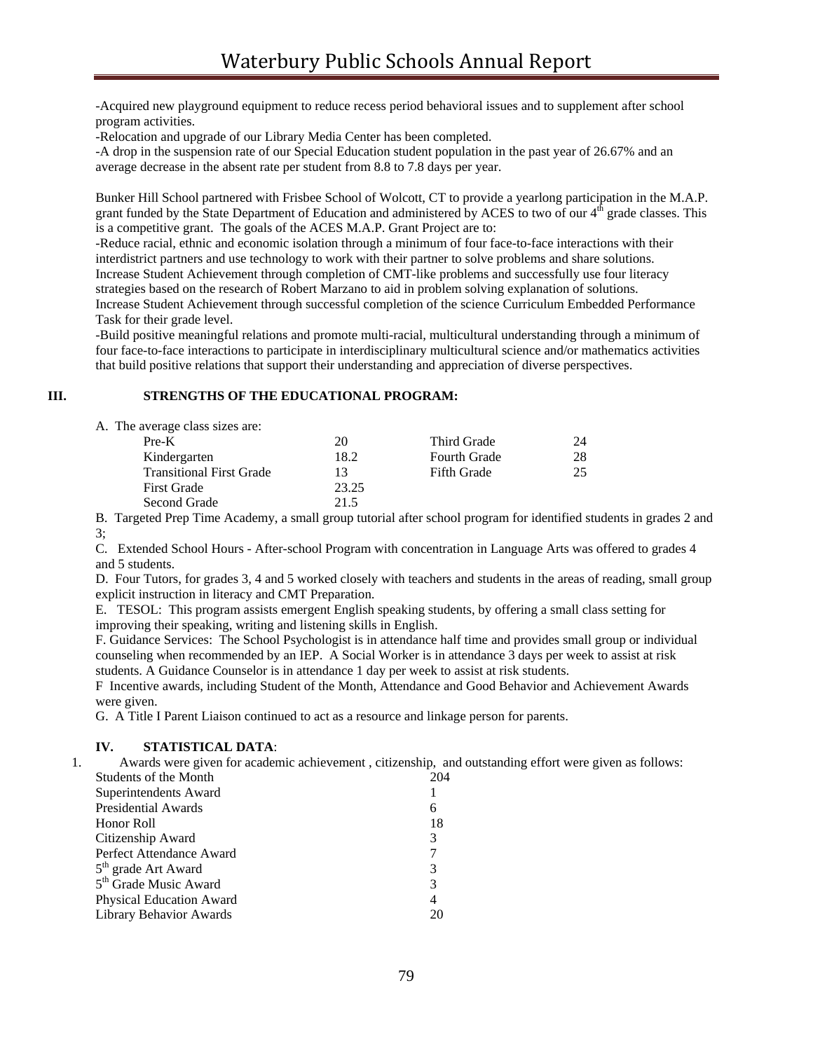-Acquired new playground equipment to reduce recess period behavioral issues and to supplement after school program activities.
-Relocation and upgrade of our Library Media Center has been completed.
-A drop in the suspension rate of our Special Education student population in the past year of 26.67% and an average decrease in the absent rate per student from 8.8 to 7.8 days per year.

Bunker Hill School partnered with Frisbee School of Wolcott, CT to provide a yearlong participation in the M.A.P. grant funded by the State Department of Education and administered by ACES to two of our 4th grade classes. This is a competitive grant. The goals of the ACES M.A.P. Grant Project are to:
-Reduce racial, ethnic and economic isolation through a minimum of four face-to-face interactions with their interdistrict partners and use technology to work with their partner to solve problems and share solutions.
Increase Student Achievement through completion of CMT-like problems and successfully use four literacy strategies based on the research of Robert Marzano to aid in problem solving explanation of solutions.
Increase Student Achievement through successful completion of the science Curriculum Embedded Performance Task for their grade level.
-Build positive meaningful relations and promote multi-racial, multicultural understanding through a minimum of four face-to-face interactions to participate in interdisciplinary multicultural science and/or mathematics activities that build positive relations that support their understanding and appreciation of diverse perspectives.

## III. STRENGTHS OF THE EDUCATIONAL PROGRAM:

A. The average class sizes are:

| | | | |
|---|---|---|---|
| Pre-K | 20 | Third Grade | 24 |
| Kindergarten | 18.2 | Fourth Grade | 28 |
| Transitional First Grade | 13 | Fifth Grade | 25 |
| First Grade | 23.25 | | |
| Second Grade | 21.5 | | |

B. Targeted Prep Time Academy, a small group tutorial after school program for identified students in grades 2 and 3;
C. Extended School Hours - After-school Program with concentration in Language Arts was offered to grades 4 and 5 students.
D. Four Tutors, for grades 3, 4 and 5 worked closely with teachers and students in the areas of reading, small group explicit instruction in literacy and CMT Preparation.
E. TESOL: This program assists emergent English speaking students, by offering a small class setting for improving their speaking, writing and listening skills in English.
F. Guidance Services: The School Psychologist is in attendance half time and provides small group or individual counseling when recommended by an IEP. A Social Worker is in attendance 3 days per week to assist at risk students. A Guidance Counselor is in attendance 1 day per week to assist at risk students.
F Incentive awards, including Student of the Month, Attendance and Good Behavior and Achievement Awards were given.
G. A Title I Parent Liaison continued to act as a resource and linkage person for parents.

## IV. STATISTICAL DATA:

1. Awards were given for academic achievement , citizenship, and outstanding effort were given as follows:

| | |
|---|---|
| Students of the Month | 204 |
| Superintendents Award | 1 |
| Presidential Awards | 6 |
| Honor Roll | 18 |
| Citizenship Award | 3 |
| Perfect Attendance Award | 7 |
| 5th grade Art Award | 3 |
| 5th Grade Music Award | 3 |
| Physical Education Award | 4 |
| Library Behavior Awards | 20 |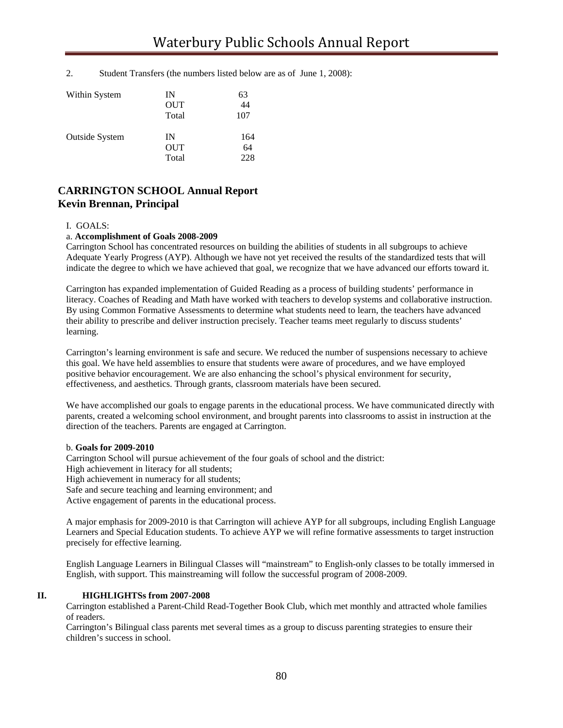2. Student Transfers (the numbers listed below are as of June 1, 2008):

| | | |
|---|---|---|
| Within System | IN | 63 |
| | OUT | 44 |
| | Total | 107 |
| Outside System | IN | 164 |
| | OUT | 64 |
| | Total | 228 |

## CARRINGTON SCHOOL Annual Report
## Kevin Brennan, Principal

I. GOALS:

a. **Accomplishment of Goals 2008-2009**

Carrington School has concentrated resources on building the abilities of students in all subgroups to achieve Adequate Yearly Progress (AYP). Although we have not yet received the results of the standardized tests that will indicate the degree to which we have achieved that goal, we recognize that we have advanced our efforts toward it.

Carrington has expanded implementation of Guided Reading as a process of building students' performance in literacy. Coaches of Reading and Math have worked with teachers to develop systems and collaborative instruction. By using Common Formative Assessments to determine what students need to learn, the teachers have advanced their ability to prescribe and deliver instruction precisely. Teacher teams meet regularly to discuss students' learning.

Carrington's learning environment is safe and secure. We reduced the number of suspensions necessary to achieve this goal. We have held assemblies to ensure that students were aware of procedures, and we have employed positive behavior encouragement. We are also enhancing the school's physical environment for security, effectiveness, and aesthetics. Through grants, classroom materials have been secured.

We have accomplished our goals to engage parents in the educational process. We have communicated directly with parents, created a welcoming school environment, and brought parents into classrooms to assist in instruction at the direction of the teachers. Parents are engaged at Carrington.

b. **Goals for 2009-2010**

Carrington School will pursue achievement of the four goals of school and the district:
High achievement in literacy for all students;
High achievement in numeracy for all students;
Safe and secure teaching and learning environment; and
Active engagement of parents in the educational process.

A major emphasis for 2009-2010 is that Carrington will achieve AYP for all subgroups, including English Language Learners and Special Education students. To achieve AYP we will refine formative assessments to target instruction precisely for effective learning.

English Language Learners in Bilingual Classes will "mainstream" to English-only classes to be totally immersed in English, with support. This mainstreaming will follow the successful program of 2008-2009.

**II. HIGHLIGHTSs from 2007-2008**

Carrington established a Parent-Child Read-Together Book Club, which met monthly and attracted whole families of readers.
Carrington's Bilingual class parents met several times as a group to discuss parenting strategies to ensure their children's success in school.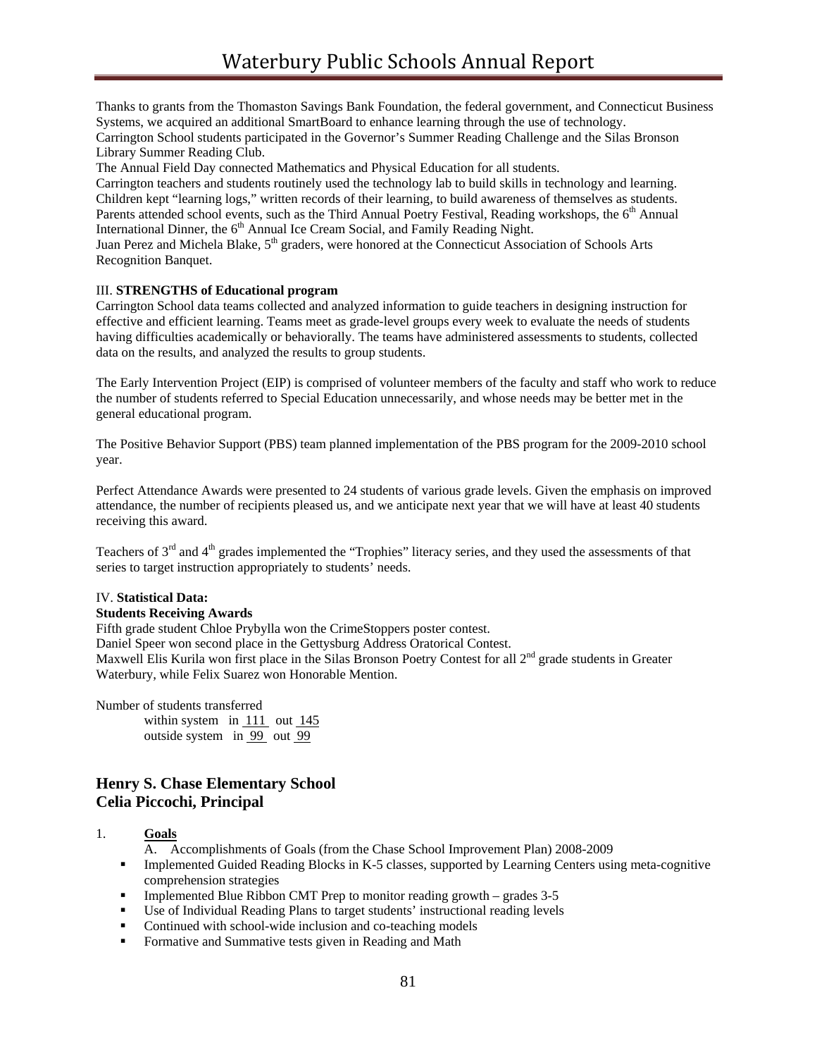Thanks to grants from the Thomaston Savings Bank Foundation, the federal government, and Connecticut Business Systems, we acquired an additional SmartBoard to enhance learning through the use of technology.
Carrington School students participated in the Governor's Summer Reading Challenge and the Silas Bronson Library Summer Reading Club.
The Annual Field Day connected Mathematics and Physical Education for all students.
Carrington teachers and students routinely used the technology lab to build skills in technology and learning.
Children kept "learning logs," written records of their learning, to build awareness of themselves as students.
Parents attended school events, such as the Third Annual Poetry Festival, Reading workshops, the 6th Annual International Dinner, the 6th Annual Ice Cream Social, and Family Reading Night.
Juan Perez and Michela Blake, 5th graders, were honored at the Connecticut Association of Schools Arts Recognition Banquet.

III. **STRENGTHS of Educational program**
Carrington School data teams collected and analyzed information to guide teachers in designing instruction for effective and efficient learning. Teams meet as grade-level groups every week to evaluate the needs of students having difficulties academically or behaviorally. The teams have administered assessments to students, collected data on the results, and analyzed the results to group students.

The Early Intervention Project (EIP) is comprised of volunteer members of the faculty and staff who work to reduce the number of students referred to Special Education unnecessarily, and whose needs may be better met in the general educational program.

The Positive Behavior Support (PBS) team planned implementation of the PBS program for the 2009-2010 school year.

Perfect Attendance Awards were presented to 24 students of various grade levels. Given the emphasis on improved attendance, the number of recipients pleased us, and we anticipate next year that we will have at least 40 students receiving this award.

Teachers of 3rd and 4th grades implemented the "Trophies" literacy series, and they used the assessments of that series to target instruction appropriately to students' needs.

IV. **Statistical Data:**
**Students Receiving Awards**
Fifth grade student Chloe Prybylla won the CrimeStoppers poster contest.
Daniel Speer won second place in the Gettysburg Address Oratorical Contest.
Maxwell Elis Kurila won first place in the Silas Bronson Poetry Contest for all 2nd grade students in Greater Waterbury, while Felix Suarez won Honorable Mention.

Number of students transferred
within system in 111 out 145
outside system in 99 out 99

## Henry S. Chase Elementary School
## Celia Piccochi, Principal

1. **Goals**
   A. Accomplishments of Goals (from the Chase School Improvement Plan) 2008-2009
   - Implemented Guided Reading Blocks in K-5 classes, supported by Learning Centers using meta-cognitive comprehension strategies
   - Implemented Blue Ribbon CMT Prep to monitor reading growth – grades 3-5
   - Use of Individual Reading Plans to target students' instructional reading levels
   - Continued with school-wide inclusion and co-teaching models
   - Formative and Summative tests given in Reading and Math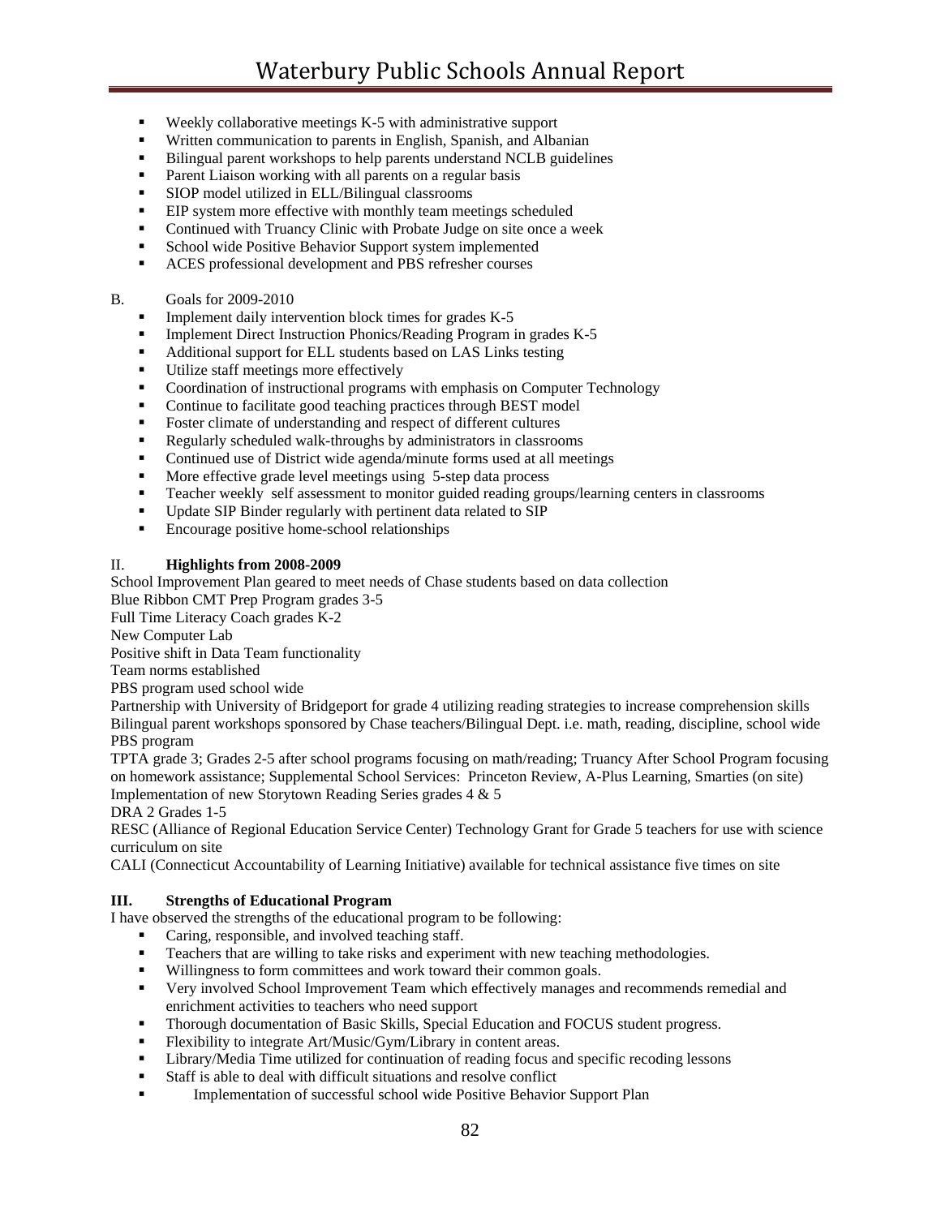- Weekly collaborative meetings K-5 with administrative support
- Written communication to parents in English, Spanish, and Albanian
- Bilingual parent workshops to help parents understand NCLB guidelines
- Parent Liaison working with all parents on a regular basis
- SIOP model utilized in ELL/Bilingual classrooms
- EIP system more effective with monthly team meetings scheduled
- Continued with Truancy Clinic with Probate Judge on site once a week
- School wide Positive Behavior Support system implemented
- ACES professional development and PBS refresher courses

B. Goals for 2009-2010

- Implement daily intervention block times for grades K-5
- Implement Direct Instruction Phonics/Reading Program in grades K-5
- Additional support for ELL students based on LAS Links testing
- Utilize staff meetings more effectively
- Coordination of instructional programs with emphasis on Computer Technology
- Continue to facilitate good teaching practices through BEST model
- Foster climate of understanding and respect of different cultures
- Regularly scheduled walk-throughs by administrators in classrooms
- Continued use of District wide agenda/minute forms used at all meetings
- More effective grade level meetings using 5-step data process
- Teacher weekly self assessment to monitor guided reading groups/learning centers in classrooms
- Update SIP Binder regularly with pertinent data related to SIP
- Encourage positive home-school relationships

II. **Highlights from 2008-2009**

School Improvement Plan geared to meet needs of Chase students based on data collection
Blue Ribbon CMT Prep Program grades 3-5
Full Time Literacy Coach grades K-2
New Computer Lab
Positive shift in Data Team functionality
Team norms established
PBS program used school wide
Partnership with University of Bridgeport for grade 4 utilizing reading strategies to increase comprehension skills
Bilingual parent workshops sponsored by Chase teachers/Bilingual Dept. i.e. math, reading, discipline, school wide PBS program
TPTA grade 3; Grades 2-5 after school programs focusing on math/reading; Truancy After School Program focusing on homework assistance; Supplemental School Services: Princeton Review, A-Plus Learning, Smarties (on site)
Implementation of new Storytown Reading Series grades 4 & 5
DRA 2 Grades 1-5
RESC (Alliance of Regional Education Service Center) Technology Grant for Grade 5 teachers for use with science curriculum on site
CALI (Connecticut Accountability of Learning Initiative) available for technical assistance five times on site

**III. Strengths of Educational Program**

I have observed the strengths of the educational program to be following:

- Caring, responsible, and involved teaching staff.
- Teachers that are willing to take risks and experiment with new teaching methodologies.
- Willingness to form committees and work toward their common goals.
- Very involved School Improvement Team which effectively manages and recommends remedial and enrichment activities to teachers who need support
- Thorough documentation of Basic Skills, Special Education and FOCUS student progress.
- Flexibility to integrate Art/Music/Gym/Library in content areas.
- Library/Media Time utilized for continuation of reading focus and specific recoding lessons
- Staff is able to deal with difficult situations and resolve conflict
- Implementation of successful school wide Positive Behavior Support Plan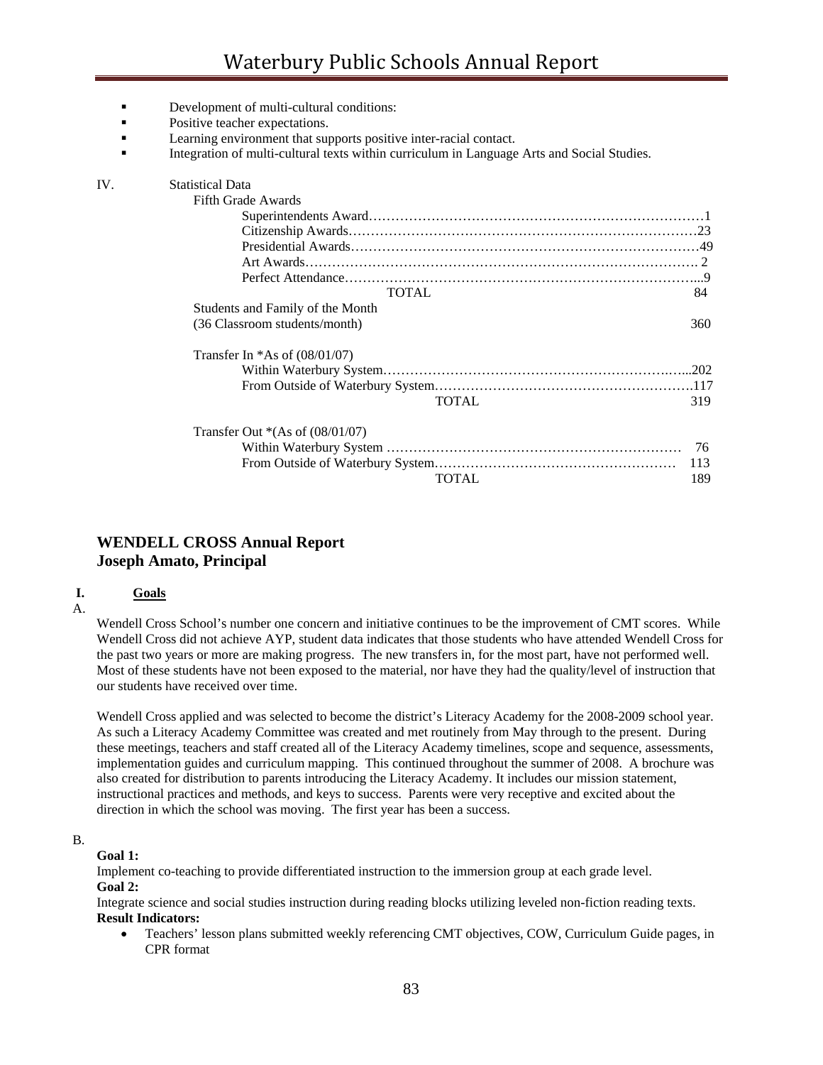- Development of multi-cultural conditions:
- Positive teacher expectations.
- Learning environment that supports positive inter-racial contact.
- Integration of multi-cultural texts within curriculum in Language Arts and Social Studies.

IV. Statistical Data

Fifth Grade Awards

| | |
|---|---|
| Superintendents Award | 1 |
| Citizenship Awards | 23 |
| Presidential Awards | 49 |
| Art Awards | 2 |
| Perfect Attendance | 9 |
| TOTAL | 84 |

Students and Family of the Month
(36 Classroom students/month) 360

Transfer In *As of (08/01/07)

| | |
|---|---|
| Within Waterbury System | 202 |
| From Outside of Waterbury System | 117 |
| TOTAL | 319 |

Transfer Out *(As of (08/01/07)

| | |
|---|---|
| Within Waterbury System | 76 |
| From Outside of Waterbury System | 113 |
| TOTAL | 189 |

## WENDELL CROSS Annual Report
## Joseph Amato, Principal

### I. Goals

A.

Wendell Cross School's number one concern and initiative continues to be the improvement of CMT scores. While Wendell Cross did not achieve AYP, student data indicates that those students who have attended Wendell Cross for the past two years or more are making progress. The new transfers in, for the most part, have not performed well. Most of these students have not been exposed to the material, nor have they had the quality/level of instruction that our students have received over time.

Wendell Cross applied and was selected to become the district's Literacy Academy for the 2008-2009 school year. As such a Literacy Academy Committee was created and met routinely from May through to the present. During these meetings, teachers and staff created all of the Literacy Academy timelines, scope and sequence, assessments, implementation guides and curriculum mapping. This continued throughout the summer of 2008. A brochure was also created for distribution to parents introducing the Literacy Academy. It includes our mission statement, instructional practices and methods, and keys to success. Parents were very receptive and excited about the direction in which the school was moving. The first year has been a success.

B.

**Goal 1:**
Implement co-teaching to provide differentiated instruction to the immersion group at each grade level.
**Goal 2:**
Integrate science and social studies instruction during reading blocks utilizing leveled non-fiction reading texts.
**Result Indicators:**

- Teachers' lesson plans submitted weekly referencing CMT objectives, COW, Curriculum Guide pages, in CPR format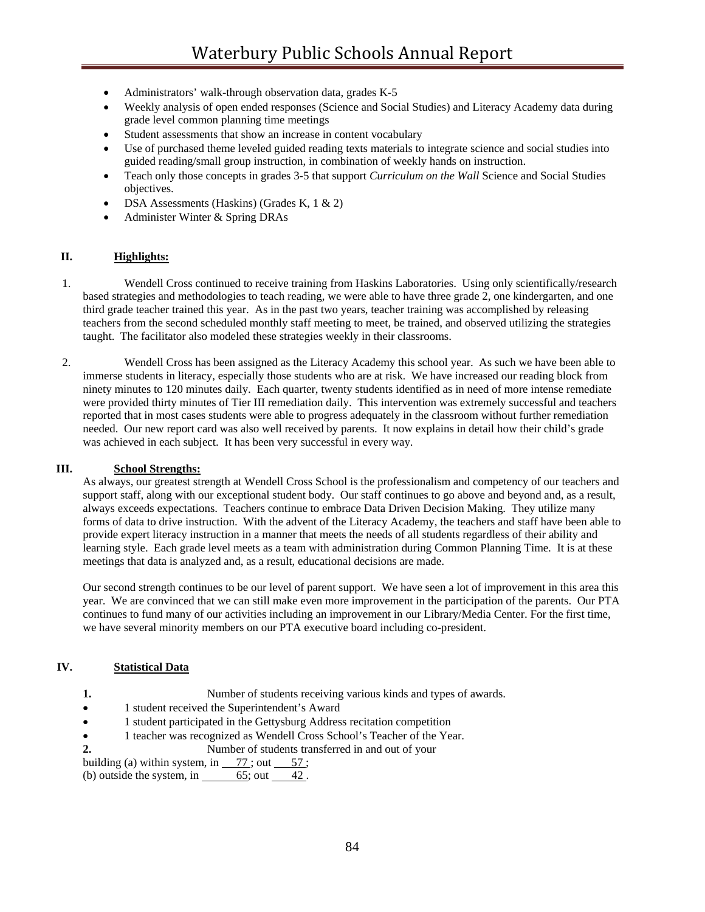- Administrators' walk-through observation data, grades K-5
- Weekly analysis of open ended responses (Science and Social Studies) and Literacy Academy data during grade level common planning time meetings
- Student assessments that show an increase in content vocabulary
- Use of purchased theme leveled guided reading texts materials to integrate science and social studies into guided reading/small group instruction, in combination of weekly hands on instruction.
- Teach only those concepts in grades 3-5 that support *Curriculum on the Wall* Science and Social Studies objectives.
- DSA Assessments (Haskins) (Grades K, 1 & 2)
- Administer Winter & Spring DRAs

## II. Highlights:

1. Wendell Cross continued to receive training from Haskins Laboratories. Using only scientifically/research based strategies and methodologies to teach reading, we were able to have three grade 2, one kindergarten, and one third grade teacher trained this year. As in the past two years, teacher training was accomplished by releasing teachers from the second scheduled monthly staff meeting to meet, be trained, and observed utilizing the strategies taught. The facilitator also modeled these strategies weekly in their classrooms.

2. Wendell Cross has been assigned as the Literacy Academy this school year. As such we have been able to immerse students in literacy, especially those students who are at risk. We have increased our reading block from ninety minutes to 120 minutes daily. Each quarter, twenty students identified as in need of more intense remediate were provided thirty minutes of Tier III remediation daily. This intervention was extremely successful and teachers reported that in most cases students were able to progress adequately in the classroom without further remediation needed. Our new report card was also well received by parents. It now explains in detail how their child's grade was achieved in each subject. It has been very successful in every way.

## III. School Strengths:

As always, our greatest strength at Wendell Cross School is the professionalism and competency of our teachers and support staff, along with our exceptional student body. Our staff continues to go above and beyond and, as a result, always exceeds expectations. Teachers continue to embrace Data Driven Decision Making. They utilize many forms of data to drive instruction. With the advent of the Literacy Academy, the teachers and staff have been able to provide expert literacy instruction in a manner that meets the needs of all students regardless of their ability and learning style. Each grade level meets as a team with administration during Common Planning Time. It is at these meetings that data is analyzed and, as a result, educational decisions are made.

Our second strength continues to be our level of parent support. We have seen a lot of improvement in this area this year. We are convinced that we can still make even more improvement in the participation of the parents. Our PTA continues to fund many of our activities including an improvement in our Library/Media Center. For the first time, we have several minority members on our PTA executive board including co-president.

## IV. Statistical Data

**1.** Number of students receiving various kinds and types of awards.

- 1 student received the Superintendent's Award
- 1 student participated in the Gettysburg Address recitation competition
- 1 teacher was recognized as Wendell Cross School's Teacher of the Year.

**2.** Number of students transferred in and out of your building (a) within system, in 77; out 57;
(b) outside the system, in 65; out 42.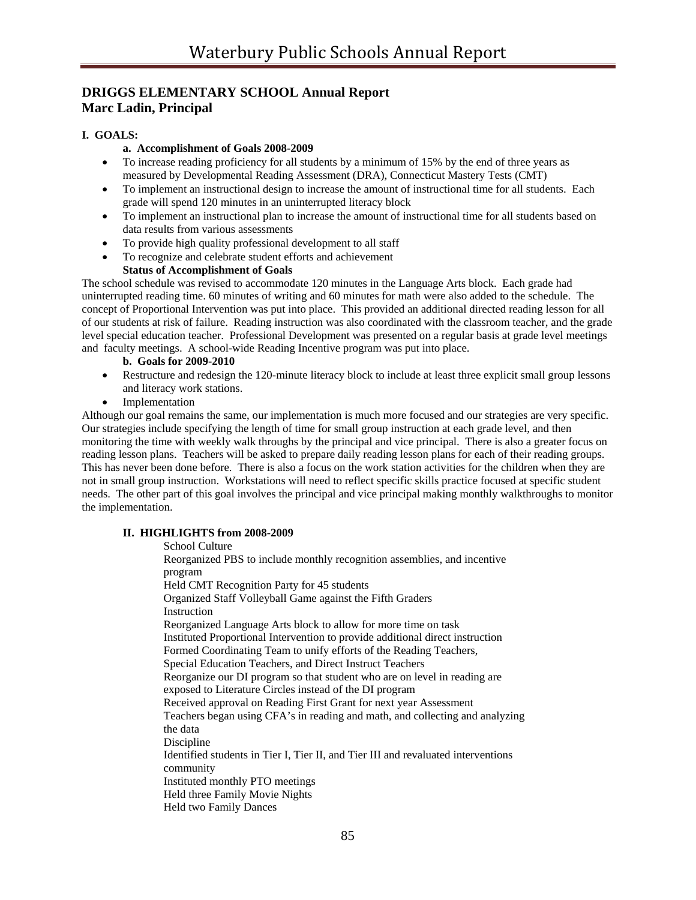## DRIGGS ELEMENTARY SCHOOL Annual Report
## Marc Ladin, Principal

**I. GOALS:**

**a. Accomplishment of Goals 2008-2009**

- To increase reading proficiency for all students by a minimum of 15% by the end of three years as measured by Developmental Reading Assessment (DRA), Connecticut Mastery Tests (CMT)
- To implement an instructional design to increase the amount of instructional time for all students. Each grade will spend 120 minutes in an uninterrupted literacy block
- To implement an instructional plan to increase the amount of instructional time for all students based on data results from various assessments
- To provide high quality professional development to all staff
- To recognize and celebrate student efforts and achievement

**Status of Accomplishment of Goals**

The school schedule was revised to accommodate 120 minutes in the Language Arts block. Each grade had uninterrupted reading time. 60 minutes of writing and 60 minutes for math were also added to the schedule. The concept of Proportional Intervention was put into place. This provided an additional directed reading lesson for all of our students at risk of failure. Reading instruction was also coordinated with the classroom teacher, and the grade level special education teacher. Professional Development was presented on a regular basis at grade level meetings and faculty meetings. A school-wide Reading Incentive program was put into place.

**b. Goals for 2009-2010**

- Restructure and redesign the 120-minute literacy block to include at least three explicit small group lessons and literacy work stations.
- Implementation

Although our goal remains the same, our implementation is much more focused and our strategies are very specific. Our strategies include specifying the length of time for small group instruction at each grade level, and then monitoring the time with weekly walk throughs by the principal and vice principal. There is also a greater focus on reading lesson plans. Teachers will be asked to prepare daily reading lesson plans for each of their reading groups. This has never been done before. There is also a focus on the work station activities for the children when they are not in small group instruction. Workstations will need to reflect specific skills practice focused at specific student needs. The other part of this goal involves the principal and vice principal making monthly walkthroughs to monitor the implementation.

**II. HIGHLIGHTS from 2008-2009**

School Culture
Reorganized PBS to include monthly recognition assemblies, and incentive program
Held CMT Recognition Party for 45 students
Organized Staff Volleyball Game against the Fifth Graders
Instruction
Reorganized Language Arts block to allow for more time on task
Instituted Proportional Intervention to provide additional direct instruction
Formed Coordinating Team to unify efforts of the Reading Teachers, Special Education Teachers, and Direct Instruct Teachers
Reorganize our DI program so that student who are on level in reading are exposed to Literature Circles instead of the DI program
Received approval on Reading First Grant for next year Assessment
Teachers began using CFA's in reading and math, and collecting and analyzing the data
Discipline
Identified students in Tier I, Tier II, and Tier III and revaluated interventions community
Instituted monthly PTO meetings
Held three Family Movie Nights
Held two Family Dances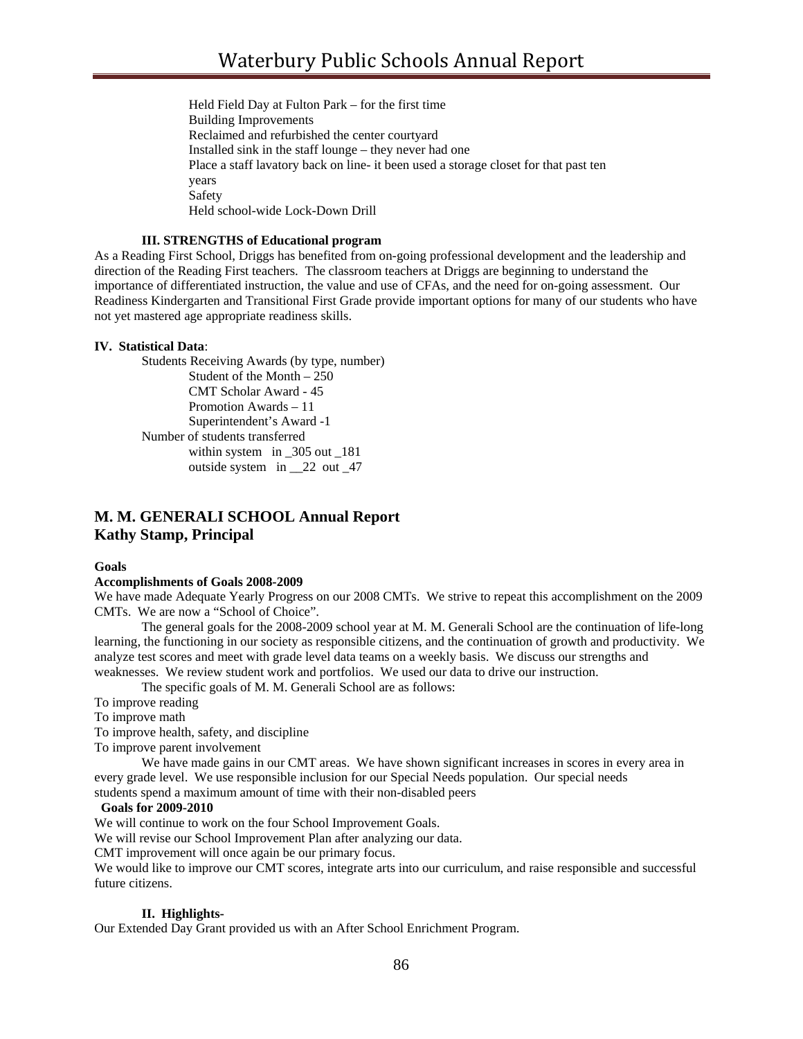Held Field Day at Fulton Park – for the first time
Building Improvements
Reclaimed and refurbished the center courtyard
Installed sink in the staff lounge – they never had one
Place a staff lavatory back on line- it been used a storage closet for that past ten years
Safety
Held school-wide Lock-Down Drill

**III. STRENGTHS of Educational program**

As a Reading First School, Driggs has benefited from on-going professional development and the leadership and direction of the Reading First teachers. The classroom teachers at Driggs are beginning to understand the importance of differentiated instruction, the value and use of CFAs, and the need for on-going assessment. Our Readiness Kindergarten and Transitional First Grade provide important options for many of our students who have not yet mastered age appropriate readiness skills.

**IV. Statistical Data**:

Students Receiving Awards (by type, number)
- Student of the Month – 250
- CMT Scholar Award - 45
- Promotion Awards – 11
- Superintendent's Award -1

Number of students transferred
- within system in _305 out _181
- outside system in __22 out _47

## M. M. GENERALI SCHOOL Annual Report
## Kathy Stamp, Principal

**Goals**

**Accomplishments of Goals 2008-2009**

We have made Adequate Yearly Progress on our 2008 CMTs. We strive to repeat this accomplishment on the 2009 CMTs. We are now a "School of Choice".

The general goals for the 2008-2009 school year at M. M. Generali School are the continuation of life-long learning, the functioning in our society as responsible citizens, and the continuation of growth and productivity. We analyze test scores and meet with grade level data teams on a weekly basis. We discuss our strengths and weaknesses. We review student work and portfolios. We used our data to drive our instruction.

The specific goals of M. M. Generali School are as follows:

To improve reading
To improve math
To improve health, safety, and discipline
To improve parent involvement

We have made gains in our CMT areas. We have shown significant increases in scores in every area in every grade level. We use responsible inclusion for our Special Needs population. Our special needs students spend a maximum amount of time with their non-disabled peers

**Goals for 2009-2010**

We will continue to work on the four School Improvement Goals.
We will revise our School Improvement Plan after analyzing our data.
CMT improvement will once again be our primary focus.
We would like to improve our CMT scores, integrate arts into our curriculum, and raise responsible and successful future citizens.

**II. Highlights-**

Our Extended Day Grant provided us with an After School Enrichment Program.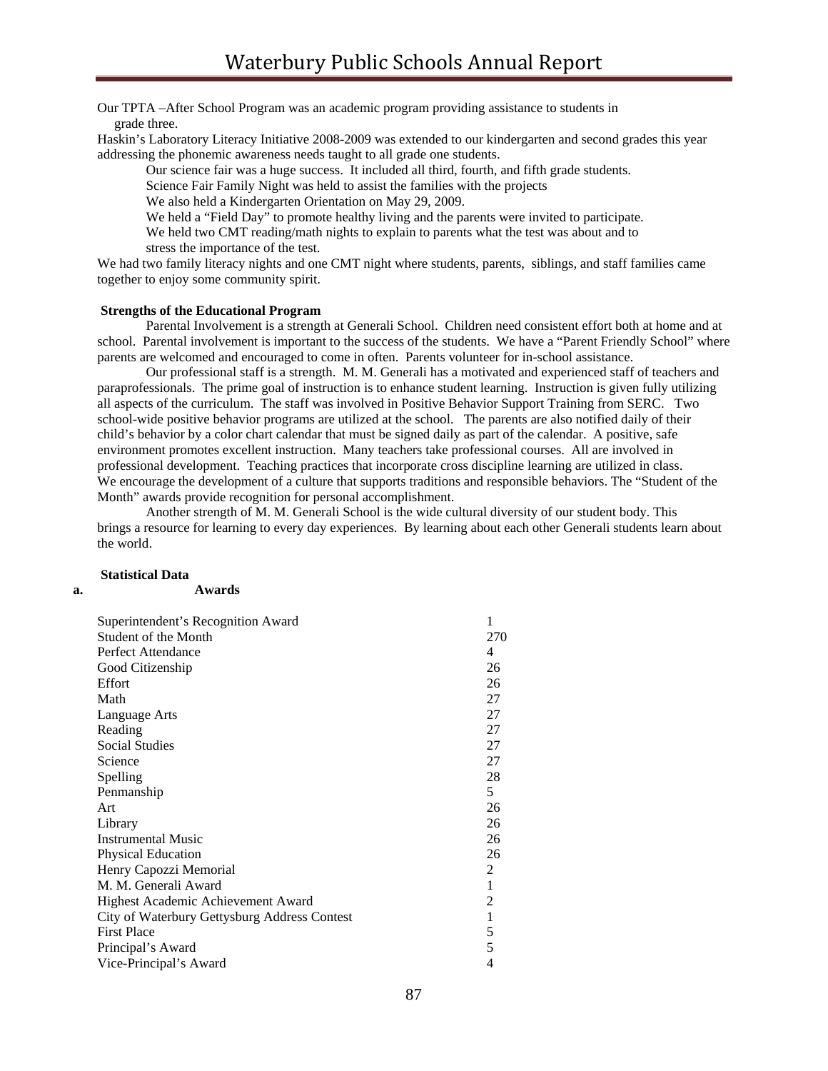Our TPTA –After School Program was an academic program providing assistance to students in grade three.

Haskin's Laboratory Literacy Initiative 2008-2009 was extended to our kindergarten and second grades this year addressing the phonemic awareness needs taught to all grade one students.

Our science fair was a huge success. It included all third, fourth, and fifth grade students.

Science Fair Family Night was held to assist the families with the projects

We also held a Kindergarten Orientation on May 29, 2009.

We held a "Field Day" to promote healthy living and the parents were invited to participate.

We held two CMT reading/math nights to explain to parents what the test was about and to stress the importance of the test.

We had two family literacy nights and one CMT night where students, parents, siblings, and staff families came together to enjoy some community spirit.

**Strengths of the Educational Program**

Parental Involvement is a strength at Generali School. Children need consistent effort both at home and at school. Parental involvement is important to the success of the students. We have a "Parent Friendly School" where parents are welcomed and encouraged to come in often. Parents volunteer for in-school assistance.

Our professional staff is a strength. M. M. Generali has a motivated and experienced staff of teachers and paraprofessionals. The prime goal of instruction is to enhance student learning. Instruction is given fully utilizing all aspects of the curriculum. The staff was involved in Positive Behavior Support Training from SERC. Two school-wide positive behavior programs are utilized at the school. The parents are also notified daily of their child's behavior by a color chart calendar that must be signed daily as part of the calendar. A positive, safe environment promotes excellent instruction. Many teachers take professional courses. All are involved in professional development. Teaching practices that incorporate cross discipline learning are utilized in class. We encourage the development of a culture that supports traditions and responsible behaviors. The "Student of the Month" awards provide recognition for personal accomplishment.

Another strength of M. M. Generali School is the wide cultural diversity of our student body. This brings a resource for learning to every day experiences. By learning about each other Generali students learn about the world.

**Statistical Data**

**a. Awards**

| Award | Number |
|---|---|
| Superintendent's Recognition Award | 1 |
| Student of the Month | 270 |
| Perfect Attendance | 4 |
| Good Citizenship | 26 |
| Effort | 26 |
| Math | 27 |
| Language Arts | 27 |
| Reading | 27 |
| Social Studies | 27 |
| Science | 27 |
| Spelling | 28 |
| Penmanship | 5 |
| Art | 26 |
| Library | 26 |
| Instrumental Music | 26 |
| Physical Education | 26 |
| Henry Capozzi Memorial | 2 |
| M. M. Generali Award | 1 |
| Highest Academic Achievement Award | 2 |
| City of Waterbury Gettysburg Address Contest | 1 |
| First Place | 5 |
| Principal's Award | 5 |
| Vice-Principal's Award | 4 |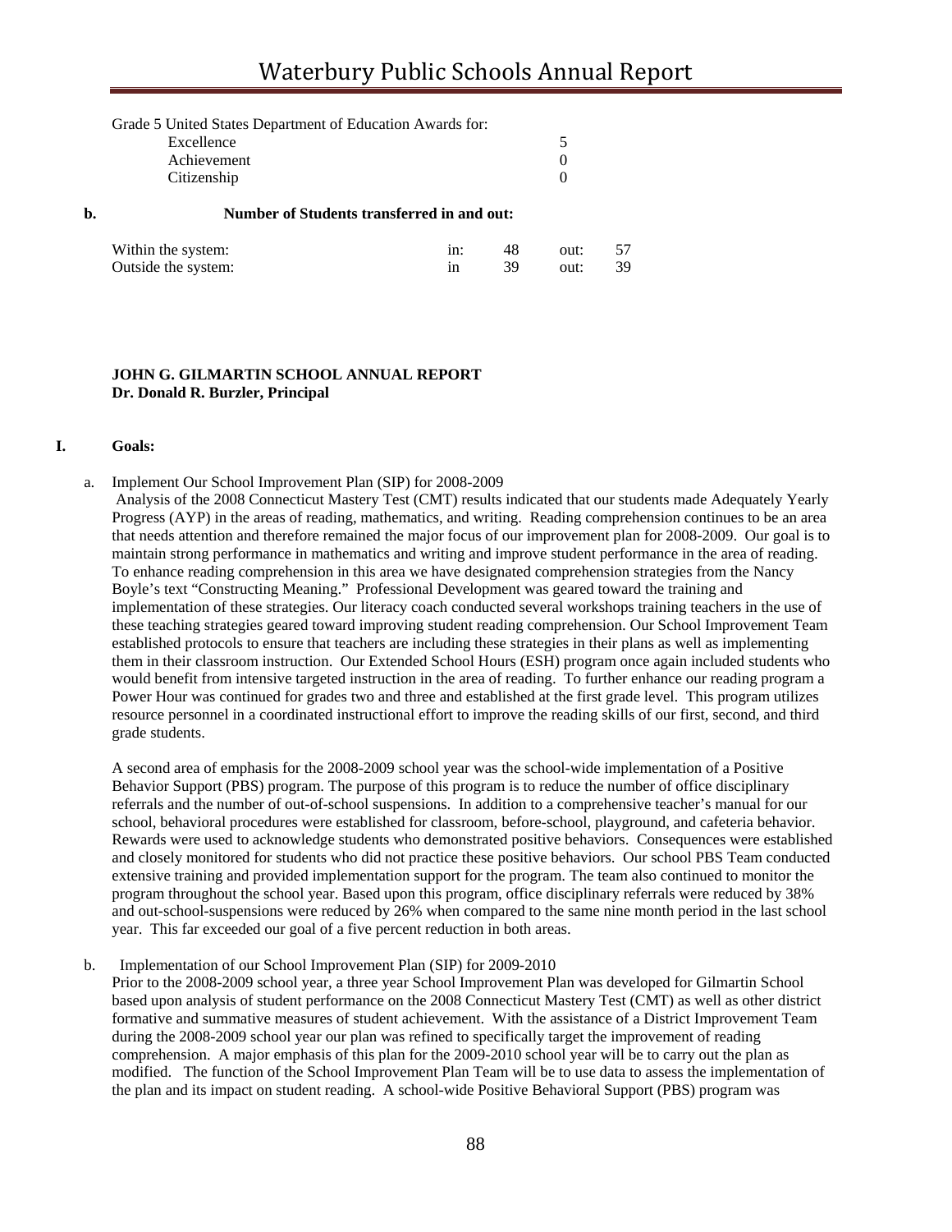Grade 5 United States Department of Education Awards for:

| | |
|---|---|
| Excellence | 5 |
| Achievement | 0 |
| Citizenship | 0 |

**b. Number of Students transferred in and out:**

| | | | | |
|---|---|---|---|---|
| Within the system: | in: | 48 | out: | 57 |
| Outside the system: | in | 39 | out: | 39 |

**JOHN G. GILMARTIN SCHOOL ANNUAL REPORT**
**Dr. Donald R. Burzler, Principal**

## I. Goals:

a. Implement Our School Improvement Plan (SIP) for 2008-2009

Analysis of the 2008 Connecticut Mastery Test (CMT) results indicated that our students made Adequately Yearly Progress (AYP) in the areas of reading, mathematics, and writing. Reading comprehension continues to be an area that needs attention and therefore remained the major focus of our improvement plan for 2008-2009. Our goal is to maintain strong performance in mathematics and writing and improve student performance in the area of reading. To enhance reading comprehension in this area we have designated comprehension strategies from the Nancy Boyle's text "Constructing Meaning." Professional Development was geared toward the training and implementation of these strategies. Our literacy coach conducted several workshops training teachers in the use of these teaching strategies geared toward improving student reading comprehension. Our School Improvement Team established protocols to ensure that teachers are including these strategies in their plans as well as implementing them in their classroom instruction. Our Extended School Hours (ESH) program once again included students who would benefit from intensive targeted instruction in the area of reading. To further enhance our reading program a Power Hour was continued for grades two and three and established at the first grade level. This program utilizes resource personnel in a coordinated instructional effort to improve the reading skills of our first, second, and third grade students.

A second area of emphasis for the 2008-2009 school year was the school-wide implementation of a Positive Behavior Support (PBS) program. The purpose of this program is to reduce the number of office disciplinary referrals and the number of out-of-school suspensions. In addition to a comprehensive teacher's manual for our school, behavioral procedures were established for classroom, before-school, playground, and cafeteria behavior. Rewards were used to acknowledge students who demonstrated positive behaviors. Consequences were established and closely monitored for students who did not practice these positive behaviors. Our school PBS Team conducted extensive training and provided implementation support for the program. The team also continued to monitor the program throughout the school year. Based upon this program, office disciplinary referrals were reduced by 38% and out-school-suspensions were reduced by 26% when compared to the same nine month period in the last school year. This far exceeded our goal of a five percent reduction in both areas.

b. Implementation of our School Improvement Plan (SIP) for 2009-2010

Prior to the 2008-2009 school year, a three year School Improvement Plan was developed for Gilmartin School based upon analysis of student performance on the 2008 Connecticut Mastery Test (CMT) as well as other district formative and summative measures of student achievement. With the assistance of a District Improvement Team during the 2008-2009 school year our plan was refined to specifically target the improvement of reading comprehension. A major emphasis of this plan for the 2009-2010 school year will be to carry out the plan as modified. The function of the School Improvement Plan Team will be to use data to assess the implementation of the plan and its impact on student reading. A school-wide Positive Behavioral Support (PBS) program was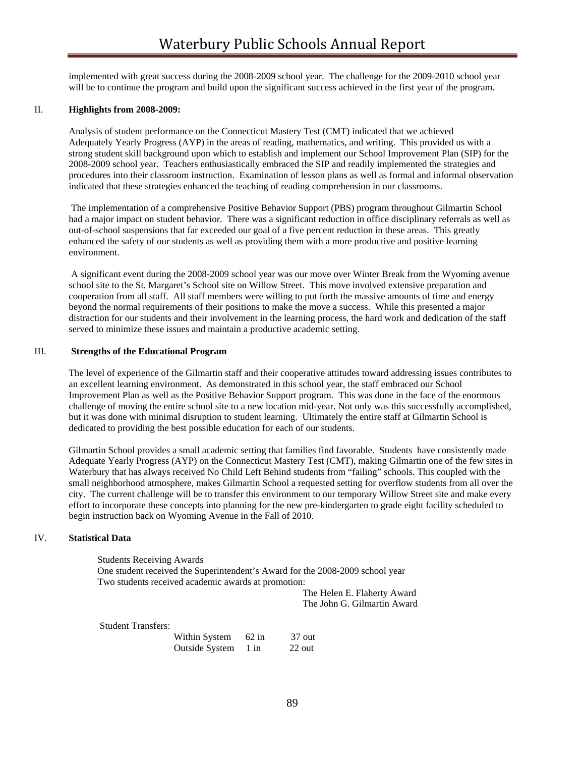implemented with great success during the 2008-2009 school year. The challenge for the 2009-2010 school year will be to continue the program and build upon the significant success achieved in the first year of the program.

## II. Highlights from 2008-2009:

Analysis of student performance on the Connecticut Mastery Test (CMT) indicated that we achieved Adequately Yearly Progress (AYP) in the areas of reading, mathematics, and writing. This provided us with a strong student skill background upon which to establish and implement our School Improvement Plan (SIP) for the 2008-2009 school year. Teachers enthusiastically embraced the SIP and readily implemented the strategies and procedures into their classroom instruction. Examination of lesson plans as well as formal and informal observation indicated that these strategies enhanced the teaching of reading comprehension in our classrooms.

The implementation of a comprehensive Positive Behavior Support (PBS) program throughout Gilmartin School had a major impact on student behavior. There was a significant reduction in office disciplinary referrals as well as out-of-school suspensions that far exceeded our goal of a five percent reduction in these areas. This greatly enhanced the safety of our students as well as providing them with a more productive and positive learning environment.

A significant event during the 2008-2009 school year was our move over Winter Break from the Wyoming avenue school site to the St. Margaret's School site on Willow Street. This move involved extensive preparation and cooperation from all staff. All staff members were willing to put forth the massive amounts of time and energy beyond the normal requirements of their positions to make the move a success. While this presented a major distraction for our students and their involvement in the learning process, the hard work and dedication of the staff served to minimize these issues and maintain a productive academic setting.

## III. Strengths of the Educational Program

The level of experience of the Gilmartin staff and their cooperative attitudes toward addressing issues contributes to an excellent learning environment. As demonstrated in this school year, the staff embraced our School Improvement Plan as well as the Positive Behavior Support program. This was done in the face of the enormous challenge of moving the entire school site to a new location mid-year. Not only was this successfully accomplished, but it was done with minimal disruption to student learning. Ultimately the entire staff at Gilmartin School is dedicated to providing the best possible education for each of our students.

Gilmartin School provides a small academic setting that families find favorable. Students have consistently made Adequate Yearly Progress (AYP) on the Connecticut Mastery Test (CMT), making Gilmartin one of the few sites in Waterbury that has always received No Child Left Behind students from "failing" schools. This coupled with the small neighborhood atmosphere, makes Gilmartin School a requested setting for overflow students from all over the city. The current challenge will be to transfer this environment to our temporary Willow Street site and make every effort to incorporate these concepts into planning for the new pre-kindergarten to grade eight facility scheduled to begin instruction back on Wyoming Avenue in the Fall of 2010.

## IV. Statistical Data

Students Receiving Awards
One student received the Superintendent's Award for the 2008-2009 school year
Two students received academic awards at promotion:

The Helen E. Flaherty Award
The John G. Gilmartin Award

Student Transfers:

| | | |
|---|---|---|
| Within System | 62 in | 37 out |
| Outside System | 1 in | 22 out |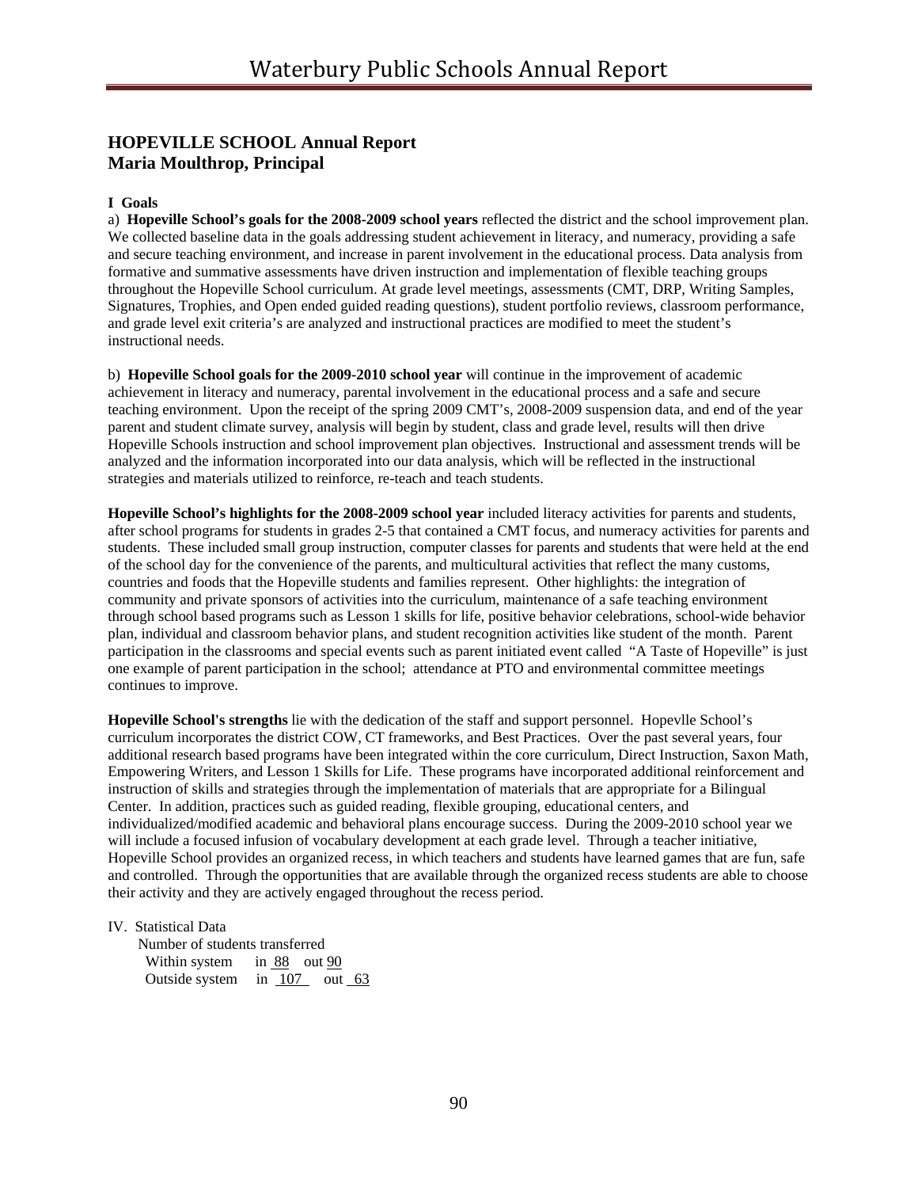## HOPEVILLE SCHOOL Annual Report
## Maria Moulthrop, Principal

**I Goals**

a) **Hopeville School's goals for the 2008-2009 school years** reflected the district and the school improvement plan. We collected baseline data in the goals addressing student achievement in literacy, and numeracy, providing a safe and secure teaching environment, and increase in parent involvement in the educational process. Data analysis from formative and summative assessments have driven instruction and implementation of flexible teaching groups throughout the Hopeville School curriculum. At grade level meetings, assessments (CMT, DRP, Writing Samples, Signatures, Trophies, and Open ended guided reading questions), student portfolio reviews, classroom performance, and grade level exit criteria's are analyzed and instructional practices are modified to meet the student's instructional needs.

b) **Hopeville School goals for the 2009-2010 school year** will continue in the improvement of academic achievement in literacy and numeracy, parental involvement in the educational process and a safe and secure teaching environment. Upon the receipt of the spring 2009 CMT's, 2008-2009 suspension data, and end of the year parent and student climate survey, analysis will begin by student, class and grade level, results will then drive Hopeville Schools instruction and school improvement plan objectives. Instructional and assessment trends will be analyzed and the information incorporated into our data analysis, which will be reflected in the instructional strategies and materials utilized to reinforce, re-teach and teach students.

**Hopeville School's highlights for the 2008-2009 school year** included literacy activities for parents and students, after school programs for students in grades 2-5 that contained a CMT focus, and numeracy activities for parents and students. These included small group instruction, computer classes for parents and students that were held at the end of the school day for the convenience of the parents, and multicultural activities that reflect the many customs, countries and foods that the Hopeville students and families represent. Other highlights: the integration of community and private sponsors of activities into the curriculum, maintenance of a safe teaching environment through school based programs such as Lesson 1 skills for life, positive behavior celebrations, school-wide behavior plan, individual and classroom behavior plans, and student recognition activities like student of the month. Parent participation in the classrooms and special events such as parent initiated event called "A Taste of Hopeville" is just one example of parent participation in the school; attendance at PTO and environmental committee meetings continues to improve.

**Hopeville School's strengths** lie with the dedication of the staff and support personnel. Hopevlle School's curriculum incorporates the district COW, CT frameworks, and Best Practices. Over the past several years, four additional research based programs have been integrated within the core curriculum, Direct Instruction, Saxon Math, Empowering Writers, and Lesson 1 Skills for Life. These programs have incorporated additional reinforcement and instruction of skills and strategies through the implementation of materials that are appropriate for a Bilingual Center. In addition, practices such as guided reading, flexible grouping, educational centers, and individualized/modified academic and behavioral plans encourage success. During the 2009-2010 school year we will include a focused infusion of vocabulary development at each grade level. Through a teacher initiative, Hopeville School provides an organized recess, in which teachers and students have learned games that are fun, safe and controlled. Through the opportunities that are available through the organized recess students are able to choose their activity and they are actively engaged throughout the recess period.

IV. Statistical Data

Number of students transferred

- Within system in 88 out 90
- Outside system in 107 out 63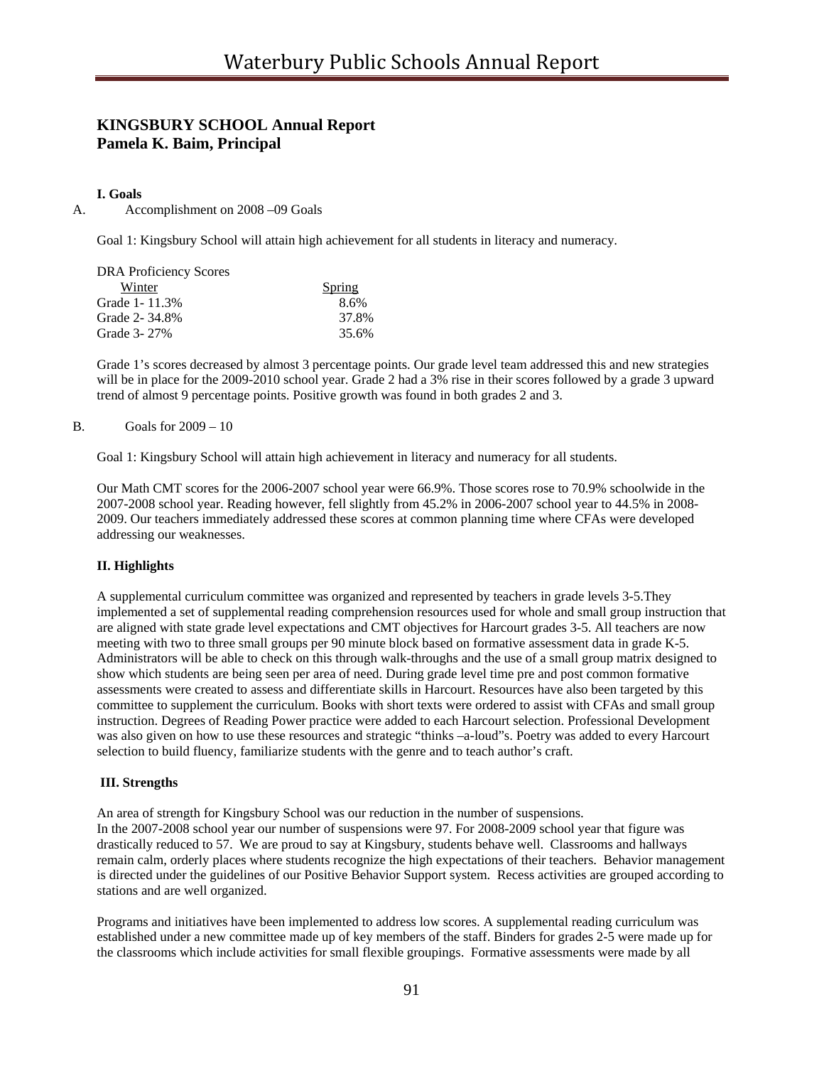## KINGSBURY SCHOOL Annual Report
## Pamela K. Baim, Principal

**I. Goals**

A. Accomplishment on 2008 –09 Goals

Goal 1: Kingsbury School will attain high achievement for all students in literacy and numeracy.

DRA Proficiency Scores

| Winter | Spring |
|---|---|
| Grade 1- 11.3% | 8.6% |
| Grade 2- 34.8% | 37.8% |
| Grade 3- 27% | 35.6% |

Grade 1's scores decreased by almost 3 percentage points. Our grade level team addressed this and new strategies will be in place for the 2009-2010 school year. Grade 2 had a 3% rise in their scores followed by a grade 3 upward trend of almost 9 percentage points. Positive growth was found in both grades 2 and 3.

B. Goals for 2009 – 10

Goal 1: Kingsbury School will attain high achievement in literacy and numeracy for all students.

Our Math CMT scores for the 2006-2007 school year were 66.9%. Those scores rose to 70.9% schoolwide in the 2007-2008 school year. Reading however, fell slightly from 45.2% in 2006-2007 school year to 44.5% in 2008-2009. Our teachers immediately addressed these scores at common planning time where CFAs were developed addressing our weaknesses.

**II. Highlights**

A supplemental curriculum committee was organized and represented by teachers in grade levels 3-5.They implemented a set of supplemental reading comprehension resources used for whole and small group instruction that are aligned with state grade level expectations and CMT objectives for Harcourt grades 3-5. All teachers are now meeting with two to three small groups per 90 minute block based on formative assessment data in grade K-5. Administrators will be able to check on this through walk-throughs and the use of a small group matrix designed to show which students are being seen per area of need. During grade level time pre and post common formative assessments were created to assess and differentiate skills in Harcourt. Resources have also been targeted by this committee to supplement the curriculum. Books with short texts were ordered to assist with CFAs and small group instruction. Degrees of Reading Power practice were added to each Harcourt selection. Professional Development was also given on how to use these resources and strategic "thinks –a-loud"s. Poetry was added to every Harcourt selection to build fluency, familiarize students with the genre and to teach author's craft.

**III. Strengths**

An area of strength for Kingsbury School was our reduction in the number of suspensions.
In the 2007-2008 school year our number of suspensions were 97. For 2008-2009 school year that figure was drastically reduced to 57. We are proud to say at Kingsbury, students behave well. Classrooms and hallways remain calm, orderly places where students recognize the high expectations of their teachers. Behavior management is directed under the guidelines of our Positive Behavior Support system. Recess activities are grouped according to stations and are well organized.

Programs and initiatives have been implemented to address low scores. A supplemental reading curriculum was established under a new committee made up of key members of the staff. Binders for grades 2-5 were made up for the classrooms which include activities for small flexible groupings. Formative assessments were made by all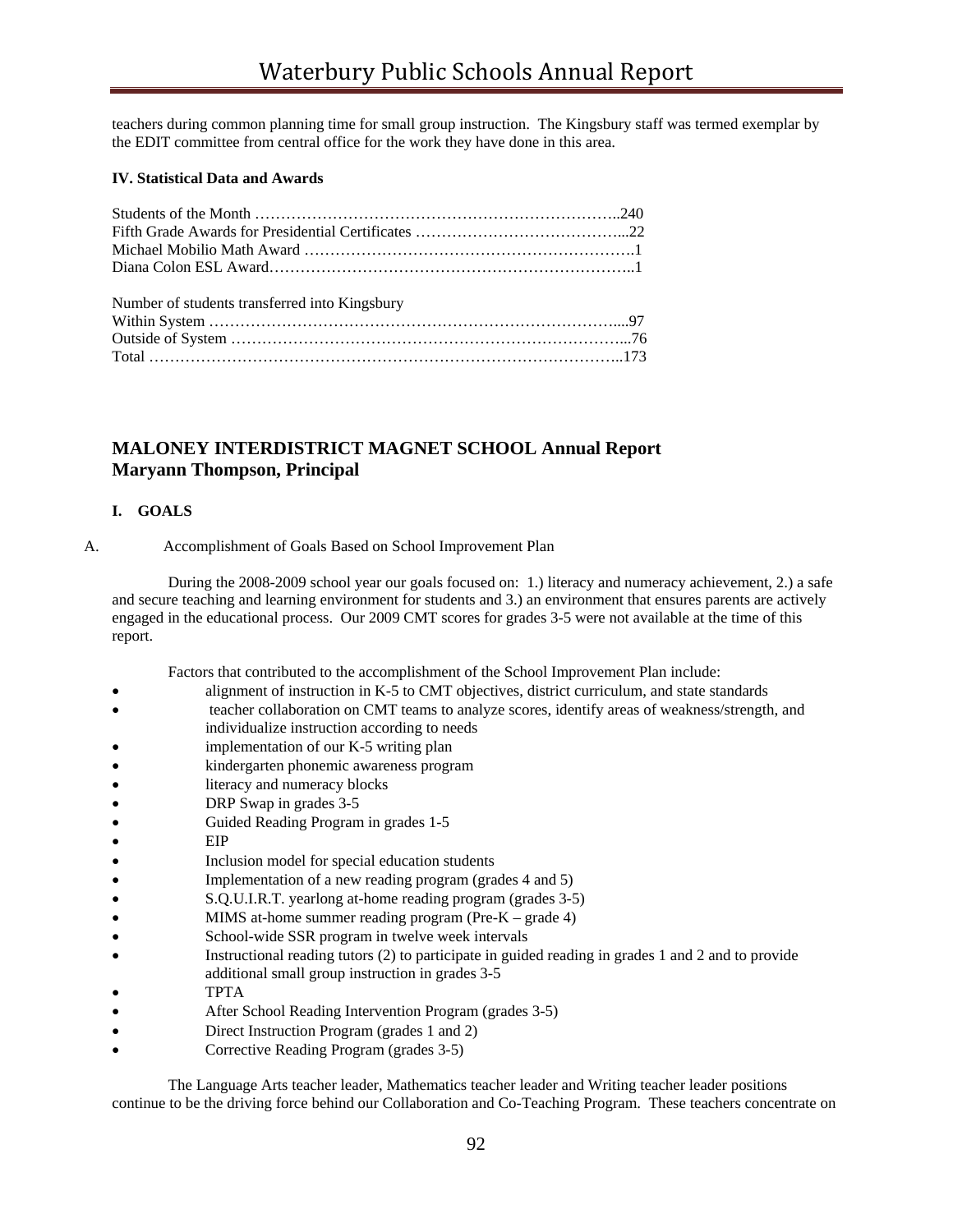teachers during common planning time for small group instruction. The Kingsbury staff was termed exemplar by the EDIT committee from central office for the work they have done in this area.

**IV. Statistical Data and Awards**

Students of the Month ……………………………………………………………..240
Fifth Grade Awards for Presidential Certificates …………………………………...22
Michael Mobilio Math Award ……………………………………………………….1
Diana Colon ESL Award……………………………………………………………..1

Number of students transferred into Kingsbury
Within System ……………………………………………………………………....97
Outside of System …………………………………………………………………...76
Total …………………………………………………………………………………..173

## MALONEY INTERDISTRICT MAGNET SCHOOL Annual Report
## Maryann Thompson, Principal

**I. GOALS**

A. Accomplishment of Goals Based on School Improvement Plan

During the 2008-2009 school year our goals focused on: 1.) literacy and numeracy achievement, 2.) a safe and secure teaching and learning environment for students and 3.) an environment that ensures parents are actively engaged in the educational process. Our 2009 CMT scores for grades 3-5 were not available at the time of this report.

Factors that contributed to the accomplishment of the School Improvement Plan include:

- alignment of instruction in K-5 to CMT objectives, district curriculum, and state standards
- teacher collaboration on CMT teams to analyze scores, identify areas of weakness/strength, and individualize instruction according to needs
- implementation of our K-5 writing plan
- kindergarten phonemic awareness program
- literacy and numeracy blocks
- DRP Swap in grades 3-5
- Guided Reading Program in grades 1-5
- EIP
- Inclusion model for special education students
- Implementation of a new reading program (grades 4 and 5)
- S.Q.U.I.R.T. yearlong at-home reading program (grades 3-5)
- MIMS at-home summer reading program (Pre-K – grade 4)
- School-wide SSR program in twelve week intervals
- Instructional reading tutors (2) to participate in guided reading in grades 1 and 2 and to provide additional small group instruction in grades 3-5
- TPTA
- After School Reading Intervention Program (grades 3-5)
- Direct Instruction Program (grades 1 and 2)
- Corrective Reading Program (grades 3-5)

The Language Arts teacher leader, Mathematics teacher leader and Writing teacher leader positions continue to be the driving force behind our Collaboration and Co-Teaching Program. These teachers concentrate on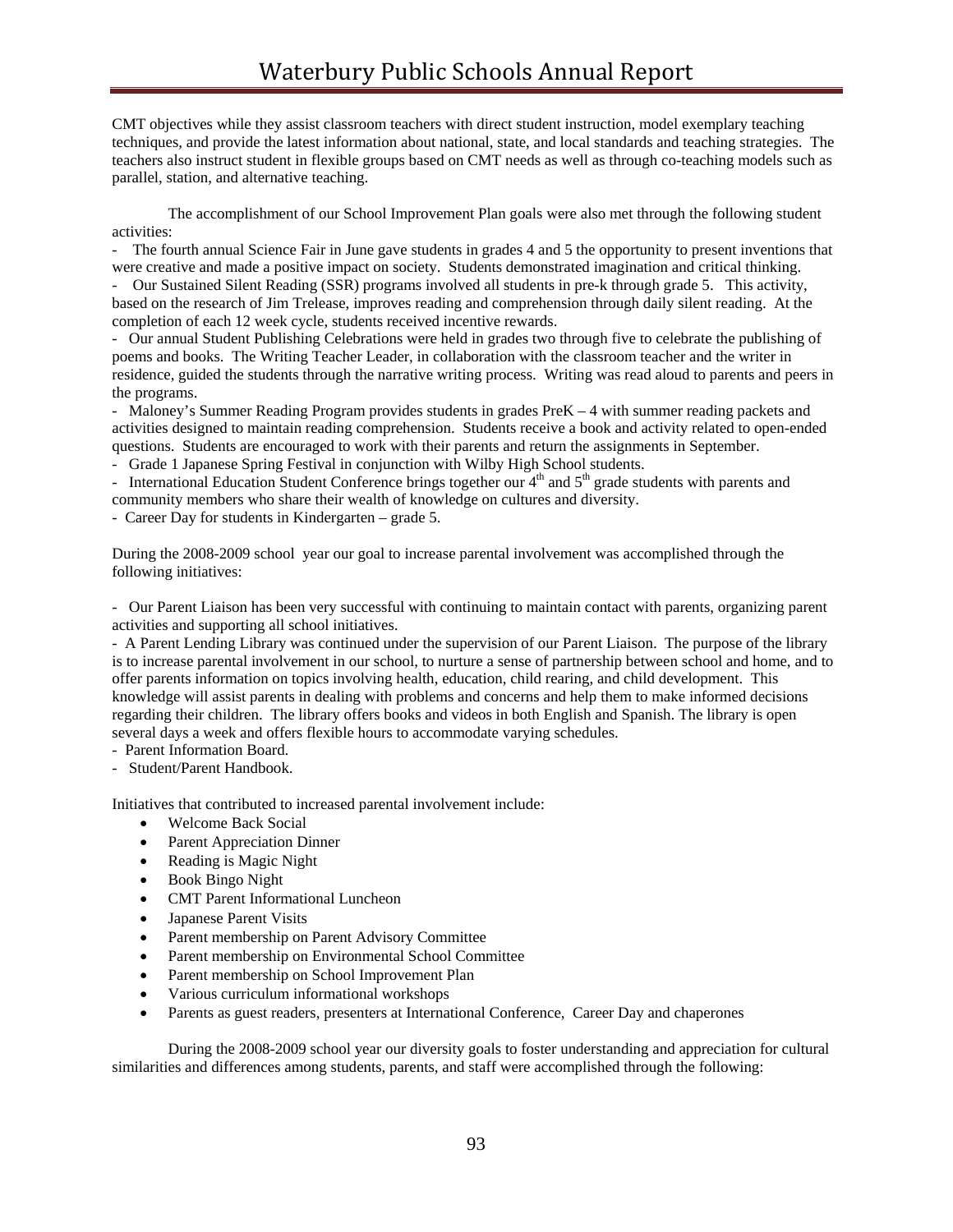CMT objectives while they assist classroom teachers with direct student instruction, model exemplary teaching techniques, and provide the latest information about national, state, and local standards and teaching strategies. The teachers also instruct student in flexible groups based on CMT needs as well as through co-teaching models such as parallel, station, and alternative teaching.

The accomplishment of our School Improvement Plan goals were also met through the following student activities:

- The fourth annual Science Fair in June gave students in grades 4 and 5 the opportunity to present inventions that were creative and made a positive impact on society. Students demonstrated imagination and critical thinking.
- Our Sustained Silent Reading (SSR) programs involved all students in pre-k through grade 5. This activity, based on the research of Jim Trelease, improves reading and comprehension through daily silent reading. At the completion of each 12 week cycle, students received incentive rewards.
- Our annual Student Publishing Celebrations were held in grades two through five to celebrate the publishing of poems and books. The Writing Teacher Leader, in collaboration with the classroom teacher and the writer in residence, guided the students through the narrative writing process. Writing was read aloud to parents and peers in the programs.
- Maloney's Summer Reading Program provides students in grades PreK – 4 with summer reading packets and activities designed to maintain reading comprehension. Students receive a book and activity related to open-ended questions. Students are encouraged to work with their parents and return the assignments in September.
- Grade 1 Japanese Spring Festival in conjunction with Wilby High School students.
- International Education Student Conference brings together our 4th and 5th grade students with parents and community members who share their wealth of knowledge on cultures and diversity.
- Career Day for students in Kindergarten – grade 5.

During the 2008-2009 school year our goal to increase parental involvement was accomplished through the following initiatives:

- Our Parent Liaison has been very successful with continuing to maintain contact with parents, organizing parent activities and supporting all school initiatives.
- A Parent Lending Library was continued under the supervision of our Parent Liaison. The purpose of the library is to increase parental involvement in our school, to nurture a sense of partnership between school and home, and to offer parents information on topics involving health, education, child rearing, and child development. This knowledge will assist parents in dealing with problems and concerns and help them to make informed decisions regarding their children. The library offers books and videos in both English and Spanish. The library is open several days a week and offers flexible hours to accommodate varying schedules.
- Parent Information Board.
- Student/Parent Handbook.

Initiatives that contributed to increased parental involvement include:

- Welcome Back Social
- Parent Appreciation Dinner
- Reading is Magic Night
- Book Bingo Night
- CMT Parent Informational Luncheon
- Japanese Parent Visits
- Parent membership on Parent Advisory Committee
- Parent membership on Environmental School Committee
- Parent membership on School Improvement Plan
- Various curriculum informational workshops
- Parents as guest readers, presenters at International Conference, Career Day and chaperones

During the 2008-2009 school year our diversity goals to foster understanding and appreciation for cultural similarities and differences among students, parents, and staff were accomplished through the following: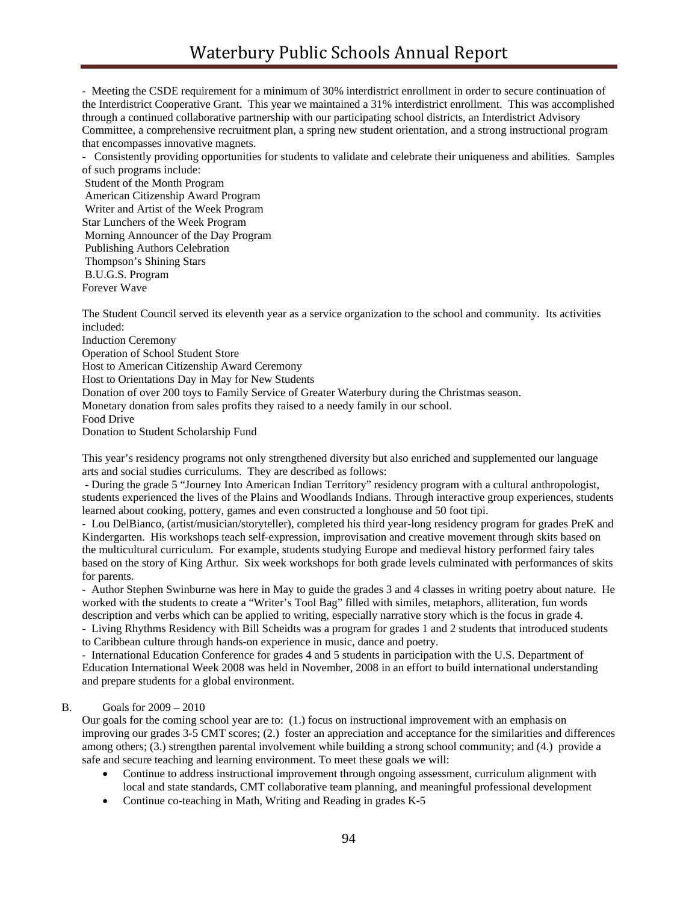- Meeting the CSDE requirement for a minimum of 30% interdistrict enrollment in order to secure continuation of the Interdistrict Cooperative Grant. This year we maintained a 31% interdistrict enrollment. This was accomplished through a continued collaborative partnership with our participating school districts, an Interdistrict Advisory Committee, a comprehensive recruitment plan, a spring new student orientation, and a strong instructional program that encompasses innovative magnets.

- Consistently providing opportunities for students to validate and celebrate their uniqueness and abilities. Samples of such programs include:

Student of the Month Program
American Citizenship Award Program
Writer and Artist of the Week Program
Star Lunchers of the Week Program
Morning Announcer of the Day Program
Publishing Authors Celebration
Thompson's Shining Stars
B.U.G.S. Program
Forever Wave

The Student Council served its eleventh year as a service organization to the school and community. Its activities included:

Induction Ceremony
Operation of School Student Store
Host to American Citizenship Award Ceremony
Host to Orientations Day in May for New Students
Donation of over 200 toys to Family Service of Greater Waterbury during the Christmas season.
Monetary donation from sales profits they raised to a needy family in our school.
Food Drive
Donation to Student Scholarship Fund

This year's residency programs not only strengthened diversity but also enriched and supplemented our language arts and social studies curriculums. They are described as follows:

- During the grade 5 "Journey Into American Indian Territory" residency program with a cultural anthropologist, students experienced the lives of the Plains and Woodlands Indians. Through interactive group experiences, students learned about cooking, pottery, games and even constructed a longhouse and 50 foot tipi.
- Lou DelBianco, (artist/musician/storyteller), completed his third year-long residency program for grades PreK and Kindergarten. His workshops teach self-expression, improvisation and creative movement through skits based on the multicultural curriculum. For example, students studying Europe and medieval history performed fairy tales based on the story of King Arthur. Six week workshops for both grade levels culminated with performances of skits for parents.
- Author Stephen Swinburne was here in May to guide the grades 3 and 4 classes in writing poetry about nature. He worked with the students to create a "Writer's Tool Bag" filled with similes, metaphors, alliteration, fun words description and verbs which can be applied to writing, especially narrative story which is the focus in grade 4.
- Living Rhythms Residency with Bill Scheidts was a program for grades 1 and 2 students that introduced students to Caribbean culture through hands-on experience in music, dance and poetry.
- International Education Conference for grades 4 and 5 students in participation with the U.S. Department of Education International Week 2008 was held in November, 2008 in an effort to build international understanding and prepare students for a global environment.

B. Goals for 2009 – 2010

Our goals for the coming school year are to: (1.) focus on instructional improvement with an emphasis on improving our grades 3-5 CMT scores; (2.) foster an appreciation and acceptance for the similarities and differences among others; (3.) strengthen parental involvement while building a strong school community; and (4.) provide a safe and secure teaching and learning environment. To meet these goals we will:

- Continue to address instructional improvement through ongoing assessment, curriculum alignment with local and state standards, CMT collaborative team planning, and meaningful professional development
- Continue co-teaching in Math, Writing and Reading in grades K-5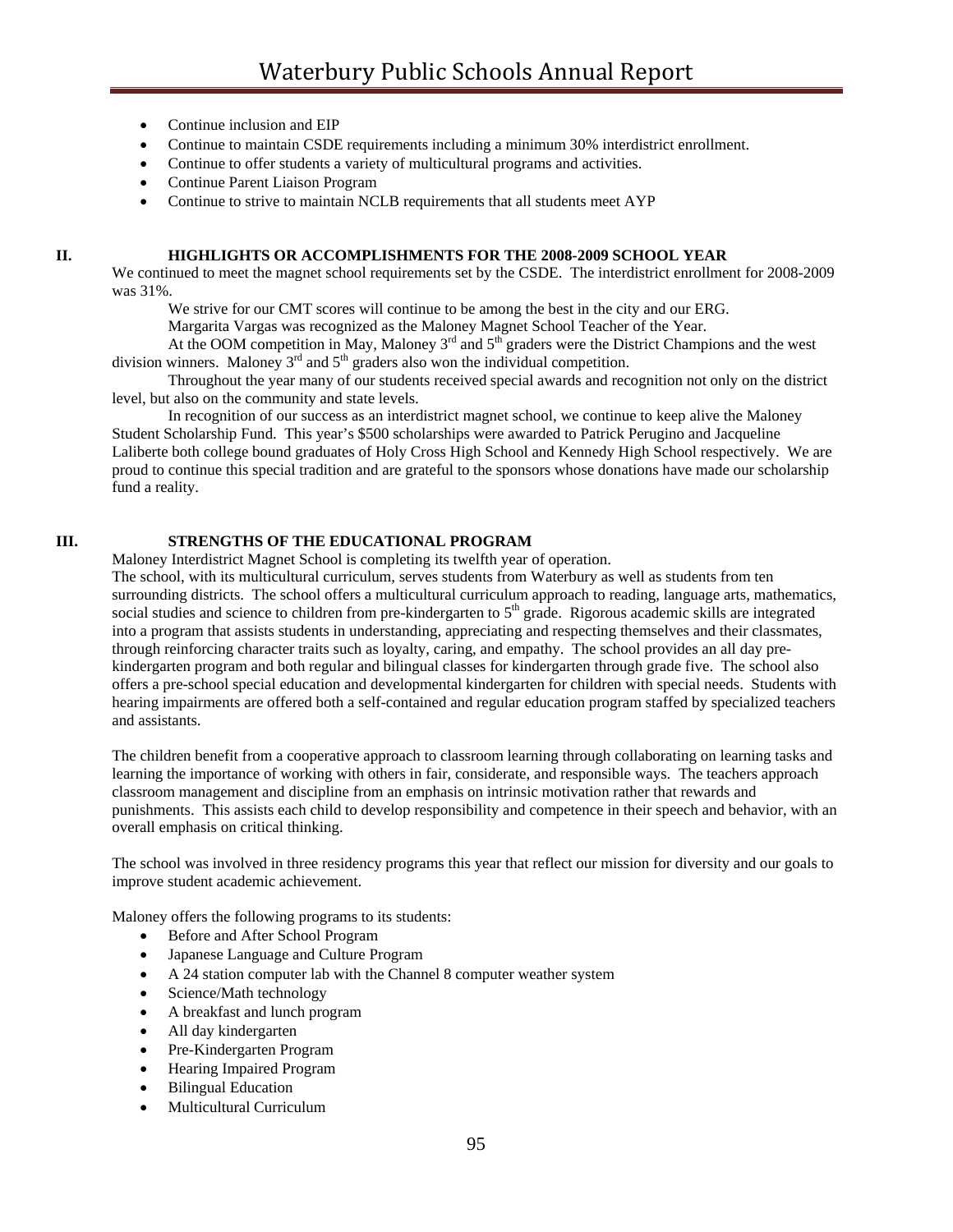- Continue inclusion and EIP
- Continue to maintain CSDE requirements including a minimum 30% interdistrict enrollment.
- Continue to offer students a variety of multicultural programs and activities.
- Continue Parent Liaison Program
- Continue to strive to maintain NCLB requirements that all students meet AYP

## II. HIGHLIGHTS OR ACCOMPLISHMENTS FOR THE 2008-2009 SCHOOL YEAR

We continued to meet the magnet school requirements set by the CSDE. The interdistrict enrollment for 2008-2009 was 31%.

We strive for our CMT scores will continue to be among the best in the city and our ERG.

Margarita Vargas was recognized as the Maloney Magnet School Teacher of the Year.

At the OOM competition in May, Maloney 3rd and 5th graders were the District Champions and the west division winners. Maloney 3rd and 5th graders also won the individual competition.

Throughout the year many of our students received special awards and recognition not only on the district level, but also on the community and state levels.

In recognition of our success as an interdistrict magnet school, we continue to keep alive the Maloney Student Scholarship Fund. This year's $500 scholarships were awarded to Patrick Perugino and Jacqueline Laliberte both college bound graduates of Holy Cross High School and Kennedy High School respectively. We are proud to continue this special tradition and are grateful to the sponsors whose donations have made our scholarship fund a reality.

## III. STRENGTHS OF THE EDUCATIONAL PROGRAM

Maloney Interdistrict Magnet School is completing its twelfth year of operation.

The school, with its multicultural curriculum, serves students from Waterbury as well as students from ten surrounding districts. The school offers a multicultural curriculum approach to reading, language arts, mathematics, social studies and science to children from pre-kindergarten to 5th grade. Rigorous academic skills are integrated into a program that assists students in understanding, appreciating and respecting themselves and their classmates, through reinforcing character traits such as loyalty, caring, and empathy. The school provides an all day pre-kindergarten program and both regular and bilingual classes for kindergarten through grade five. The school also offers a pre-school special education and developmental kindergarten for children with special needs. Students with hearing impairments are offered both a self-contained and regular education program staffed by specialized teachers and assistants.

The children benefit from a cooperative approach to classroom learning through collaborating on learning tasks and learning the importance of working with others in fair, considerate, and responsible ways. The teachers approach classroom management and discipline from an emphasis on intrinsic motivation rather that rewards and punishments. This assists each child to develop responsibility and competence in their speech and behavior, with an overall emphasis on critical thinking.

The school was involved in three residency programs this year that reflect our mission for diversity and our goals to improve student academic achievement.

Maloney offers the following programs to its students:

- Before and After School Program
- Japanese Language and Culture Program
- A 24 station computer lab with the Channel 8 computer weather system
- Science/Math technology
- A breakfast and lunch program
- All day kindergarten
- Pre-Kindergarten Program
- Hearing Impaired Program
- Bilingual Education
- Multicultural Curriculum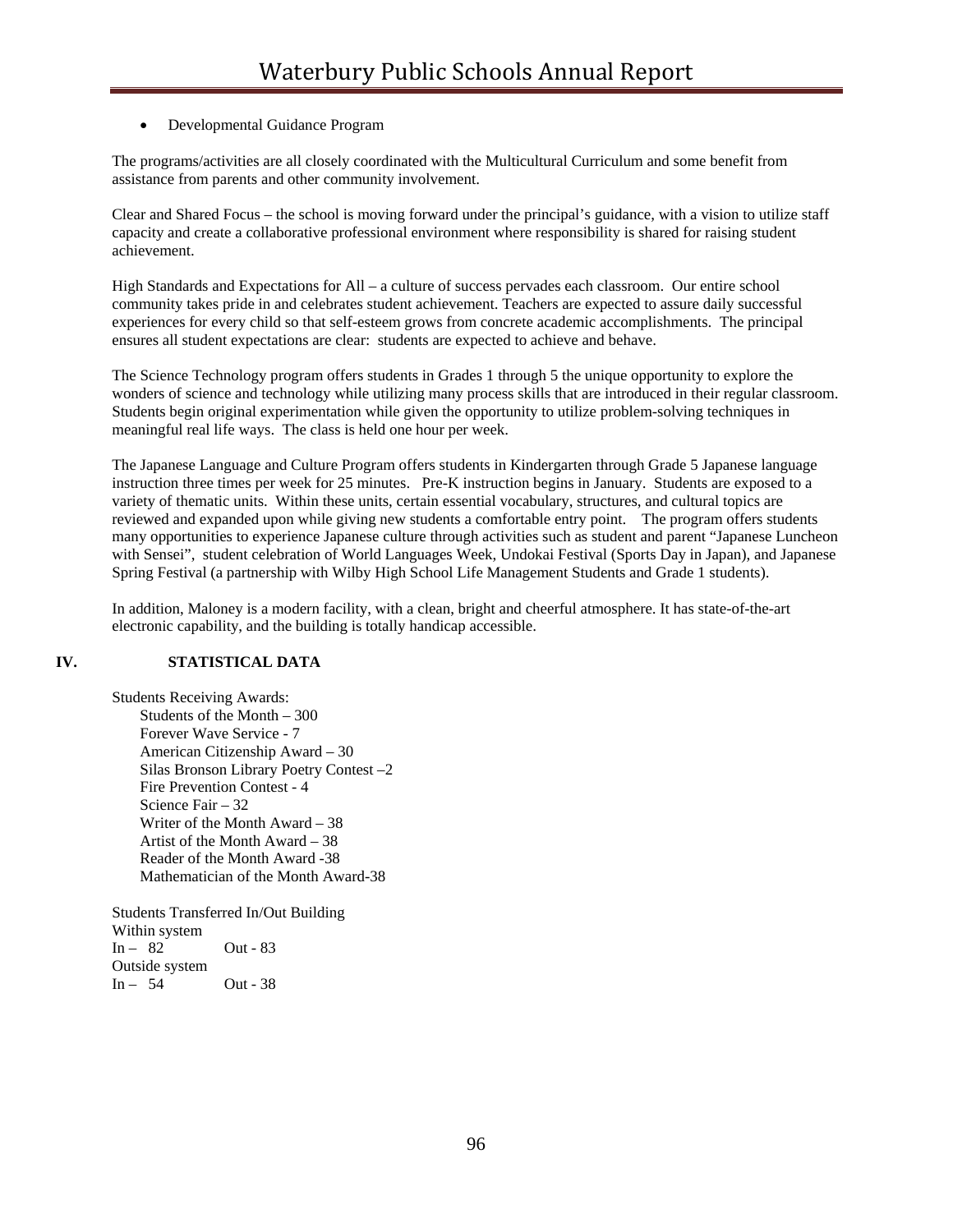- Developmental Guidance Program

The programs/activities are all closely coordinated with the Multicultural Curriculum and some benefit from assistance from parents and other community involvement.

Clear and Shared Focus – the school is moving forward under the principal's guidance, with a vision to utilize staff capacity and create a collaborative professional environment where responsibility is shared for raising student achievement.

High Standards and Expectations for All – a culture of success pervades each classroom. Our entire school community takes pride in and celebrates student achievement. Teachers are expected to assure daily successful experiences for every child so that self-esteem grows from concrete academic accomplishments. The principal ensures all student expectations are clear: students are expected to achieve and behave.

The Science Technology program offers students in Grades 1 through 5 the unique opportunity to explore the wonders of science and technology while utilizing many process skills that are introduced in their regular classroom. Students begin original experimentation while given the opportunity to utilize problem-solving techniques in meaningful real life ways. The class is held one hour per week.

The Japanese Language and Culture Program offers students in Kindergarten through Grade 5 Japanese language instruction three times per week for 25 minutes. Pre-K instruction begins in January. Students are exposed to a variety of thematic units. Within these units, certain essential vocabulary, structures, and cultural topics are reviewed and expanded upon while giving new students a comfortable entry point. The program offers students many opportunities to experience Japanese culture through activities such as student and parent "Japanese Luncheon with Sensei", student celebration of World Languages Week, Undokai Festival (Sports Day in Japan), and Japanese Spring Festival (a partnership with Wilby High School Life Management Students and Grade 1 students).

In addition, Maloney is a modern facility, with a clean, bright and cheerful atmosphere. It has state-of-the-art electronic capability, and the building is totally handicap accessible.

## IV. STATISTICAL DATA

Students Receiving Awards:
- Students of the Month – 300
- Forever Wave Service - 7
- American Citizenship Award – 30
- Silas Bronson Library Poetry Contest –2
- Fire Prevention Contest - 4
- Science Fair – 32
- Writer of the Month Award – 38
- Artist of the Month Award – 38
- Reader of the Month Award -38
- Mathematician of the Month Award-38

Students Transferred In/Out Building

Within system

In – 82 Out - 83

Outside system

In – 54 Out - 38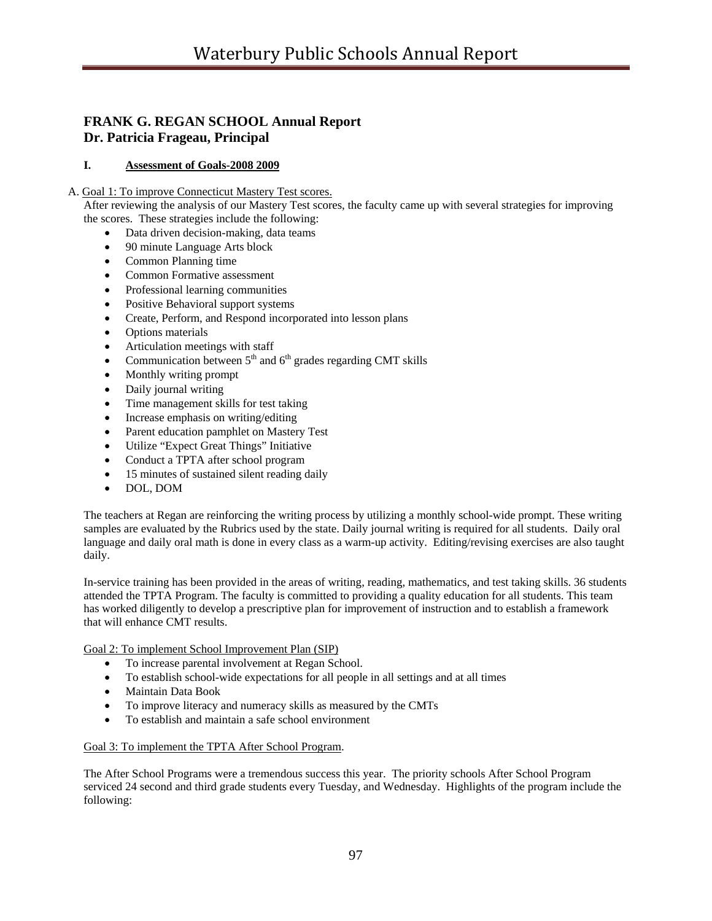## FRANK G. REGAN SCHOOL Annual Report
## Dr. Patricia Frageau, Principal

### I. Assessment of Goals-2008 2009

A. Goal 1: To improve Connecticut Mastery Test scores.

After reviewing the analysis of our Mastery Test scores, the faculty came up with several strategies for improving the scores. These strategies include the following:

- Data driven decision-making, data teams
- 90 minute Language Arts block
- Common Planning time
- Common Formative assessment
- Professional learning communities
- Positive Behavioral support systems
- Create, Perform, and Respond incorporated into lesson plans
- Options materials
- Articulation meetings with staff
- Communication between 5th and 6th grades regarding CMT skills
- Monthly writing prompt
- Daily journal writing
- Time management skills for test taking
- Increase emphasis on writing/editing
- Parent education pamphlet on Mastery Test
- Utilize "Expect Great Things" Initiative
- Conduct a TPTA after school program
- 15 minutes of sustained silent reading daily
- DOL, DOM

The teachers at Regan are reinforcing the writing process by utilizing a monthly school-wide prompt. These writing samples are evaluated by the Rubrics used by the state. Daily journal writing is required for all students. Daily oral language and daily oral math is done in every class as a warm-up activity. Editing/revising exercises are also taught daily.

In-service training has been provided in the areas of writing, reading, mathematics, and test taking skills. 36 students attended the TPTA Program. The faculty is committed to providing a quality education for all students. This team has worked diligently to develop a prescriptive plan for improvement of instruction and to establish a framework that will enhance CMT results.

Goal 2: To implement School Improvement Plan (SIP)

- To increase parental involvement at Regan School.
- To establish school-wide expectations for all people in all settings and at all times
- Maintain Data Book
- To improve literacy and numeracy skills as measured by the CMTs
- To establish and maintain a safe school environment

Goal 3: To implement the TPTA After School Program.

The After School Programs were a tremendous success this year. The priority schools After School Program serviced 24 second and third grade students every Tuesday, and Wednesday. Highlights of the program include the following: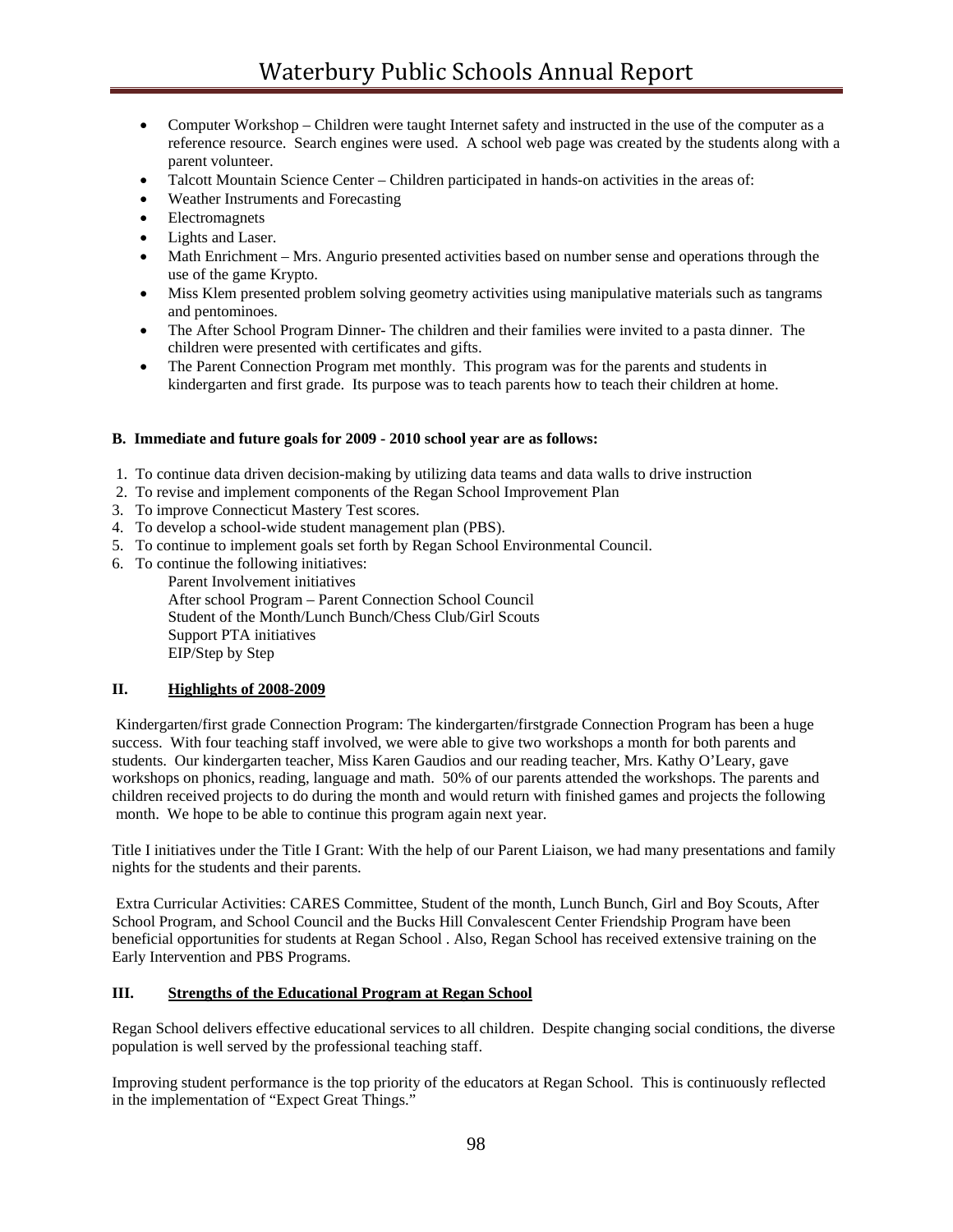- Computer Workshop – Children were taught Internet safety and instructed in the use of the computer as a reference resource. Search engines were used. A school web page was created by the students along with a parent volunteer.
- Talcott Mountain Science Center – Children participated in hands-on activities in the areas of:
- Weather Instruments and Forecasting
- Electromagnets
- Lights and Laser.
- Math Enrichment – Mrs. Angurio presented activities based on number sense and operations through the use of the game Krypto.
- Miss Klem presented problem solving geometry activities using manipulative materials such as tangrams and pentominoes.
- The After School Program Dinner- The children and their families were invited to a pasta dinner. The children were presented with certificates and gifts.
- The Parent Connection Program met monthly. This program was for the parents and students in kindergarten and first grade. Its purpose was to teach parents how to teach their children at home.

**B. Immediate and future goals for 2009 - 2010 school year are as follows:**

1. To continue data driven decision-making by utilizing data teams and data walls to drive instruction
2. To revise and implement components of the Regan School Improvement Plan
3. To improve Connecticut Mastery Test scores.
4. To develop a school-wide student management plan (PBS).
5. To continue to implement goals set forth by Regan School Environmental Council.
6. To continue the following initiatives:
   Parent Involvement initiatives
   After school Program – Parent Connection School Council
   Student of the Month/Lunch Bunch/Chess Club/Girl Scouts
   Support PTA initiatives
   EIP/Step by Step

## II. Highlights of 2008-2009

Kindergarten/first grade Connection Program: The kindergarten/firstgrade Connection Program has been a huge success. With four teaching staff involved, we were able to give two workshops a month for both parents and students. Our kindergarten teacher, Miss Karen Gaudios and our reading teacher, Mrs. Kathy O'Leary, gave workshops on phonics, reading, language and math. 50% of our parents attended the workshops. The parents and children received projects to do during the month and would return with finished games and projects the following month. We hope to be able to continue this program again next year.

Title I initiatives under the Title I Grant: With the help of our Parent Liaison, we had many presentations and family nights for the students and their parents.

Extra Curricular Activities: CARES Committee, Student of the month, Lunch Bunch, Girl and Boy Scouts, After School Program, and School Council and the Bucks Hill Convalescent Center Friendship Program have been beneficial opportunities for students at Regan School . Also, Regan School has received extensive training on the Early Intervention and PBS Programs.

## III. Strengths of the Educational Program at Regan School

Regan School delivers effective educational services to all children. Despite changing social conditions, the diverse population is well served by the professional teaching staff.

Improving student performance is the top priority of the educators at Regan School. This is continuously reflected in the implementation of "Expect Great Things."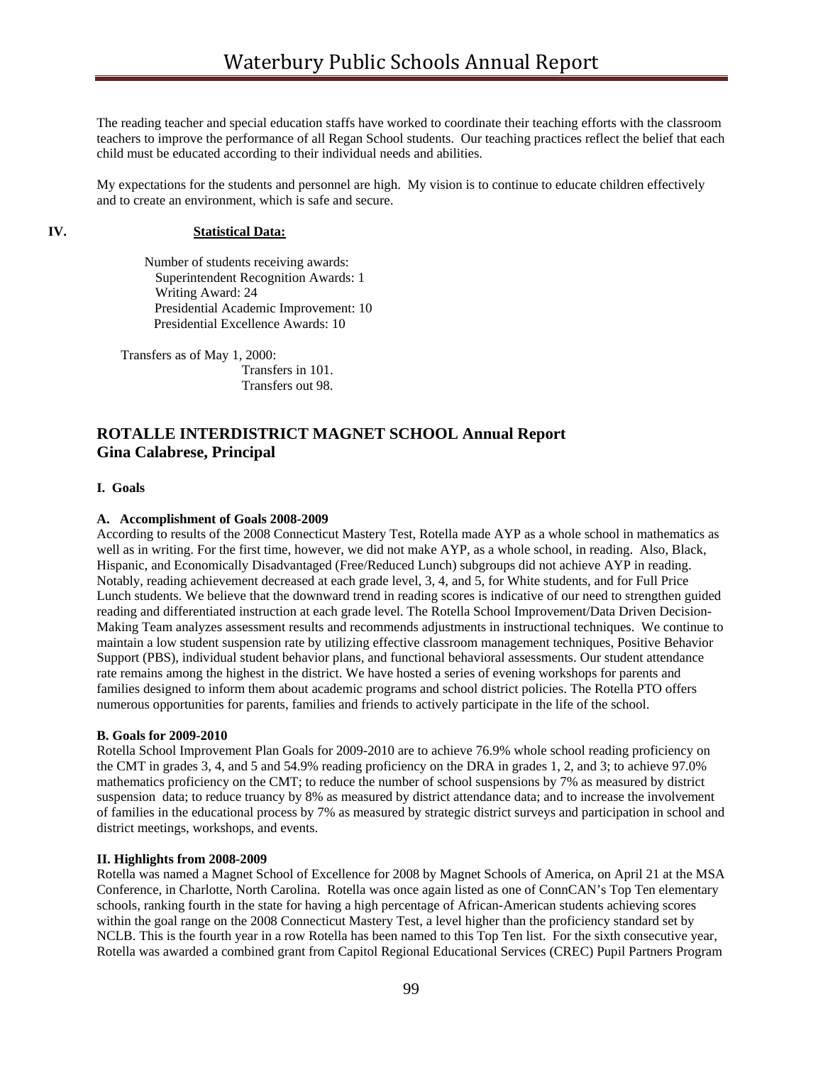The reading teacher and special education staffs have worked to coordinate their teaching efforts with the classroom teachers to improve the performance of all Regan School students. Our teaching practices reflect the belief that each child must be educated according to their individual needs and abilities.

My expectations for the students and personnel are high. My vision is to continue to educate children effectively and to create an environment, which is safe and secure.

**IV. Statistical Data:**

Number of students receiving awards:
- Superintendent Recognition Awards: 1
- Writing Award: 24
- Presidential Academic Improvement: 10
- Presidential Excellence Awards: 10

Transfers as of May 1, 2000:
- Transfers in 101.
- Transfers out 98.

## ROTALLE INTERDISTRICT MAGNET SCHOOL Annual Report
## Gina Calabrese, Principal

### I. Goals

#### A. Accomplishment of Goals 2008-2009

According to results of the 2008 Connecticut Mastery Test, Rotella made AYP as a whole school in mathematics as well as in writing. For the first time, however, we did not make AYP, as a whole school, in reading. Also, Black, Hispanic, and Economically Disadvantaged (Free/Reduced Lunch) subgroups did not achieve AYP in reading. Notably, reading achievement decreased at each grade level, 3, 4, and 5, for White students, and for Full Price Lunch students. We believe that the downward trend in reading scores is indicative of our need to strengthen guided reading and differentiated instruction at each grade level. The Rotella School Improvement/Data Driven Decision-Making Team analyzes assessment results and recommends adjustments in instructional techniques. We continue to maintain a low student suspension rate by utilizing effective classroom management techniques, Positive Behavior Support (PBS), individual student behavior plans, and functional behavioral assessments. Our student attendance rate remains among the highest in the district. We have hosted a series of evening workshops for parents and families designed to inform them about academic programs and school district policies. The Rotella PTO offers numerous opportunities for parents, families and friends to actively participate in the life of the school.

#### B. Goals for 2009-2010

Rotella School Improvement Plan Goals for 2009-2010 are to achieve 76.9% whole school reading proficiency on the CMT in grades 3, 4, and 5 and 54.9% reading proficiency on the DRA in grades 1, 2, and 3; to achieve 97.0% mathematics proficiency on the CMT; to reduce the number of school suspensions by 7% as measured by district suspension data; to reduce truancy by 8% as measured by district attendance data; and to increase the involvement of families in the educational process by 7% as measured by strategic district surveys and participation in school and district meetings, workshops, and events.

### II. Highlights from 2008-2009

Rotella was named a Magnet School of Excellence for 2008 by Magnet Schools of America, on April 21 at the MSA Conference, in Charlotte, North Carolina. Rotella was once again listed as one of ConnCAN's Top Ten elementary schools, ranking fourth in the state for having a high percentage of African-American students achieving scores within the goal range on the 2008 Connecticut Mastery Test, a level higher than the proficiency standard set by NCLB. This is the fourth year in a row Rotella has been named to this Top Ten list. For the sixth consecutive year, Rotella was awarded a combined grant from Capitol Regional Educational Services (CREC) Pupil Partners Program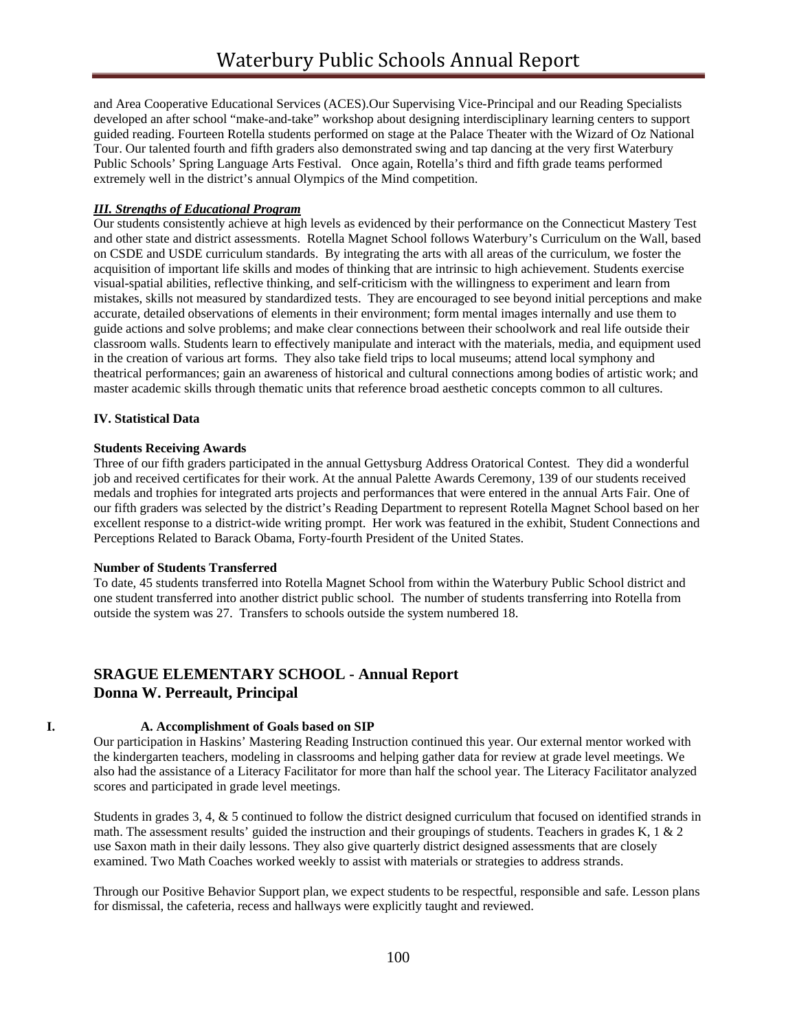and Area Cooperative Educational Services (ACES).Our Supervising Vice-Principal and our Reading Specialists developed an after school "make-and-take" workshop about designing interdisciplinary learning centers to support guided reading. Fourteen Rotella students performed on stage at the Palace Theater with the Wizard of Oz National Tour. Our talented fourth and fifth graders also demonstrated swing and tap dancing at the very first Waterbury Public Schools' Spring Language Arts Festival. Once again, Rotella's third and fifth grade teams performed extremely well in the district's annual Olympics of the Mind competition.

***III. Strengths of Educational Program***

Our students consistently achieve at high levels as evidenced by their performance on the Connecticut Mastery Test and other state and district assessments. Rotella Magnet School follows Waterbury's Curriculum on the Wall, based on CSDE and USDE curriculum standards. By integrating the arts with all areas of the curriculum, we foster the acquisition of important life skills and modes of thinking that are intrinsic to high achievement. Students exercise visual-spatial abilities, reflective thinking, and self-criticism with the willingness to experiment and learn from mistakes, skills not measured by standardized tests. They are encouraged to see beyond initial perceptions and make accurate, detailed observations of elements in their environment; form mental images internally and use them to guide actions and solve problems; and make clear connections between their schoolwork and real life outside their classroom walls. Students learn to effectively manipulate and interact with the materials, media, and equipment used in the creation of various art forms. They also take field trips to local museums; attend local symphony and theatrical performances; gain an awareness of historical and cultural connections among bodies of artistic work; and master academic skills through thematic units that reference broad aesthetic concepts common to all cultures.

**IV. Statistical Data**

**Students Receiving Awards**

Three of our fifth graders participated in the annual Gettysburg Address Oratorical Contest. They did a wonderful job and received certificates for their work. At the annual Palette Awards Ceremony, 139 of our students received medals and trophies for integrated arts projects and performances that were entered in the annual Arts Fair. One of our fifth graders was selected by the district's Reading Department to represent Rotella Magnet School based on her excellent response to a district-wide writing prompt. Her work was featured in the exhibit, Student Connections and Perceptions Related to Barack Obama, Forty-fourth President of the United States.

**Number of Students Transferred**

To date, 45 students transferred into Rotella Magnet School from within the Waterbury Public School district and one student transferred into another district public school. The number of students transferring into Rotella from outside the system was 27. Transfers to schools outside the system numbered 18.

## SRAGUE ELEMENTARY SCHOOL - Annual Report
## Donna W. Perreault, Principal

**I. A. Accomplishment of Goals based on SIP**

Our participation in Haskins' Mastering Reading Instruction continued this year. Our external mentor worked with the kindergarten teachers, modeling in classrooms and helping gather data for review at grade level meetings. We also had the assistance of a Literacy Facilitator for more than half the school year. The Literacy Facilitator analyzed scores and participated in grade level meetings.

Students in grades 3, 4, & 5 continued to follow the district designed curriculum that focused on identified strands in math. The assessment results' guided the instruction and their groupings of students. Teachers in grades K, 1 & 2 use Saxon math in their daily lessons. They also give quarterly district designed assessments that are closely examined. Two Math Coaches worked weekly to assist with materials or strategies to address strands.

Through our Positive Behavior Support plan, we expect students to be respectful, responsible and safe. Lesson plans for dismissal, the cafeteria, recess and hallways were explicitly taught and reviewed.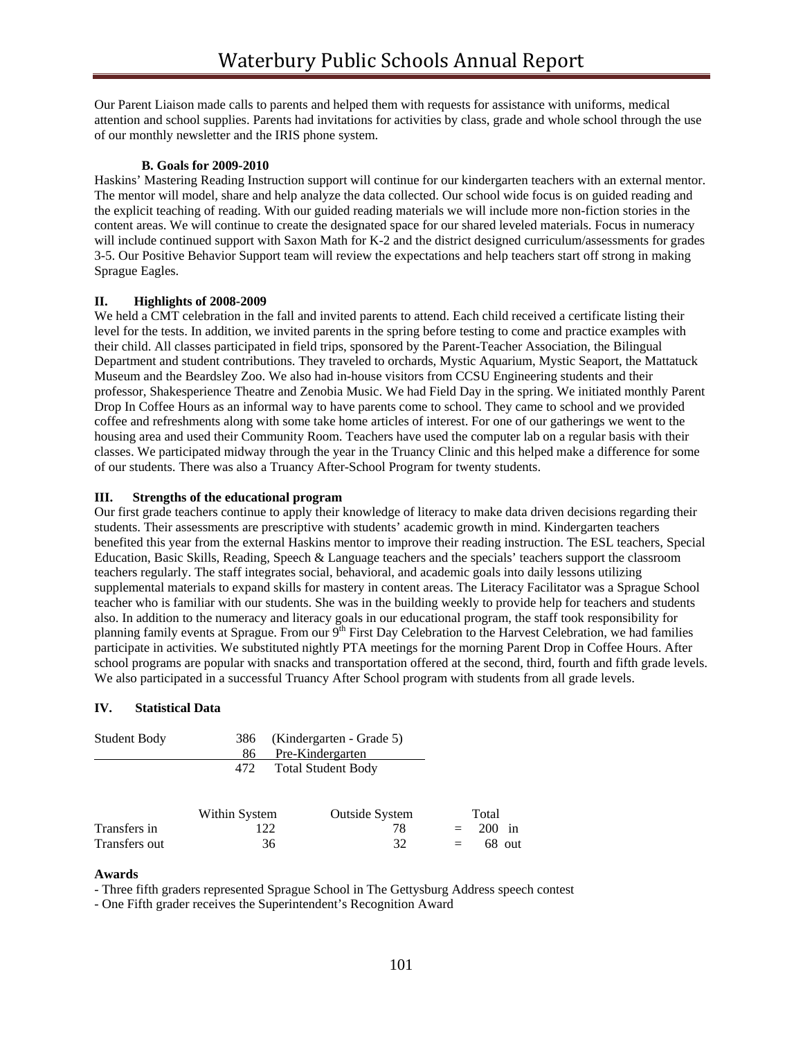Our Parent Liaison made calls to parents and helped them with requests for assistance with uniforms, medical attention and school supplies. Parents had invitations for activities by class, grade and whole school through the use of our monthly newsletter and the IRIS phone system.

**B. Goals for 2009-2010**

Haskins' Mastering Reading Instruction support will continue for our kindergarten teachers with an external mentor. The mentor will model, share and help analyze the data collected. Our school wide focus is on guided reading and the explicit teaching of reading. With our guided reading materials we will include more non-fiction stories in the content areas. We will continue to create the designated space for our shared leveled materials. Focus in numeracy will include continued support with Saxon Math for K-2 and the district designed curriculum/assessments for grades 3-5. Our Positive Behavior Support team will review the expectations and help teachers start off strong in making Sprague Eagles.

**II. Highlights of 2008-2009**

We held a CMT celebration in the fall and invited parents to attend. Each child received a certificate listing their level for the tests. In addition, we invited parents in the spring before testing to come and practice examples with their child. All classes participated in field trips, sponsored by the Parent-Teacher Association, the Bilingual Department and student contributions. They traveled to orchards, Mystic Aquarium, Mystic Seaport, the Mattatuck Museum and the Beardsley Zoo. We also had in-house visitors from CCSU Engineering students and their professor, Shakesperience Theatre and Zenobia Music. We had Field Day in the spring. We initiated monthly Parent Drop In Coffee Hours as an informal way to have parents come to school. They came to school and we provided coffee and refreshments along with some take home articles of interest. For one of our gatherings we went to the housing area and used their Community Room. Teachers have used the computer lab on a regular basis with their classes. We participated midway through the year in the Truancy Clinic and this helped make a difference for some of our students. There was also a Truancy After-School Program for twenty students.

**III. Strengths of the educational program**

Our first grade teachers continue to apply their knowledge of literacy to make data driven decisions regarding their students. Their assessments are prescriptive with students' academic growth in mind. Kindergarten teachers benefited this year from the external Haskins mentor to improve their reading instruction. The ESL teachers, Special Education, Basic Skills, Reading, Speech & Language teachers and the specials' teachers support the classroom teachers regularly. The staff integrates social, behavioral, and academic goals into daily lessons utilizing supplemental materials to expand skills for mastery in content areas. The Literacy Facilitator was a Sprague School teacher who is familiar with our students. She was in the building weekly to provide help for teachers and students also. In addition to the numeracy and literacy goals in our educational program, the staff took responsibility for planning family events at Sprague. From our 9th First Day Celebration to the Harvest Celebration, we had families participate in activities. We substituted nightly PTA meetings for the morning Parent Drop in Coffee Hours. After school programs are popular with snacks and transportation offered at the second, third, fourth and fifth grade levels. We also participated in a successful Truancy After School program with students from all grade levels.

**IV. Statistical Data**

| Student Body | | |
|---|---|---|
| | 386 | (Kindergarten - Grade 5) |
| | 86 | Pre-Kindergarten |
| | 472 | Total Student Body |

| | Within System | Outside System | Total |
|---|---|---|---|
| Transfers in | 122 | 78 | = 200 in |
| Transfers out | 36 | 32 | = 68 out |

**Awards**

- Three fifth graders represented Sprague School in The Gettysburg Address speech contest
- One Fifth grader receives the Superintendent's Recognition Award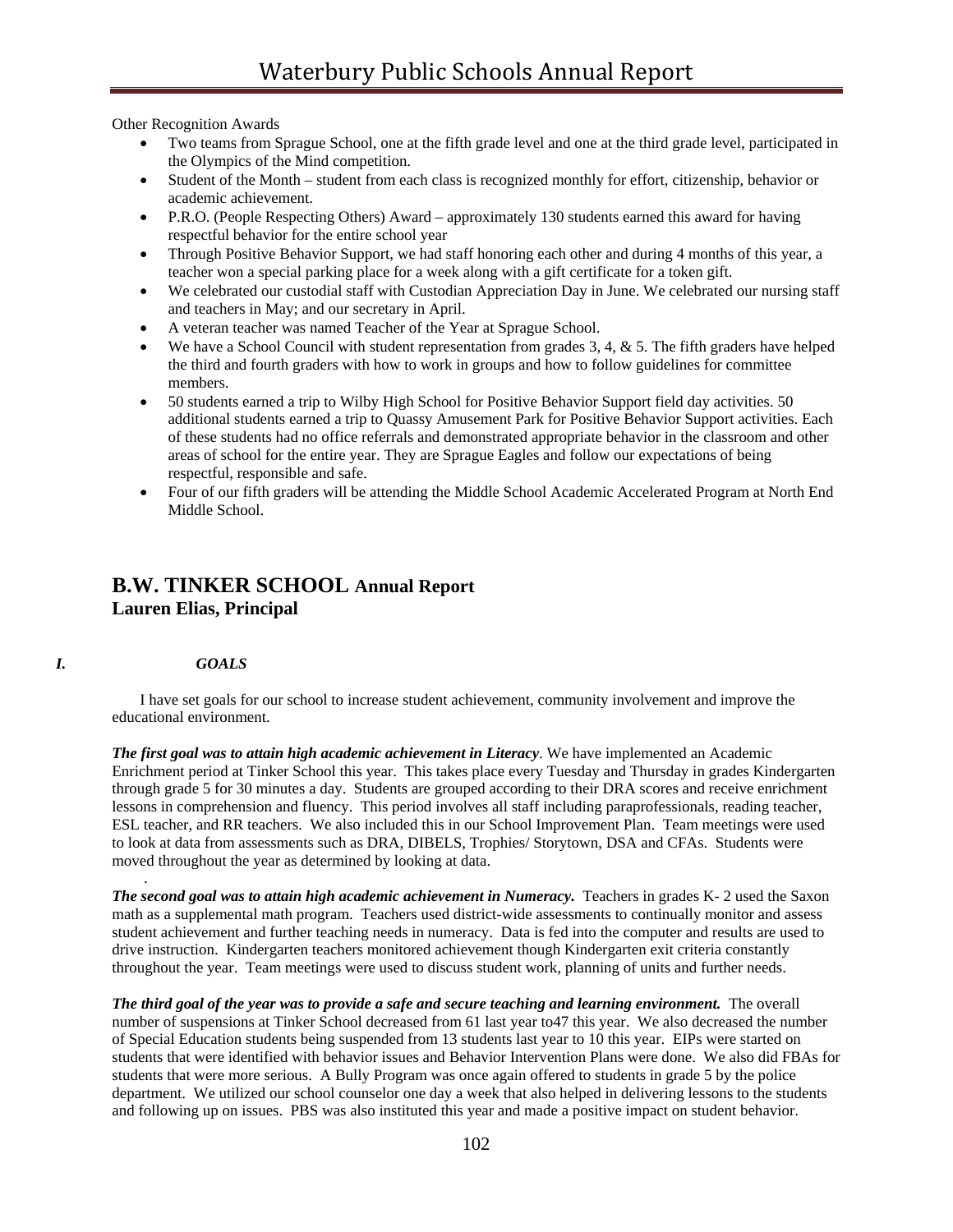Other Recognition Awards

- Two teams from Sprague School, one at the fifth grade level and one at the third grade level, participated in the Olympics of the Mind competition.
- Student of the Month – student from each class is recognized monthly for effort, citizenship, behavior or academic achievement.
- P.R.O. (People Respecting Others) Award – approximately 130 students earned this award for having respectful behavior for the entire school year
- Through Positive Behavior Support, we had staff honoring each other and during 4 months of this year, a teacher won a special parking place for a week along with a gift certificate for a token gift.
- We celebrated our custodial staff with Custodian Appreciation Day in June. We celebrated our nursing staff and teachers in May; and our secretary in April.
- A veteran teacher was named Teacher of the Year at Sprague School.
- We have a School Council with student representation from grades 3, 4, & 5. The fifth graders have helped the third and fourth graders with how to work in groups and how to follow guidelines for committee members.
- 50 students earned a trip to Wilby High School for Positive Behavior Support field day activities. 50 additional students earned a trip to Quassy Amusement Park for Positive Behavior Support activities. Each of these students had no office referrals and demonstrated appropriate behavior in the classroom and other areas of school for the entire year. They are Sprague Eagles and follow our expectations of being respectful, responsible and safe.
- Four of our fifth graders will be attending the Middle School Academic Accelerated Program at North End Middle School.

## B.W. TINKER SCHOOL Annual Report
**Lauren Elias, Principal**

### *I. GOALS*

I have set goals for our school to increase student achievement, community involvement and improve the educational environment.

***The first goal was to attain high academic achievement in Literacy***. We have implemented an Academic Enrichment period at Tinker School this year. This takes place every Tuesday and Thursday in grades Kindergarten through grade 5 for 30 minutes a day. Students are grouped according to their DRA scores and receive enrichment lessons in comprehension and fluency. This period involves all staff including paraprofessionals, reading teacher, ESL teacher, and RR teachers. We also included this in our School Improvement Plan. Team meetings were used to look at data from assessments such as DRA, DIBELS, Trophies/ Storytown, DSA and CFAs. Students were moved throughout the year as determined by looking at data.

***The second goal was to attain high academic achievement in Numeracy.*** Teachers in grades K- 2 used the Saxon math as a supplemental math program. Teachers used district-wide assessments to continually monitor and assess student achievement and further teaching needs in numeracy. Data is fed into the computer and results are used to drive instruction. Kindergarten teachers monitored achievement though Kindergarten exit criteria constantly throughout the year. Team meetings were used to discuss student work, planning of units and further needs.

***The third goal of the year was to provide a safe and secure teaching and learning environment.*** The overall number of suspensions at Tinker School decreased from 61 last year to47 this year. We also decreased the number of Special Education students being suspended from 13 students last year to 10 this year. EIPs were started on students that were identified with behavior issues and Behavior Intervention Plans were done. We also did FBAs for students that were more serious. A Bully Program was once again offered to students in grade 5 by the police department. We utilized our school counselor one day a week that also helped in delivering lessons to the students and following up on issues. PBS was also instituted this year and made a positive impact on student behavior.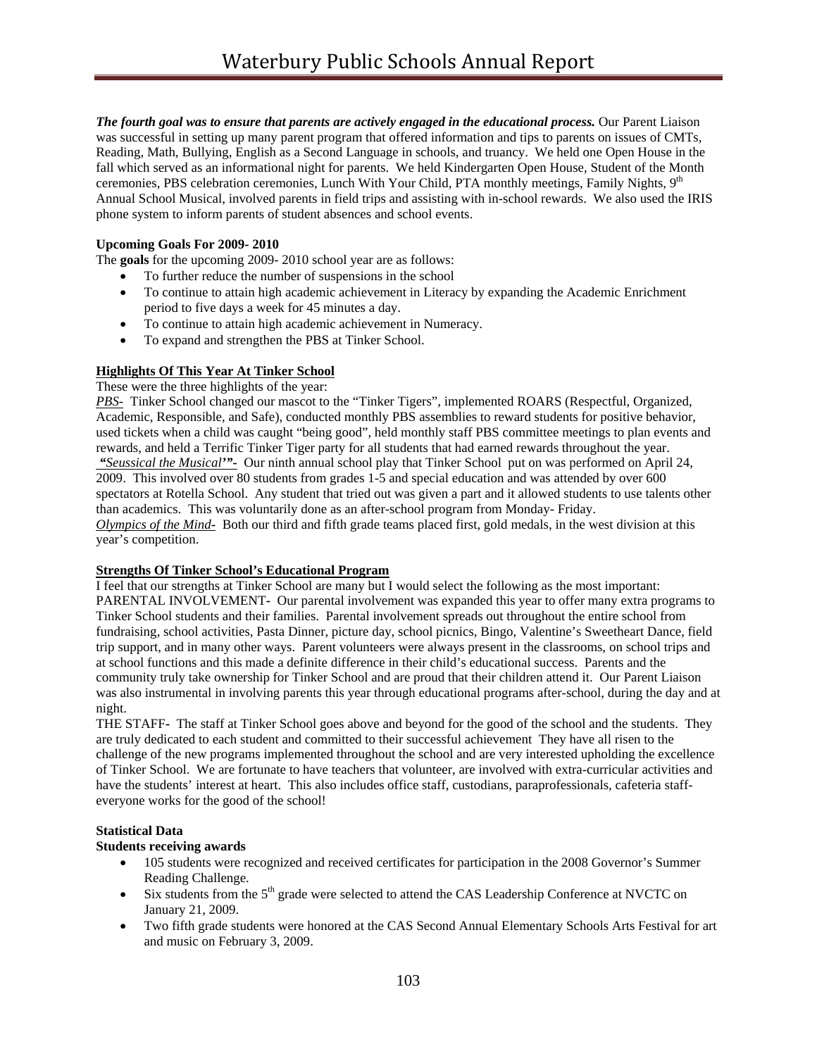***The fourth goal was to ensure that parents are actively engaged in the educational process.*** Our Parent Liaison was successful in setting up many parent program that offered information and tips to parents on issues of CMTs, Reading, Math, Bullying, English as a Second Language in schools, and truancy. We held one Open House in the fall which served as an informational night for parents. We held Kindergarten Open House, Student of the Month ceremonies, PBS celebration ceremonies, Lunch With Your Child, PTA monthly meetings, Family Nights, 9th Annual School Musical, involved parents in field trips and assisting with in-school rewards. We also used the IRIS phone system to inform parents of student absences and school events.

**Upcoming Goals For 2009- 2010**

The **goals** for the upcoming 2009- 2010 school year are as follows:

- To further reduce the number of suspensions in the school
- To continue to attain high academic achievement in Literacy by expanding the Academic Enrichment period to five days a week for 45 minutes a day.
- To continue to attain high academic achievement in Numeracy.
- To expand and strengthen the PBS at Tinker School.

**Highlights Of This Year At Tinker School**

These were the three highlights of the year:

*PBS-* Tinker School changed our mascot to the "Tinker Tigers", implemented ROARS (Respectful, Organized, Academic, Responsible, and Safe), conducted monthly PBS assemblies to reward students for positive behavior, used tickets when a child was caught "being good", held monthly staff PBS committee meetings to plan events and rewards, and held a Terrific Tinker Tiger party for all students that had earned rewards throughout the year.

***"Seussical the Musical'"-*** Our ninth annual school play that Tinker School put on was performed on April 24, 2009. This involved over 80 students from grades 1-5 and special education and was attended by over 600 spectators at Rotella School. Any student that tried out was given a part and it allowed students to use talents other than academics. This was voluntarily done as an after-school program from Monday- Friday.

*Olympics of the Mind-* Both our third and fifth grade teams placed first, gold medals, in the west division at this year's competition.

**Strengths Of Tinker School's Educational Program**

I feel that our strengths at Tinker School are many but I would select the following as the most important:

PARENTAL INVOLVEMENT- Our parental involvement was expanded this year to offer many extra programs to Tinker School students and their families. Parental involvement spreads out throughout the entire school from fundraising, school activities, Pasta Dinner, picture day, school picnics, Bingo, Valentine's Sweetheart Dance, field trip support, and in many other ways. Parent volunteers were always present in the classrooms, on school trips and at school functions and this made a definite difference in their child's educational success. Parents and the community truly take ownership for Tinker School and are proud that their children attend it. Our Parent Liaison was also instrumental in involving parents this year through educational programs after-school, during the day and at night.

THE STAFF- The staff at Tinker School goes above and beyond for the good of the school and the students. They are truly dedicated to each student and committed to their successful achievement They have all risen to the challenge of the new programs implemented throughout the school and are very interested upholding the excellence of Tinker School. We are fortunate to have teachers that volunteer, are involved with extra-curricular activities and have the students' interest at heart. This also includes office staff, custodians, paraprofessionals, cafeteria staff- everyone works for the good of the school!

**Statistical Data**

**Students receiving awards**

- 105 students were recognized and received certificates for participation in the 2008 Governor's Summer Reading Challenge.
- Six students from the 5th grade were selected to attend the CAS Leadership Conference at NVCTC on January 21, 2009.
- Two fifth grade students were honored at the CAS Second Annual Elementary Schools Arts Festival for art and music on February 3, 2009.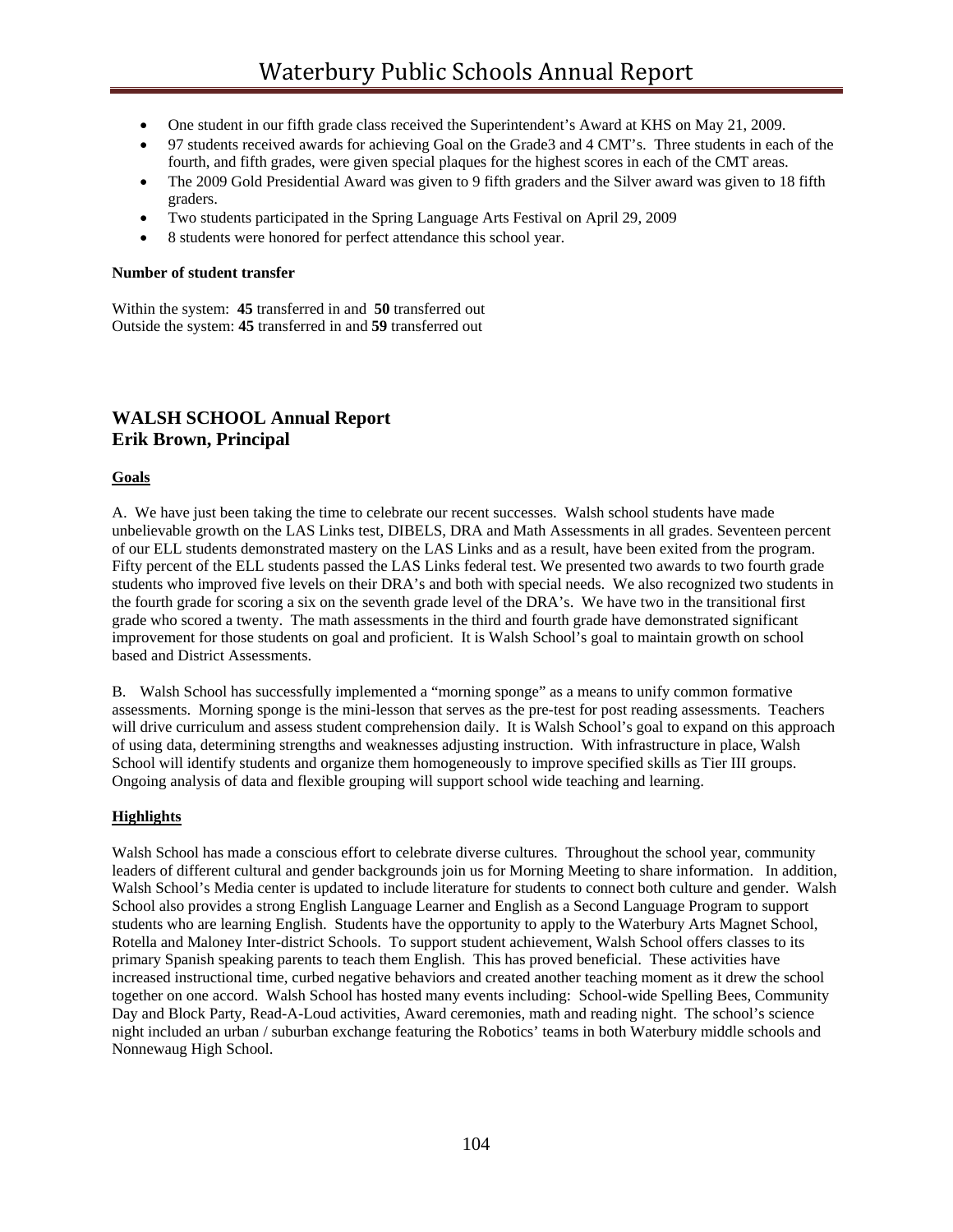- One student in our fifth grade class received the Superintendent's Award at KHS on May 21, 2009.
- 97 students received awards for achieving Goal on the Grade3 and 4 CMT's. Three students in each of the fourth, and fifth grades, were given special plaques for the highest scores in each of the CMT areas.
- The 2009 Gold Presidential Award was given to 9 fifth graders and the Silver award was given to 18 fifth graders.
- Two students participated in the Spring Language Arts Festival on April 29, 2009
- 8 students were honored for perfect attendance this school year.

**Number of student transfer**

Within the system: **45** transferred in and **50** transferred out
Outside the system: **45** transferred in and **59** transferred out

## WALSH SCHOOL Annual Report
## Erik Brown, Principal

**Goals**

A. We have just been taking the time to celebrate our recent successes. Walsh school students have made unbelievable growth on the LAS Links test, DIBELS, DRA and Math Assessments in all grades. Seventeen percent of our ELL students demonstrated mastery on the LAS Links and as a result, have been exited from the program. Fifty percent of the ELL students passed the LAS Links federal test. We presented two awards to two fourth grade students who improved five levels on their DRA's and both with special needs. We also recognized two students in the fourth grade for scoring a six on the seventh grade level of the DRA's. We have two in the transitional first grade who scored a twenty. The math assessments in the third and fourth grade have demonstrated significant improvement for those students on goal and proficient. It is Walsh School's goal to maintain growth on school based and District Assessments.

B. Walsh School has successfully implemented a "morning sponge" as a means to unify common formative assessments. Morning sponge is the mini-lesson that serves as the pre-test for post reading assessments. Teachers will drive curriculum and assess student comprehension daily. It is Walsh School's goal to expand on this approach of using data, determining strengths and weaknesses adjusting instruction. With infrastructure in place, Walsh School will identify students and organize them homogeneously to improve specified skills as Tier III groups. Ongoing analysis of data and flexible grouping will support school wide teaching and learning.

**Highlights**

Walsh School has made a conscious effort to celebrate diverse cultures. Throughout the school year, community leaders of different cultural and gender backgrounds join us for Morning Meeting to share information. In addition, Walsh School's Media center is updated to include literature for students to connect both culture and gender. Walsh School also provides a strong English Language Learner and English as a Second Language Program to support students who are learning English. Students have the opportunity to apply to the Waterbury Arts Magnet School, Rotella and Maloney Inter-district Schools. To support student achievement, Walsh School offers classes to its primary Spanish speaking parents to teach them English. This has proved beneficial. These activities have increased instructional time, curbed negative behaviors and created another teaching moment as it drew the school together on one accord. Walsh School has hosted many events including: School-wide Spelling Bees, Community Day and Block Party, Read-A-Loud activities, Award ceremonies, math and reading night. The school's science night included an urban / suburban exchange featuring the Robotics' teams in both Waterbury middle schools and Nonnewaug High School.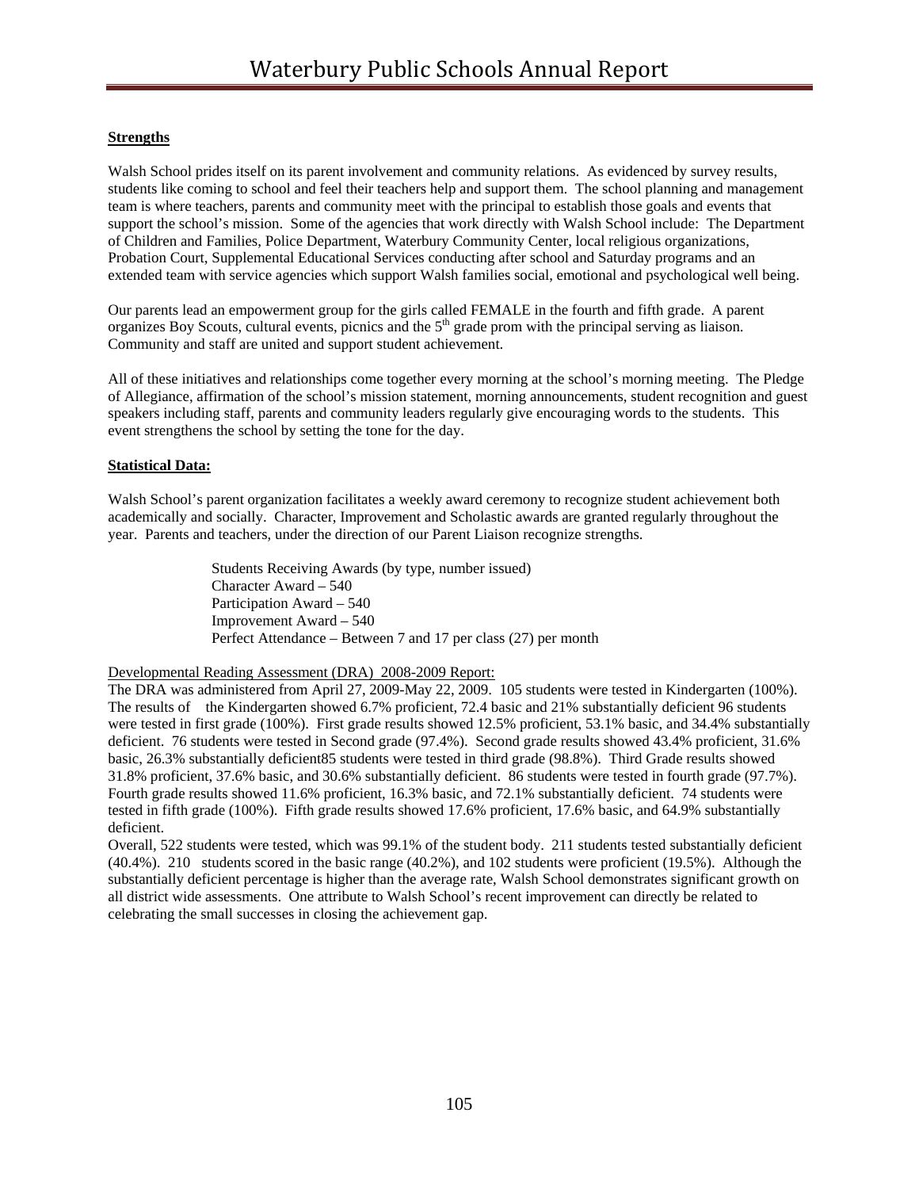**Strengths**

Walsh School prides itself on its parent involvement and community relations. As evidenced by survey results, students like coming to school and feel their teachers help and support them. The school planning and management team is where teachers, parents and community meet with the principal to establish those goals and events that support the school's mission. Some of the agencies that work directly with Walsh School include: The Department of Children and Families, Police Department, Waterbury Community Center, local religious organizations, Probation Court, Supplemental Educational Services conducting after school and Saturday programs and an extended team with service agencies which support Walsh families social, emotional and psychological well being.

Our parents lead an empowerment group for the girls called FEMALE in the fourth and fifth grade. A parent organizes Boy Scouts, cultural events, picnics and the 5th grade prom with the principal serving as liaison. Community and staff are united and support student achievement.

All of these initiatives and relationships come together every morning at the school's morning meeting. The Pledge of Allegiance, affirmation of the school's mission statement, morning announcements, student recognition and guest speakers including staff, parents and community leaders regularly give encouraging words to the students. This event strengthens the school by setting the tone for the day.

**Statistical Data:**

Walsh School's parent organization facilitates a weekly award ceremony to recognize student achievement both academically and socially. Character, Improvement and Scholastic awards are granted regularly throughout the year. Parents and teachers, under the direction of our Parent Liaison recognize strengths.

Students Receiving Awards (by type, number issued)
Character Award – 540
Participation Award – 540
Improvement Award – 540
Perfect Attendance – Between 7 and 17 per class (27) per month

Developmental Reading Assessment (DRA) 2008-2009 Report:

The DRA was administered from April 27, 2009-May 22, 2009. 105 students were tested in Kindergarten (100%). The results of the Kindergarten showed 6.7% proficient, 72.4 basic and 21% substantially deficient 96 students were tested in first grade (100%). First grade results showed 12.5% proficient, 53.1% basic, and 34.4% substantially deficient. 76 students were tested in Second grade (97.4%). Second grade results showed 43.4% proficient, 31.6% basic, 26.3% substantially deficient85 students were tested in third grade (98.8%). Third Grade results showed 31.8% proficient, 37.6% basic, and 30.6% substantially deficient. 86 students were tested in fourth grade (97.7%). Fourth grade results showed 11.6% proficient, 16.3% basic, and 72.1% substantially deficient. 74 students were tested in fifth grade (100%). Fifth grade results showed 17.6% proficient, 17.6% basic, and 64.9% substantially deficient.

Overall, 522 students were tested, which was 99.1% of the student body. 211 students tested substantially deficient (40.4%). 210 students scored in the basic range (40.2%), and 102 students were proficient (19.5%). Although the substantially deficient percentage is higher than the average rate, Walsh School demonstrates significant growth on all district wide assessments. One attribute to Walsh School's recent improvement can directly be related to celebrating the small successes in closing the achievement gap.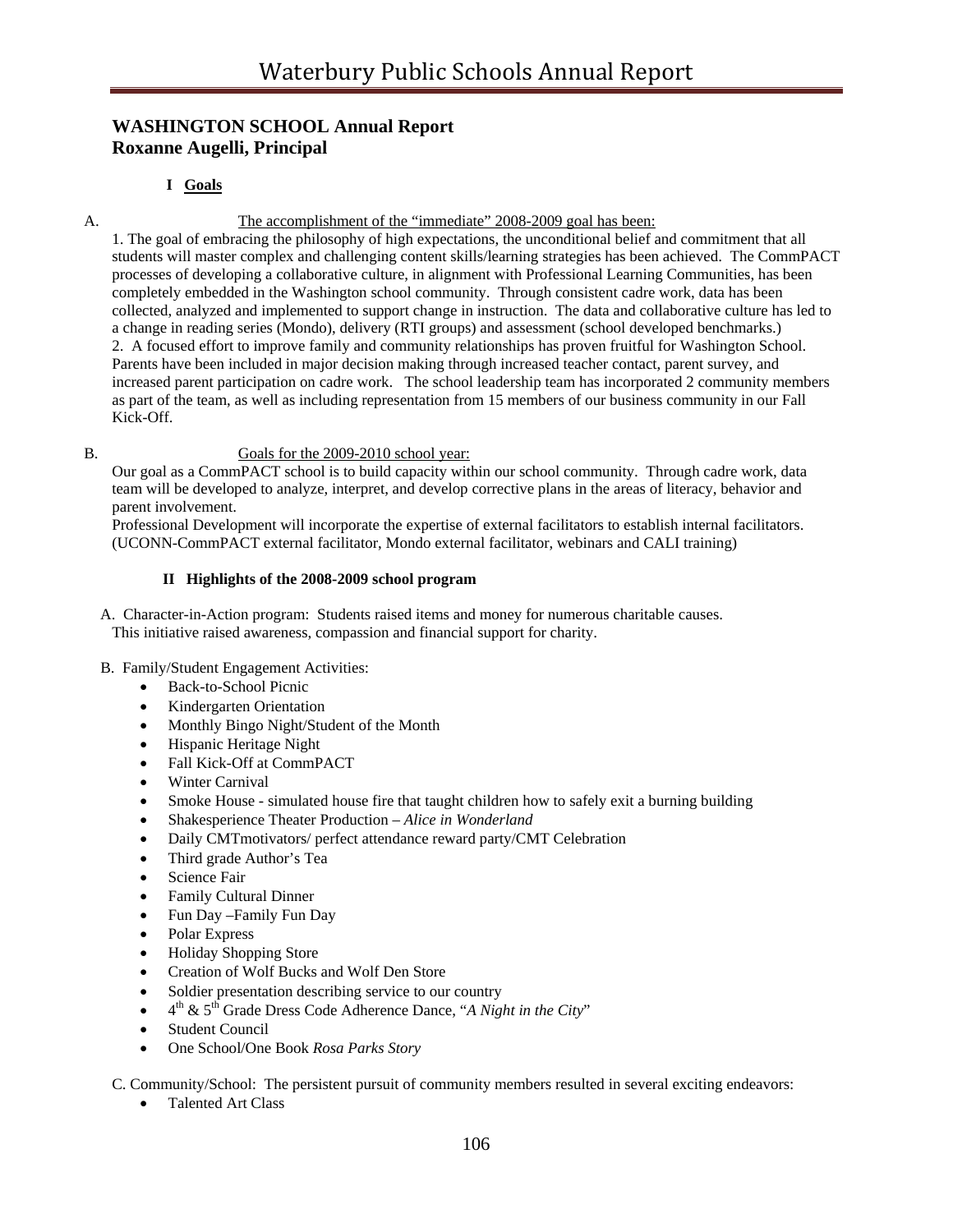## WASHINGTON SCHOOL Annual Report
## Roxanne Augelli, Principal

### I Goals

A. The accomplishment of the "immediate" 2008-2009 goal has been:

1. The goal of embracing the philosophy of high expectations, the unconditional belief and commitment that all students will master complex and challenging content skills/learning strategies has been achieved. The CommPACT processes of developing a collaborative culture, in alignment with Professional Learning Communities, has been completely embedded in the Washington school community. Through consistent cadre work, data has been collected, analyzed and implemented to support change in instruction. The data and collaborative culture has led to a change in reading series (Mondo), delivery (RTI groups) and assessment (school developed benchmarks.)
2. A focused effort to improve family and community relationships has proven fruitful for Washington School. Parents have been included in major decision making through increased teacher contact, parent survey, and increased parent participation on cadre work. The school leadership team has incorporated 2 community members as part of the team, as well as including representation from 15 members of our business community in our Fall Kick-Off.

B. Goals for the 2009-2010 school year:

Our goal as a CommPACT school is to build capacity within our school community. Through cadre work, data team will be developed to analyze, interpret, and develop corrective plans in the areas of literacy, behavior and parent involvement.

Professional Development will incorporate the expertise of external facilitators to establish internal facilitators. (UCONN-CommPACT external facilitator, Mondo external facilitator, webinars and CALI training)

### II Highlights of the 2008-2009 school program

A. Character-in-Action program: Students raised items and money for numerous charitable causes. This initiative raised awareness, compassion and financial support for charity.

B. Family/Student Engagement Activities:

- Back-to-School Picnic
- Kindergarten Orientation
- Monthly Bingo Night/Student of the Month
- Hispanic Heritage Night
- Fall Kick-Off at CommPACT
- Winter Carnival
- Smoke House - simulated house fire that taught children how to safely exit a burning building
- Shakesperience Theater Production – *Alice in Wonderland*
- Daily CMTmotivators/ perfect attendance reward party/CMT Celebration
- Third grade Author's Tea
- Science Fair
- Family Cultural Dinner
- Fun Day –Family Fun Day
- Polar Express
- Holiday Shopping Store
- Creation of Wolf Bucks and Wolf Den Store
- Soldier presentation describing service to our country
- 4th & 5th Grade Dress Code Adherence Dance, "*A Night in the City*"
- Student Council
- One School/One Book *Rosa Parks Story*

C. Community/School: The persistent pursuit of community members resulted in several exciting endeavors:

- Talented Art Class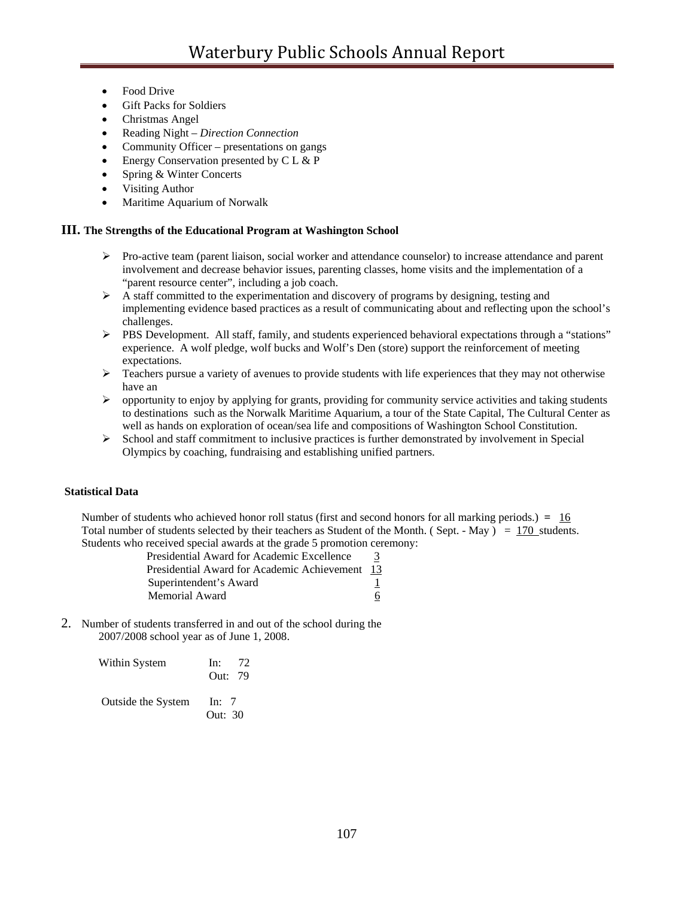- Food Drive
- Gift Packs for Soldiers
- Christmas Angel
- Reading Night – *Direction Connection*
- Community Officer – presentations on gangs
- Energy Conservation presented by C L & P
- Spring & Winter Concerts
- Visiting Author
- Maritime Aquarium of Norwalk

## III. The Strengths of the Educational Program at Washington School

- Pro-active team (parent liaison, social worker and attendance counselor) to increase attendance and parent involvement and decrease behavior issues, parenting classes, home visits and the implementation of a "parent resource center", including a job coach.
- A staff committed to the experimentation and discovery of programs by designing, testing and implementing evidence based practices as a result of communicating about and reflecting upon the school's challenges.
- PBS Development. All staff, family, and students experienced behavioral expectations through a "stations" experience. A wolf pledge, wolf bucks and Wolf's Den (store) support the reinforcement of meeting expectations.
- Teachers pursue a variety of avenues to provide students with life experiences that they may not otherwise have an
- opportunity to enjoy by applying for grants, providing for community service activities and taking students to destinations such as the Norwalk Maritime Aquarium, a tour of the State Capital, The Cultural Center as well as hands on exploration of ocean/sea life and compositions of Washington School Constitution.
- School and staff commitment to inclusive practices is further demonstrated by involvement in Special Olympics by coaching, fundraising and establishing unified partners.

**Statistical Data**

Number of students who achieved honor roll status (first and second honors for all marking periods.) = 16
Total number of students selected by their teachers as Student of the Month. ( Sept. - May ) = 170 students.
Students who received special awards at the grade 5 promotion ceremony:

| | |
|---|---|
| Presidential Award for Academic Excellence | 3 |
| Presidential Award for Academic Achievement | 13 |
| Superintendent's Award | 1 |
| Memorial Award | 6 |

2. Number of students transferred in and out of the school during the 2007/2008 school year as of June 1, 2008.

| | |
|---|---|
| Within System | In: 72 |
| | Out: 79 |
| Outside the System | In: 7 |
| | Out: 30 |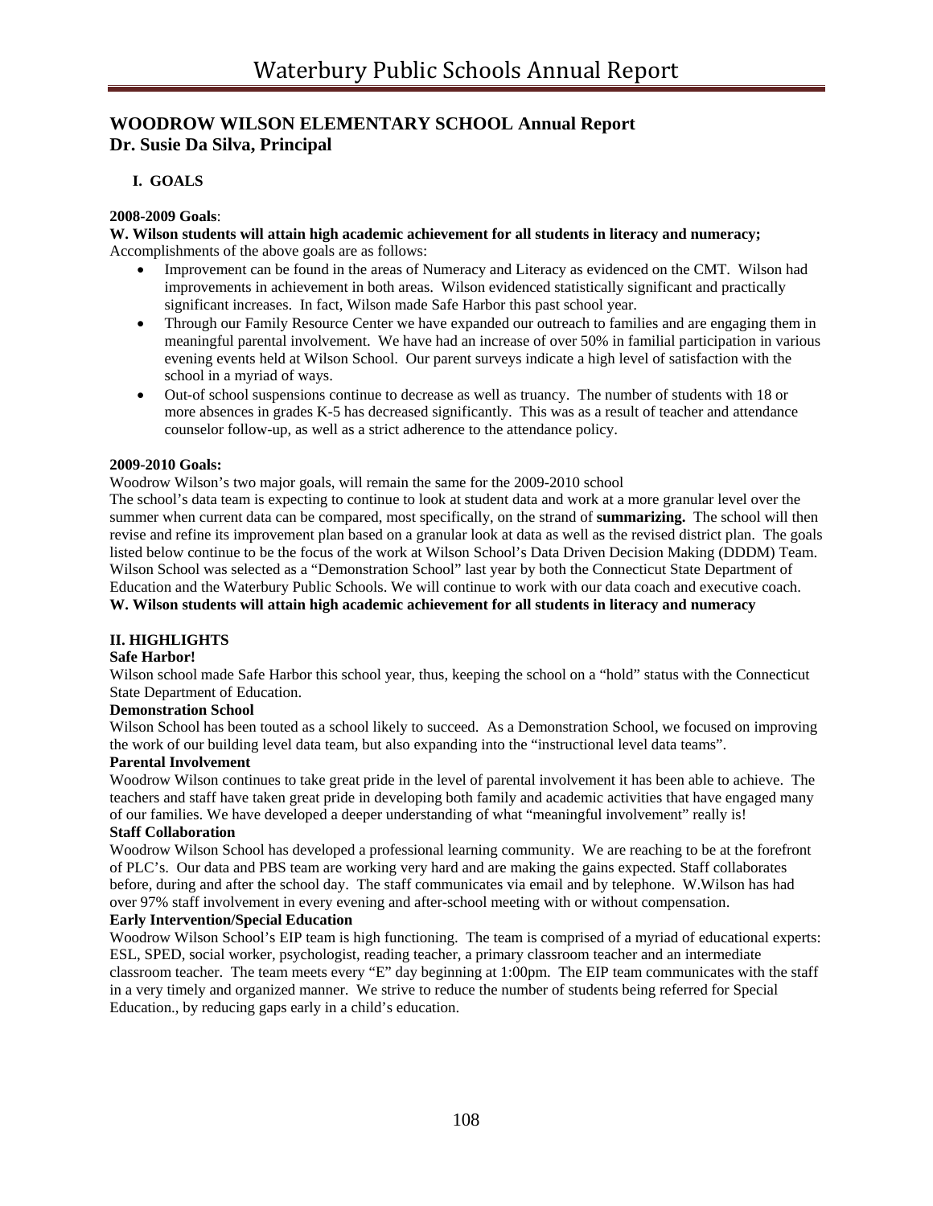## WOODROW WILSON ELEMENTARY SCHOOL Annual Report
## Dr. Susie Da Silva, Principal

### I. GOALS

**2008-2009 Goals**:

**W. Wilson students will attain high academic achievement for all students in literacy and numeracy;**
Accomplishments of the above goals are as follows:

- Improvement can be found in the areas of Numeracy and Literacy as evidenced on the CMT. Wilson had improvements in achievement in both areas. Wilson evidenced statistically significant and practically significant increases. In fact, Wilson made Safe Harbor this past school year.
- Through our Family Resource Center we have expanded our outreach to families and are engaging them in meaningful parental involvement. We have had an increase of over 50% in familial participation in various evening events held at Wilson School. Our parent surveys indicate a high level of satisfaction with the school in a myriad of ways.
- Out-of school suspensions continue to decrease as well as truancy. The number of students with 18 or more absences in grades K-5 has decreased significantly. This was as a result of teacher and attendance counselor follow-up, as well as a strict adherence to the attendance policy.

**2009-2010 Goals:**

Woodrow Wilson's two major goals, will remain the same for the 2009-2010 school
The school's data team is expecting to continue to look at student data and work at a more granular level over the summer when current data can be compared, most specifically, on the strand of **summarizing.** The school will then revise and refine its improvement plan based on a granular look at data as well as the revised district plan. The goals listed below continue to be the focus of the work at Wilson School's Data Driven Decision Making (DDDM) Team. Wilson School was selected as a "Demonstration School" last year by both the Connecticut State Department of Education and the Waterbury Public Schools. We will continue to work with our data coach and executive coach.
**W. Wilson students will attain high academic achievement for all students in literacy and numeracy**

### II. HIGHLIGHTS

**Safe Harbor!**
Wilson school made Safe Harbor this school year, thus, keeping the school on a "hold" status with the Connecticut State Department of Education.

**Demonstration School**
Wilson School has been touted as a school likely to succeed. As a Demonstration School, we focused on improving the work of our building level data team, but also expanding into the "instructional level data teams".

**Parental Involvement**
Woodrow Wilson continues to take great pride in the level of parental involvement it has been able to achieve. The teachers and staff have taken great pride in developing both family and academic activities that have engaged many of our families. We have developed a deeper understanding of what "meaningful involvement" really is!

**Staff Collaboration**
Woodrow Wilson School has developed a professional learning community. We are reaching to be at the forefront of PLC's. Our data and PBS team are working very hard and are making the gains expected. Staff collaborates before, during and after the school day. The staff communicates via email and by telephone. W.Wilson has had over 97% staff involvement in every evening and after-school meeting with or without compensation.

**Early Intervention/Special Education**
Woodrow Wilson School's EIP team is high functioning. The team is comprised of a myriad of educational experts: ESL, SPED, social worker, psychologist, reading teacher, a primary classroom teacher and an intermediate classroom teacher. The team meets every "E" day beginning at 1:00pm. The EIP team communicates with the staff in a very timely and organized manner. We strive to reduce the number of students being referred for Special Education., by reducing gaps early in a child's education.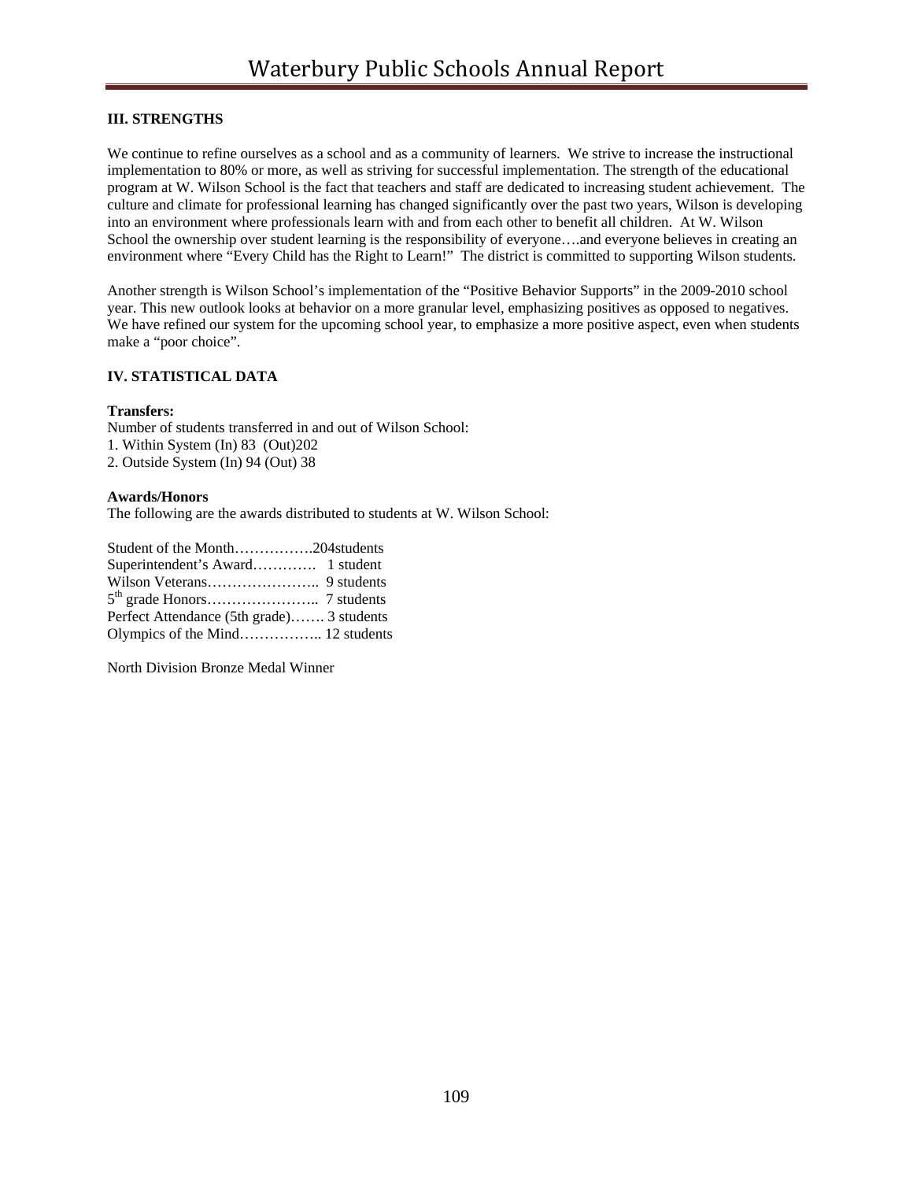## III. STRENGTHS

We continue to refine ourselves as a school and as a community of learners. We strive to increase the instructional implementation to 80% or more, as well as striving for successful implementation. The strength of the educational program at W. Wilson School is the fact that teachers and staff are dedicated to increasing student achievement. The culture and climate for professional learning has changed significantly over the past two years, Wilson is developing into an environment where professionals learn with and from each other to benefit all children. At W. Wilson School the ownership over student learning is the responsibility of everyone….and everyone believes in creating an environment where "Every Child has the Right to Learn!" The district is committed to supporting Wilson students.

Another strength is Wilson School's implementation of the "Positive Behavior Supports" in the 2009-2010 school year. This new outlook looks at behavior on a more granular level, emphasizing positives as opposed to negatives. We have refined our system for the upcoming school year, to emphasize a more positive aspect, even when students make a "poor choice".

## IV. STATISTICAL DATA

**Transfers:**

Number of students transferred in and out of Wilson School:

1. Within System (In) 83 (Out)202
2. Outside System (In) 94 (Out) 38

**Awards/Honors**

The following are the awards distributed to students at W. Wilson School:

Student of the Month…………….204students
Superintendent's Award…………. 1 student
Wilson Veterans………………….. 9 students
5th grade Honors………………….. 7 students
Perfect Attendance (5th grade)……. 3 students
Olympics of the Mind…………….. 12 students

North Division Bronze Medal Winner